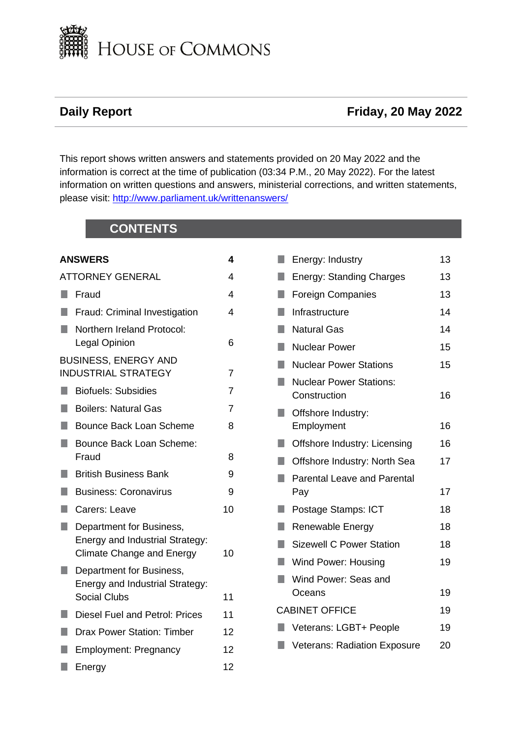# HOUSE OF COMMONS

## Daily Report

**Friday, 20 May 2022**

This report shows written answers and statements provided on 20 May 2022 and the information is correct at the time of publication (03:34 P.M., 20 May 2022). For the latest information on written questions and answers, ministerial corrections, and written statements, please visit: [http://www.parliament.uk/writtenanswers/](http://www.parliament.uk/writtenanswers/)

## CONTENTS

| | |
|---|---|
| **ANSWERS** | **4** |
| ATTORNEY GENERAL | 4 |
| Fraud | 4 |
| Fraud: Criminal Investigation | 4 |
| Northern Ireland Protocol: Legal Opinion | 6 |
| BUSINESS, ENERGY AND INDUSTRIAL STRATEGY | 7 |
| Biofuels: Subsidies | 7 |
| Boilers: Natural Gas | 7 |
| Bounce Back Loan Scheme | 8 |
| Bounce Back Loan Scheme: Fraud | 8 |
| British Business Bank | 9 |
| Business: Coronavirus | 9 |
| Carers: Leave | 10 |
| Department for Business, Energy and Industrial Strategy: Climate Change and Energy | 10 |
| Department for Business, Energy and Industrial Strategy: Social Clubs | 11 |
| Diesel Fuel and Petrol: Prices | 11 |
| Drax Power Station: Timber | 12 |
| Employment: Pregnancy | 12 |
| Energy | 12 |
| Energy: Industry | 13 |
| Energy: Standing Charges | 13 |
| Foreign Companies | 13 |
| Infrastructure | 14 |
| Natural Gas | 14 |
| Nuclear Power | 15 |
| Nuclear Power Stations | 15 |
| Nuclear Power Stations: Construction | 16 |
| Offshore Industry: Employment | 16 |
| Offshore Industry: Licensing | 16 |
| Offshore Industry: North Sea | 17 |
| Parental Leave and Parental Pay | 17 |
| Postage Stamps: ICT | 18 |
| Renewable Energy | 18 |
| Sizewell C Power Station | 18 |
| Wind Power: Housing | 19 |
| Wind Power: Seas and Oceans | 19 |
| CABINET OFFICE | 19 |
| Veterans: LGBT+ People | 19 |
| Veterans: Radiation Exposure | 20 |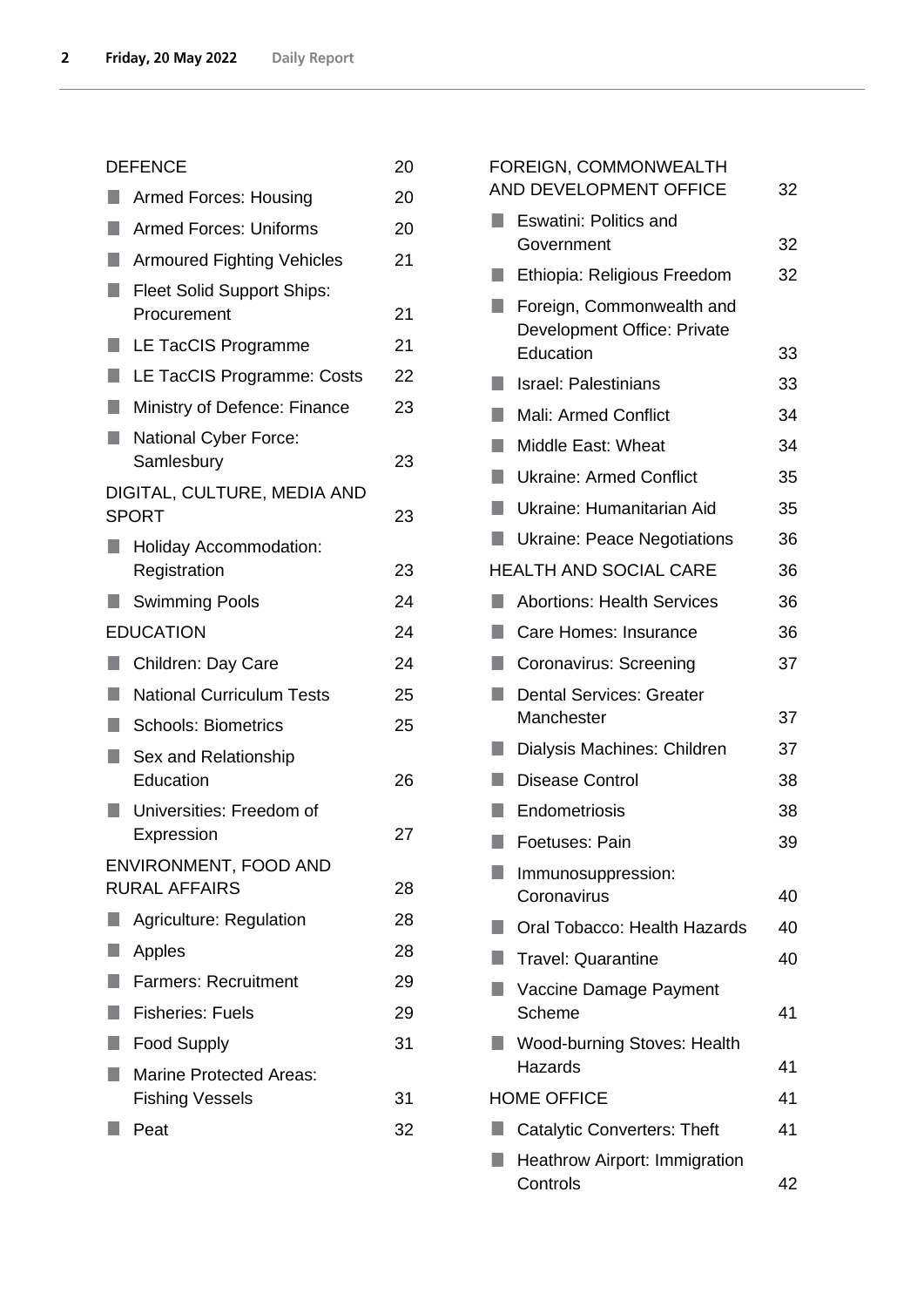| DEFENCE | 20 |
|---|---|
| Armed Forces: Housing | 20 |
| Armed Forces: Uniforms | 20 |
| Armoured Fighting Vehicles | 21 |
| Fleet Solid Support Ships: Procurement | 21 |
| LE TacCIS Programme | 21 |
| LE TacCIS Programme: Costs | 22 |
| Ministry of Defence: Finance | 23 |
| National Cyber Force: Samlesbury | 23 |
| DIGITAL, CULTURE, MEDIA AND SPORT | 23 |
| Holiday Accommodation: Registration | 23 |
| Swimming Pools | 24 |
| EDUCATION | 24 |
| Children: Day Care | 24 |
| National Curriculum Tests | 25 |
| Schools: Biometrics | 25 |
| Sex and Relationship Education | 26 |
| Universities: Freedom of Expression | 27 |
| ENVIRONMENT, FOOD AND RURAL AFFAIRS | 28 |
| Agriculture: Regulation | 28 |
| Apples | 28 |
| Farmers: Recruitment | 29 |
| Fisheries: Fuels | 29 |
| Food Supply | 31 |
| Marine Protected Areas: Fishing Vessels | 31 |
| Peat | 32 |
| FOREIGN, COMMONWEALTH AND DEVELOPMENT OFFICE | 32 |
| Eswatini: Politics and Government | 32 |
| Ethiopia: Religious Freedom | 32 |
| Foreign, Commonwealth and Development Office: Private Education | 33 |
| Israel: Palestinians | 33 |
| Mali: Armed Conflict | 34 |
| Middle East: Wheat | 34 |
| Ukraine: Armed Conflict | 35 |
| Ukraine: Humanitarian Aid | 35 |
| Ukraine: Peace Negotiations | 36 |
| HEALTH AND SOCIAL CARE | 36 |
| Abortions: Health Services | 36 |
| Care Homes: Insurance | 36 |
| Coronavirus: Screening | 37 |
| Dental Services: Greater Manchester | 37 |
| Dialysis Machines: Children | 37 |
| Disease Control | 38 |
| Endometriosis | 38 |
| Foetuses: Pain | 39 |
| Immunosuppression: Coronavirus | 40 |
| Oral Tobacco: Health Hazards | 40 |
| Travel: Quarantine | 40 |
| Vaccine Damage Payment Scheme | 41 |
| Wood-burning Stoves: Health Hazards | 41 |
| HOME OFFICE | 41 |
| Catalytic Converters: Theft | 41 |
| Heathrow Airport: Immigration Controls | 42 |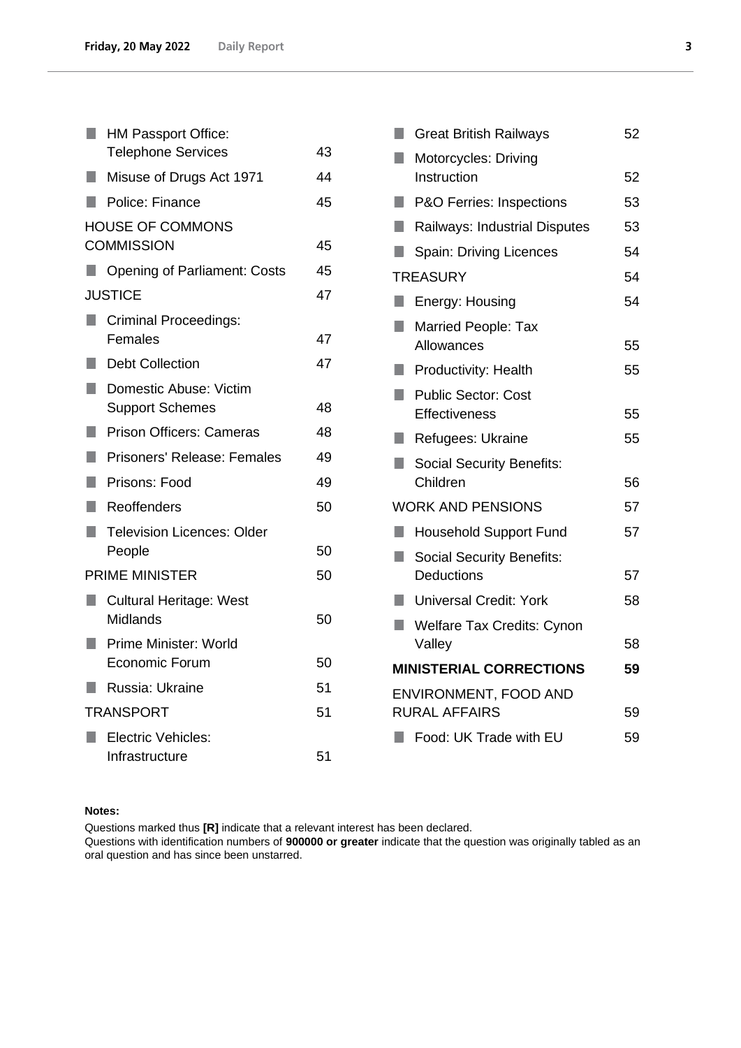- HM Passport Office: Telephone Services 43
- Misuse of Drugs Act 1971 44
- Police: Finance 45

HOUSE OF COMMONS COMMISSION 45

- Opening of Parliament: Costs 45

JUSTICE 47

- Criminal Proceedings: Females 47
- Debt Collection 47
- Domestic Abuse: Victim Support Schemes 48
- Prison Officers: Cameras 48
- Prisoners' Release: Females 49
- Prisons: Food 49
- Reoffenders 50
- Television Licences: Older People 50

PRIME MINISTER 50

- Cultural Heritage: West Midlands 50
- Prime Minister: World Economic Forum 50
- Russia: Ukraine 51

TRANSPORT 51

- Electric Vehicles: Infrastructure 51
- Great British Railways 52
- Motorcycles: Driving Instruction 52
- P&O Ferries: Inspections 53
- Railways: Industrial Disputes 53
- Spain: Driving Licences 54

TREASURY 54

- Energy: Housing 54
- Married People: Tax Allowances 55
- Productivity: Health 55
- Public Sector: Cost Effectiveness 55
- Refugees: Ukraine 55
- Social Security Benefits: Children 56

WORK AND PENSIONS 57

- Household Support Fund 57
- Social Security Benefits: Deductions 57
- Universal Credit: York 58
- Welfare Tax Credits: Cynon Valley 58

**MINISTERIAL CORRECTIONS 59**

ENVIRONMENT, FOOD AND RURAL AFFAIRS 59

- Food: UK Trade with EU 59

**Notes:**

Questions marked thus **[R]** indicate that a relevant interest has been declared.

Questions with identification numbers of **900000 or greater** indicate that the question was originally tabled as an oral question and has since been unstarred.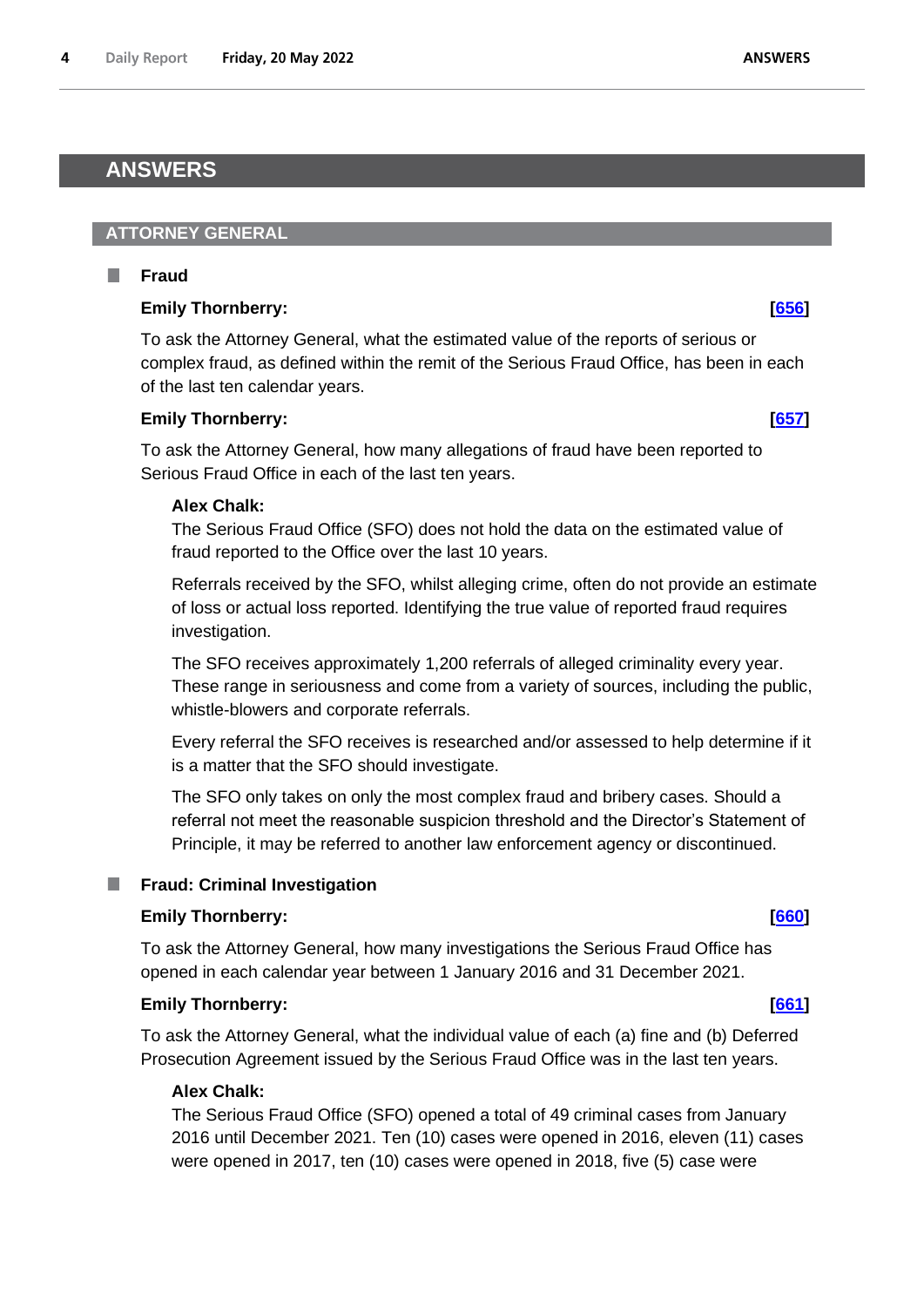# ANSWERS

## ATTORNEY GENERAL

### Fraud

**Emily Thornberry:** **[656]**

To ask the Attorney General, what the estimated value of the reports of serious or complex fraud, as defined within the remit of the Serious Fraud Office, has been in each of the last ten calendar years.

**Emily Thornberry:** **[657]**

To ask the Attorney General, how many allegations of fraud have been reported to Serious Fraud Office in each of the last ten years.

**Alex Chalk:**

The Serious Fraud Office (SFO) does not hold the data on the estimated value of fraud reported to the Office over the last 10 years.

Referrals received by the SFO, whilst alleging crime, often do not provide an estimate of loss or actual loss reported. Identifying the true value of reported fraud requires investigation.

The SFO receives approximately 1,200 referrals of alleged criminality every year. These range in seriousness and come from a variety of sources, including the public, whistle-blowers and corporate referrals.

Every referral the SFO receives is researched and/or assessed to help determine if it is a matter that the SFO should investigate.

The SFO only takes on only the most complex fraud and bribery cases. Should a referral not meet the reasonable suspicion threshold and the Director's Statement of Principle, it may be referred to another law enforcement agency or discontinued.

### Fraud: Criminal Investigation

**Emily Thornberry:** **[660]**

To ask the Attorney General, how many investigations the Serious Fraud Office has opened in each calendar year between 1 January 2016 and 31 December 2021.

**Emily Thornberry:** **[661]**

To ask the Attorney General, what the individual value of each (a) fine and (b) Deferred Prosecution Agreement issued by the Serious Fraud Office was in the last ten years.

**Alex Chalk:**

The Serious Fraud Office (SFO) opened a total of 49 criminal cases from January 2016 until December 2021. Ten (10) cases were opened in 2016, eleven (11) cases were opened in 2017, ten (10) cases were opened in 2018, five (5) case were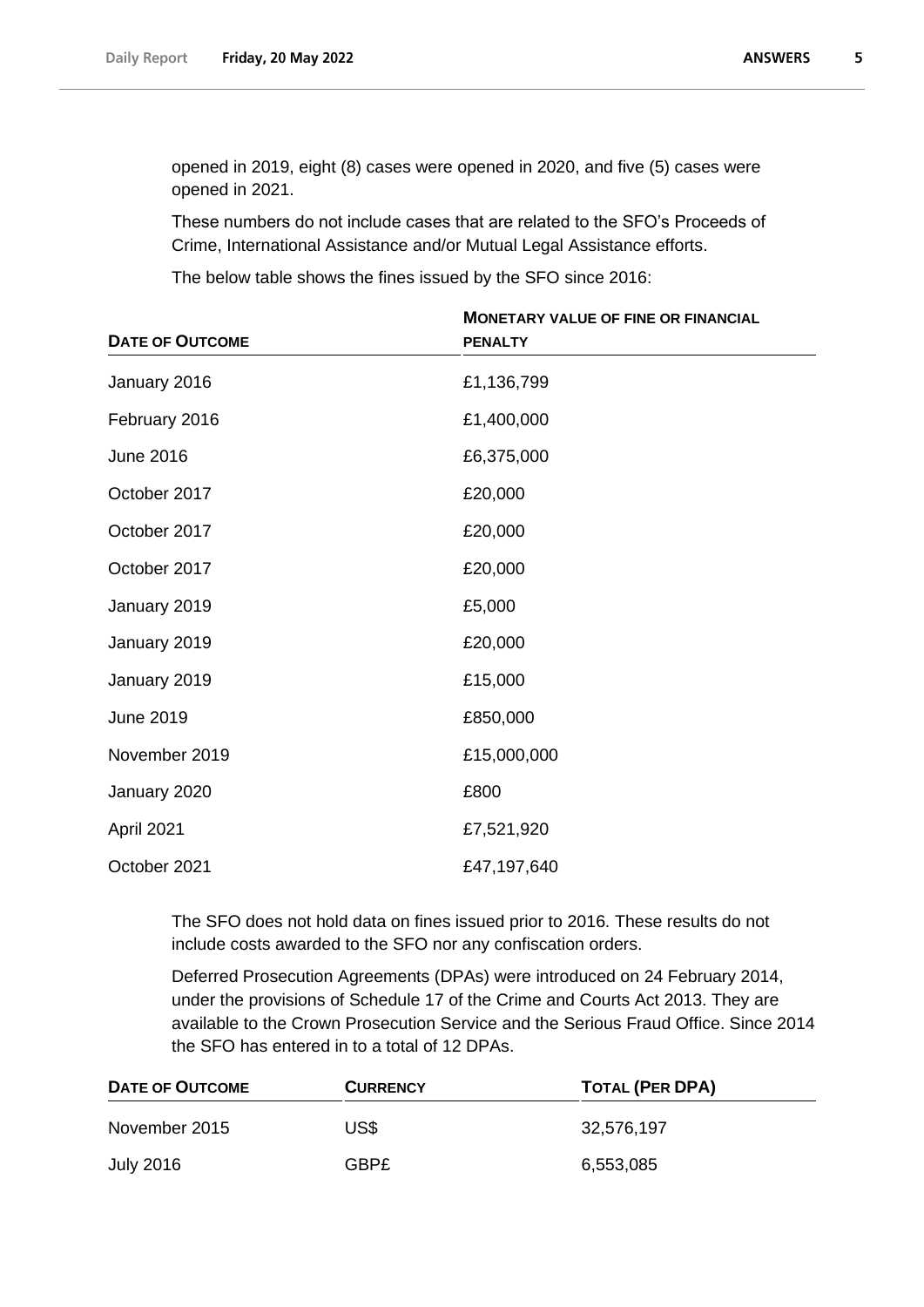opened in 2019, eight (8) cases were opened in 2020, and five (5) cases were opened in 2021.

These numbers do not include cases that are related to the SFO's Proceeds of Crime, International Assistance and/or Mutual Legal Assistance efforts.

The below table shows the fines issued by the SFO since 2016:

| Date of Outcome | Monetary value of fine or financial penalty |
|---|---|
| January 2016 | £1,136,799 |
| February 2016 | £1,400,000 |
| June 2016 | £6,375,000 |
| October 2017 | £20,000 |
| October 2017 | £20,000 |
| October 2017 | £20,000 |
| January 2019 | £5,000 |
| January 2019 | £20,000 |
| January 2019 | £15,000 |
| June 2019 | £850,000 |
| November 2019 | £15,000,000 |
| January 2020 | £800 |
| April 2021 | £7,521,920 |
| October 2021 | £47,197,640 |

The SFO does not hold data on fines issued prior to 2016. These results do not include costs awarded to the SFO nor any confiscation orders.

Deferred Prosecution Agreements (DPAs) were introduced on 24 February 2014, under the provisions of Schedule 17 of the Crime and Courts Act 2013. They are available to the Crown Prosecution Service and the Serious Fraud Office. Since 2014 the SFO has entered in to a total of 12 DPAs.

| Date of Outcome | Currency | Total (per DPA) |
|---|---|---|
| November 2015 | US$ | 32,576,197 |
| July 2016 | GBP£ | 6,553,085 |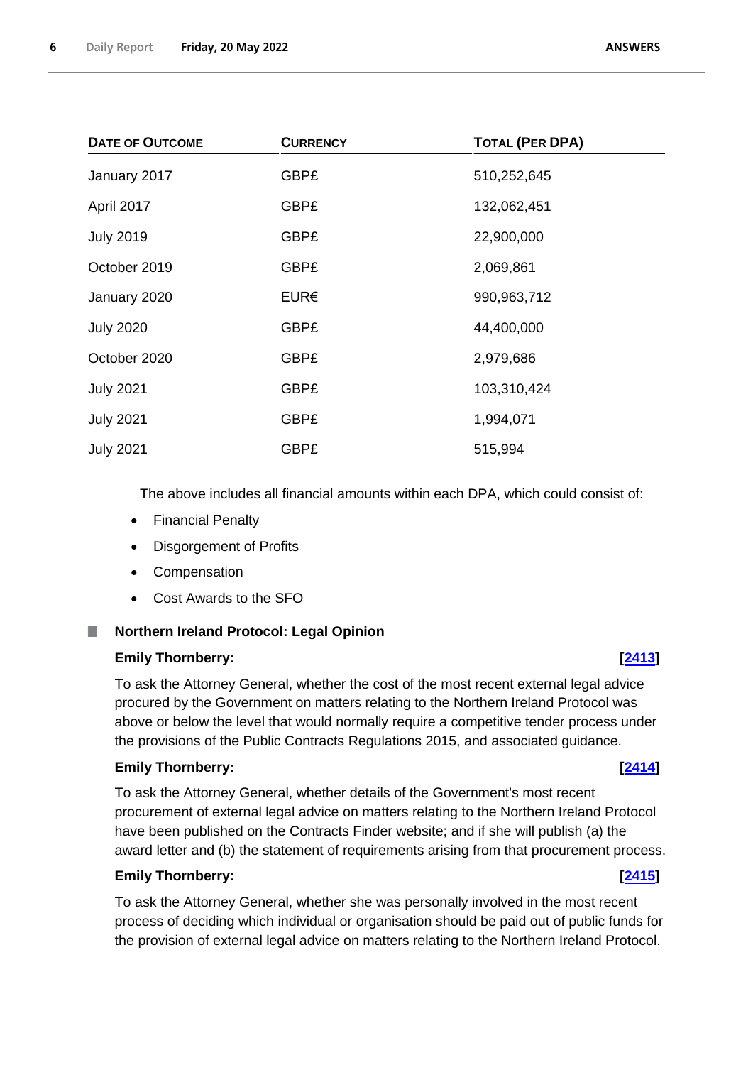| Date of Outcome | Currency | Total (Per DPA) |
| --- | --- | --- |
| January 2017 | GBP£ | 510,252,645 |
| April 2017 | GBP£ | 132,062,451 |
| July 2019 | GBP£ | 22,900,000 |
| October 2019 | GBP£ | 2,069,861 |
| January 2020 | EUR€ | 990,963,712 |
| July 2020 | GBP£ | 44,400,000 |
| October 2020 | GBP£ | 2,979,686 |
| July 2021 | GBP£ | 103,310,424 |
| July 2021 | GBP£ | 1,994,071 |
| July 2021 | GBP£ | 515,994 |

The above includes all financial amounts within each DPA, which could consist of:

- Financial Penalty
- Disgorgement of Profits
- Compensation
- Cost Awards to the SFO

## Northern Ireland Protocol: Legal Opinion

**Emily Thornberry:** **[2413]**

To ask the Attorney General, whether the cost of the most recent external legal advice procured by the Government on matters relating to the Northern Ireland Protocol was above or below the level that would normally require a competitive tender process under the provisions of the Public Contracts Regulations 2015, and associated guidance.

**Emily Thornberry:** **[2414]**

To ask the Attorney General, whether details of the Government's most recent procurement of external legal advice on matters relating to the Northern Ireland Protocol have been published on the Contracts Finder website; and if she will publish (a) the award letter and (b) the statement of requirements arising from that procurement process.

**Emily Thornberry:** **[2415]**

To ask the Attorney General, whether she was personally involved in the most recent process of deciding which individual or organisation should be paid out of public funds for the provision of external legal advice on matters relating to the Northern Ireland Protocol.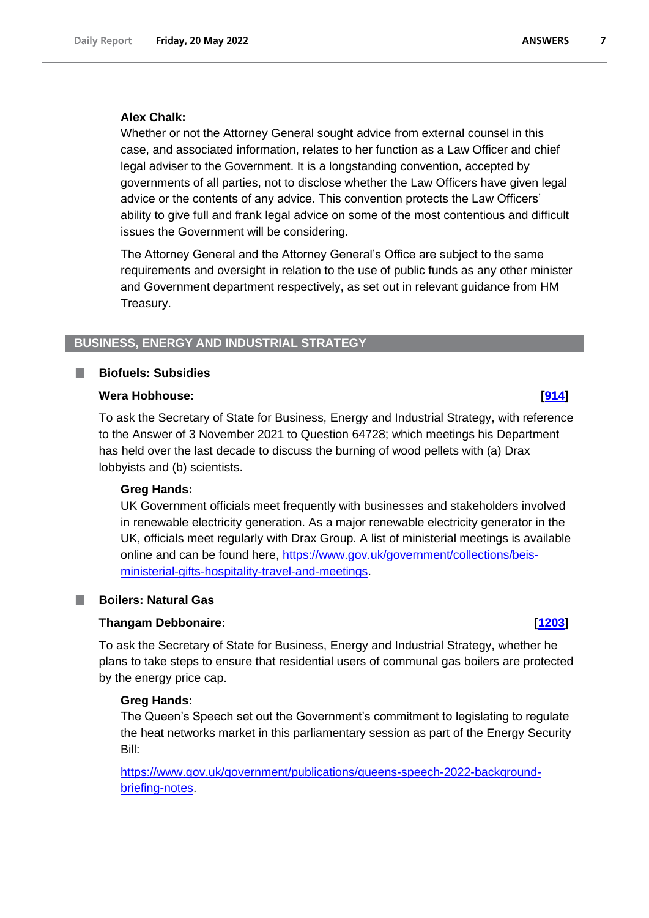**Alex Chalk:**

Whether or not the Attorney General sought advice from external counsel in this case, and associated information, relates to her function as a Law Officer and chief legal adviser to the Government. It is a longstanding convention, accepted by governments of all parties, not to disclose whether the Law Officers have given legal advice or the contents of any advice. This convention protects the Law Officers' ability to give full and frank legal advice on some of the most contentious and difficult issues the Government will be considering.

The Attorney General and the Attorney General's Office are subject to the same requirements and oversight in relation to the use of public funds as any other minister and Government department respectively, as set out in relevant guidance from HM Treasury.

## BUSINESS, ENERGY AND INDUSTRIAL STRATEGY

### Biofuels: Subsidies

**Wera Hobhouse:** **[914]**

To ask the Secretary of State for Business, Energy and Industrial Strategy, with reference to the Answer of 3 November 2021 to Question 64728; which meetings his Department has held over the last decade to discuss the burning of wood pellets with (a) Drax lobbyists and (b) scientists.

**Greg Hands:**

UK Government officials meet frequently with businesses and stakeholders involved in renewable electricity generation. As a major renewable electricity generator in the UK, officials meet regularly with Drax Group. A list of ministerial meetings is available online and can be found here, https://www.gov.uk/government/collections/beis-ministerial-gifts-hospitality-travel-and-meetings.

### Boilers: Natural Gas

**Thangam Debbonaire:** **[1203]**

To ask the Secretary of State for Business, Energy and Industrial Strategy, whether he plans to take steps to ensure that residential users of communal gas boilers are protected by the energy price cap.

**Greg Hands:**

The Queen's Speech set out the Government's commitment to legislating to regulate the heat networks market in this parliamentary session as part of the Energy Security Bill:

https://www.gov.uk/government/publications/queens-speech-2022-background-briefing-notes.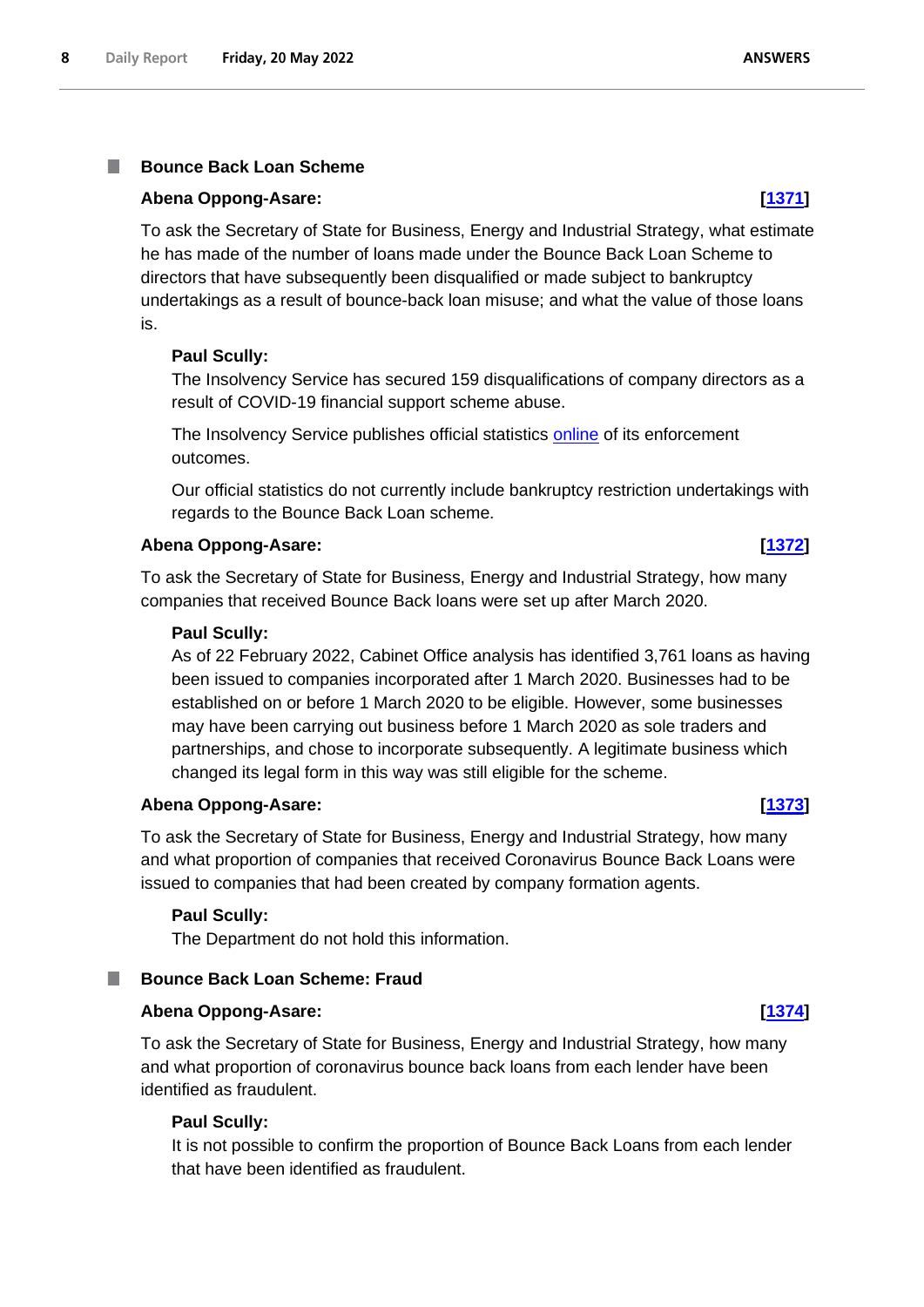## Bounce Back Loan Scheme

**Abena Oppong-Asare:** **[1371]**

To ask the Secretary of State for Business, Energy and Industrial Strategy, what estimate he has made of the number of loans made under the Bounce Back Loan Scheme to directors that have subsequently been disqualified or made subject to bankruptcy undertakings as a result of bounce-back loan misuse; and what the value of those loans is.

**Paul Scully:**

The Insolvency Service has secured 159 disqualifications of company directors as a result of COVID-19 financial support scheme abuse.

The Insolvency Service publishes official statistics online of its enforcement outcomes.

Our official statistics do not currently include bankruptcy restriction undertakings with regards to the Bounce Back Loan scheme.

**Abena Oppong-Asare:** **[1372]**

To ask the Secretary of State for Business, Energy and Industrial Strategy, how many companies that received Bounce Back loans were set up after March 2020.

**Paul Scully:**

As of 22 February 2022, Cabinet Office analysis has identified 3,761 loans as having been issued to companies incorporated after 1 March 2020. Businesses had to be established on or before 1 March 2020 to be eligible. However, some businesses may have been carrying out business before 1 March 2020 as sole traders and partnerships, and chose to incorporate subsequently. A legitimate business which changed its legal form in this way was still eligible for the scheme.

**Abena Oppong-Asare:** **[1373]**

To ask the Secretary of State for Business, Energy and Industrial Strategy, how many and what proportion of companies that received Coronavirus Bounce Back Loans were issued to companies that had been created by company formation agents.

**Paul Scully:**

The Department do not hold this information.

## Bounce Back Loan Scheme: Fraud

**Abena Oppong-Asare:** **[1374]**

To ask the Secretary of State for Business, Energy and Industrial Strategy, how many and what proportion of coronavirus bounce back loans from each lender have been identified as fraudulent.

**Paul Scully:**

It is not possible to confirm the proportion of Bounce Back Loans from each lender that have been identified as fraudulent.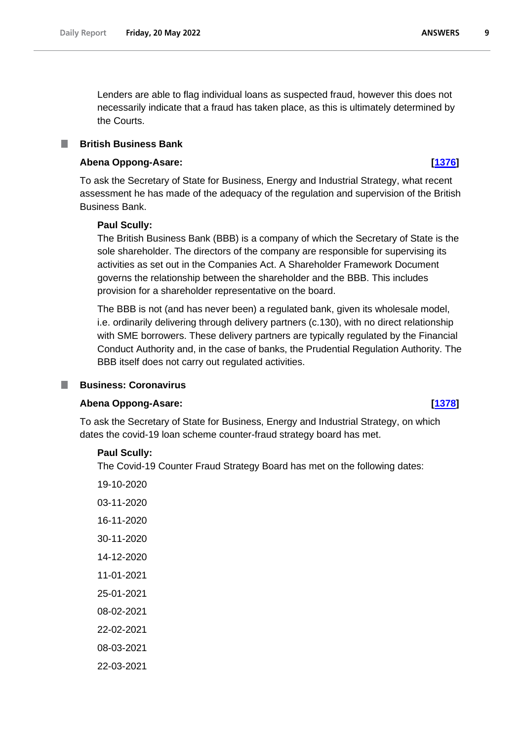Lenders are able to flag individual loans as suspected fraud, however this does not necessarily indicate that a fraud has taken place, as this is ultimately determined by the Courts.

### British Business Bank

**Abena Oppong-Asare:** **[1376]**

To ask the Secretary of State for Business, Energy and Industrial Strategy, what recent assessment he has made of the adequacy of the regulation and supervision of the British Business Bank.

**Paul Scully:**

The British Business Bank (BBB) is a company of which the Secretary of State is the sole shareholder. The directors of the company are responsible for supervising its activities as set out in the Companies Act. A Shareholder Framework Document governs the relationship between the shareholder and the BBB. This includes provision for a shareholder representative on the board.

The BBB is not (and has never been) a regulated bank, given its wholesale model, i.e. ordinarily delivering through delivery partners (c.130), with no direct relationship with SME borrowers. These delivery partners are typically regulated by the Financial Conduct Authority and, in the case of banks, the Prudential Regulation Authority. The BBB itself does not carry out regulated activities.

### Business: Coronavirus

**Abena Oppong-Asare:** **[1378]**

To ask the Secretary of State for Business, Energy and Industrial Strategy, on which dates the covid-19 loan scheme counter-fraud strategy board has met.

**Paul Scully:**

The Covid-19 Counter Fraud Strategy Board has met on the following dates:

19-10-2020

03-11-2020

16-11-2020

30-11-2020

14-12-2020

11-01-2021

25-01-2021

08-02-2021

22-02-2021

08-03-2021

22-03-2021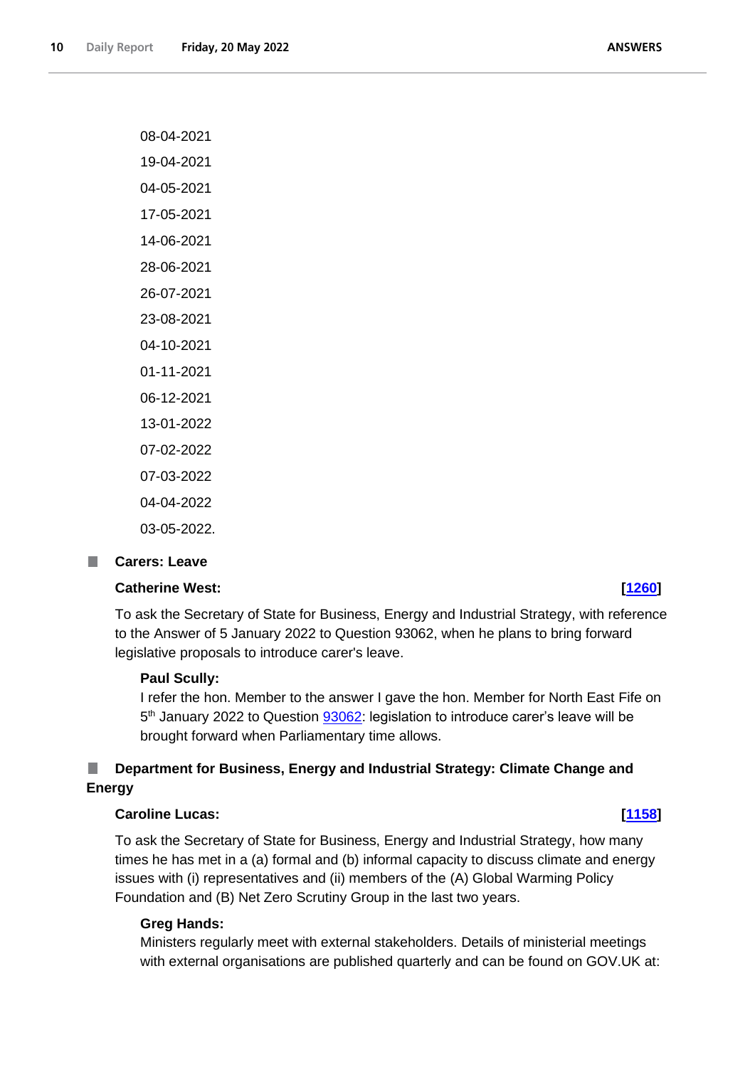08-04-2021

19-04-2021

04-05-2021

17-05-2021

14-06-2021

28-06-2021

26-07-2021

23-08-2021

04-10-2021

01-11-2021

06-12-2021

13-01-2022

07-02-2022

07-03-2022

04-04-2022

03-05-2022.

### Carers: Leave

**Catherine West:** **[1260]**

To ask the Secretary of State for Business, Energy and Industrial Strategy, with reference to the Answer of 5 January 2022 to Question 93062, when he plans to bring forward legislative proposals to introduce carer's leave.

**Paul Scully:**

I refer the hon. Member to the answer I gave the hon. Member for North East Fife on 5th January 2022 to Question 93062: legislation to introduce carer's leave will be brought forward when Parliamentary time allows.

### Department for Business, Energy and Industrial Strategy: Climate Change and Energy

**Caroline Lucas:** **[1158]**

To ask the Secretary of State for Business, Energy and Industrial Strategy, how many times he has met in a (a) formal and (b) informal capacity to discuss climate and energy issues with (i) representatives and (ii) members of the (A) Global Warming Policy Foundation and (B) Net Zero Scrutiny Group in the last two years.

**Greg Hands:**

Ministers regularly meet with external stakeholders. Details of ministerial meetings with external organisations are published quarterly and can be found on GOV.UK at: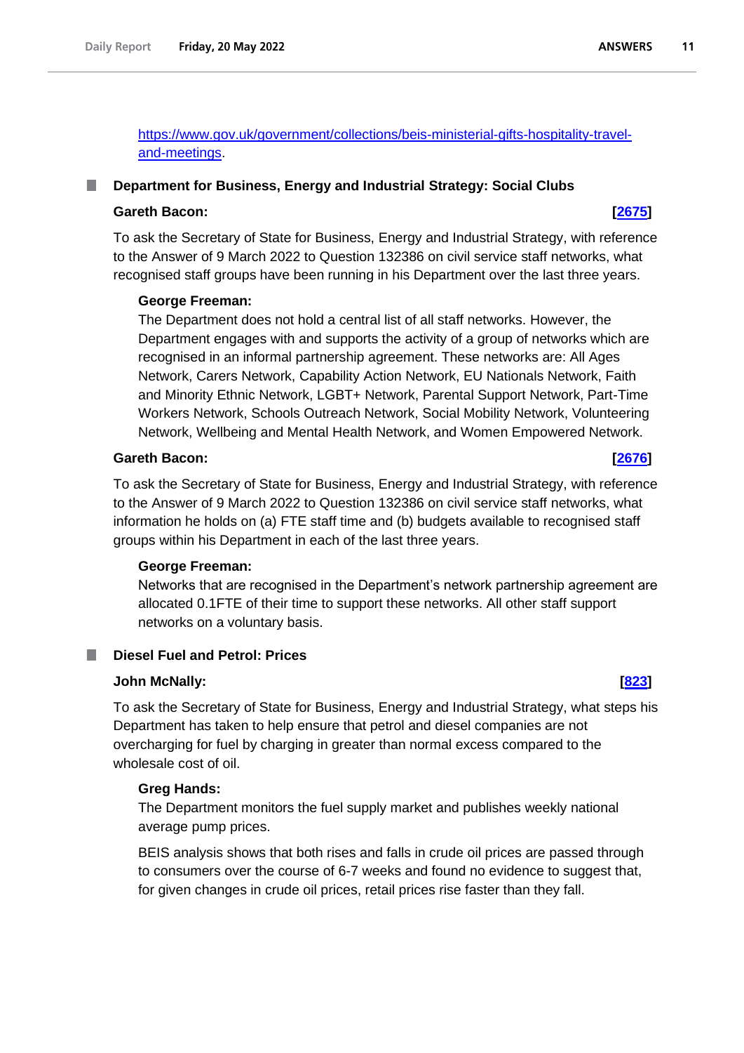https://www.gov.uk/government/collections/beis-ministerial-gifts-hospitality-travel-and-meetings.

## Department for Business, Energy and Industrial Strategy: Social Clubs

**Gareth Bacon:** **[2675]**

To ask the Secretary of State for Business, Energy and Industrial Strategy, with reference to the Answer of 9 March 2022 to Question 132386 on civil service staff networks, what recognised staff groups have been running in his Department over the last three years.

**George Freeman:**

The Department does not hold a central list of all staff networks. However, the Department engages with and supports the activity of a group of networks which are recognised in an informal partnership agreement. These networks are: All Ages Network, Carers Network, Capability Action Network, EU Nationals Network, Faith and Minority Ethnic Network, LGBT+ Network, Parental Support Network, Part-Time Workers Network, Schools Outreach Network, Social Mobility Network, Volunteering Network, Wellbeing and Mental Health Network, and Women Empowered Network.

**Gareth Bacon:** **[2676]**

To ask the Secretary of State for Business, Energy and Industrial Strategy, with reference to the Answer of 9 March 2022 to Question 132386 on civil service staff networks, what information he holds on (a) FTE staff time and (b) budgets available to recognised staff groups within his Department in each of the last three years.

**George Freeman:**

Networks that are recognised in the Department's network partnership agreement are allocated 0.1FTE of their time to support these networks. All other staff support networks on a voluntary basis.

## Diesel Fuel and Petrol: Prices

**John McNally:** **[823]**

To ask the Secretary of State for Business, Energy and Industrial Strategy, what steps his Department has taken to help ensure that petrol and diesel companies are not overcharging for fuel by charging in greater than normal excess compared to the wholesale cost of oil.

**Greg Hands:**

The Department monitors the fuel supply market and publishes weekly national average pump prices.

BEIS analysis shows that both rises and falls in crude oil prices are passed through to consumers over the course of 6-7 weeks and found no evidence to suggest that, for given changes in crude oil prices, retail prices rise faster than they fall.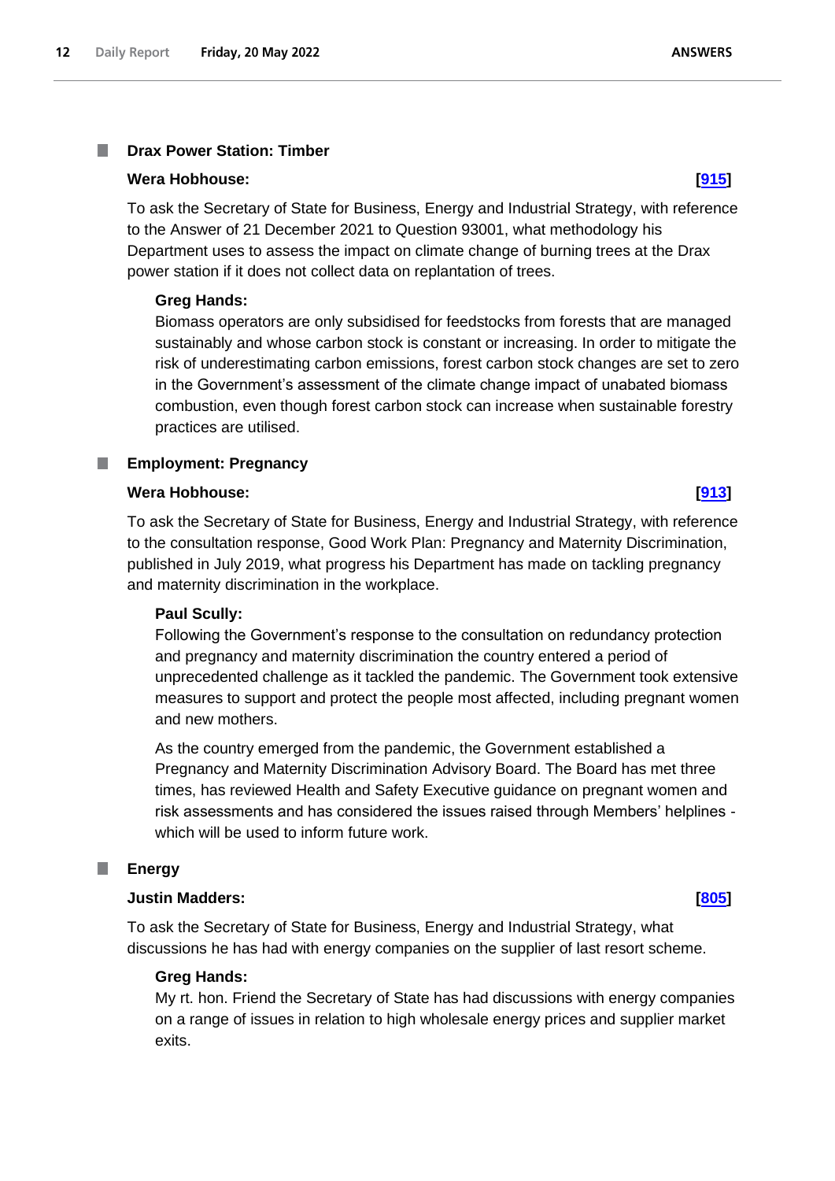## Drax Power Station: Timber

**Wera Hobhouse:** **[915]**

To ask the Secretary of State for Business, Energy and Industrial Strategy, with reference to the Answer of 21 December 2021 to Question 93001, what methodology his Department uses to assess the impact on climate change of burning trees at the Drax power station if it does not collect data on replantation of trees.

**Greg Hands:**

Biomass operators are only subsidised for feedstocks from forests that are managed sustainably and whose carbon stock is constant or increasing. In order to mitigate the risk of underestimating carbon emissions, forest carbon stock changes are set to zero in the Government's assessment of the climate change impact of unabated biomass combustion, even though forest carbon stock can increase when sustainable forestry practices are utilised.

## Employment: Pregnancy

**Wera Hobhouse:** **[913]**

To ask the Secretary of State for Business, Energy and Industrial Strategy, with reference to the consultation response, Good Work Plan: Pregnancy and Maternity Discrimination, published in July 2019, what progress his Department has made on tackling pregnancy and maternity discrimination in the workplace.

**Paul Scully:**

Following the Government's response to the consultation on redundancy protection and pregnancy and maternity discrimination the country entered a period of unprecedented challenge as it tackled the pandemic. The Government took extensive measures to support and protect the people most affected, including pregnant women and new mothers.

As the country emerged from the pandemic, the Government established a Pregnancy and Maternity Discrimination Advisory Board. The Board has met three times, has reviewed Health and Safety Executive guidance on pregnant women and risk assessments and has considered the issues raised through Members' helplines - which will be used to inform future work.

## Energy

**Justin Madders:** **[805]**

To ask the Secretary of State for Business, Energy and Industrial Strategy, what discussions he has had with energy companies on the supplier of last resort scheme.

**Greg Hands:**

My rt. hon. Friend the Secretary of State has had discussions with energy companies on a range of issues in relation to high wholesale energy prices and supplier market exits.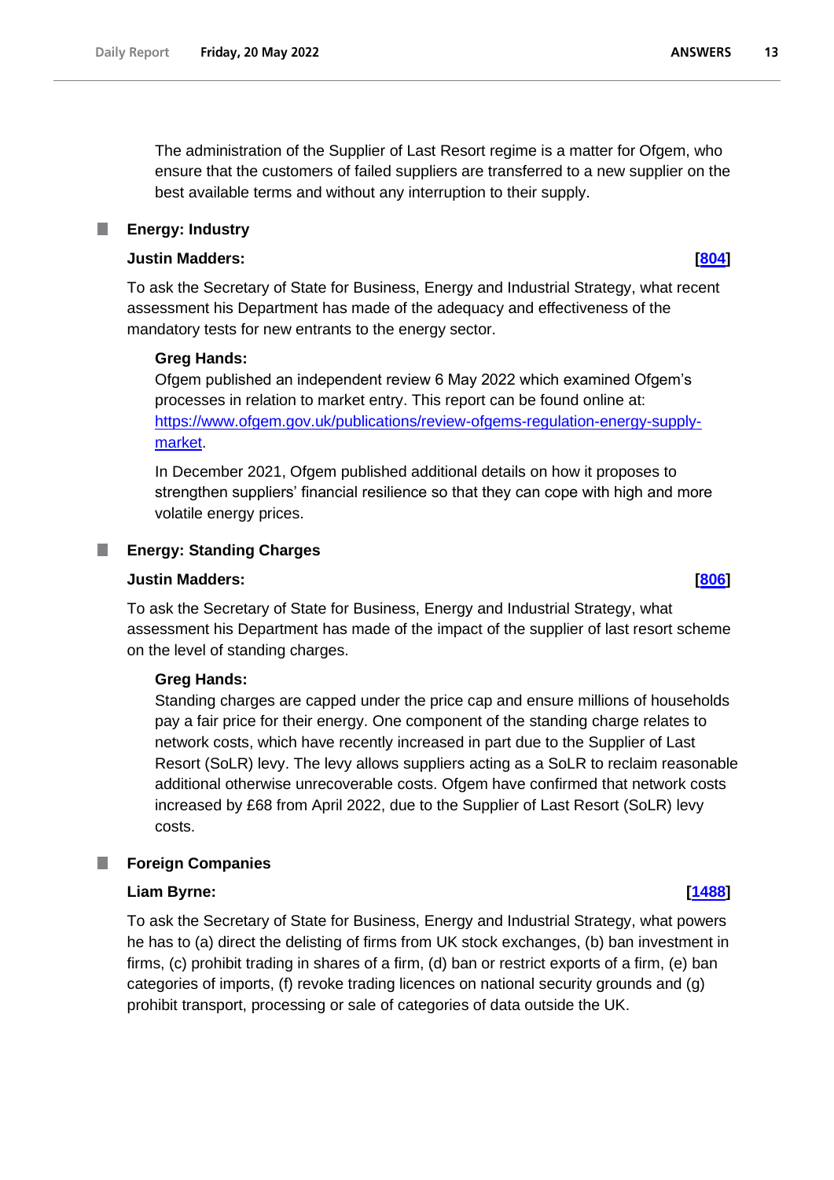The administration of the Supplier of Last Resort regime is a matter for Ofgem, who ensure that the customers of failed suppliers are transferred to a new supplier on the best available terms and without any interruption to their supply.

## Energy: Industry

**Justin Madders:** **[804]**

To ask the Secretary of State for Business, Energy and Industrial Strategy, what recent assessment his Department has made of the adequacy and effectiveness of the mandatory tests for new entrants to the energy sector.

**Greg Hands:**

Ofgem published an independent review 6 May 2022 which examined Ofgem's processes in relation to market entry. This report can be found online at: https://www.ofgem.gov.uk/publications/review-ofgems-regulation-energy-supply-market.

In December 2021, Ofgem published additional details on how it proposes to strengthen suppliers' financial resilience so that they can cope with high and more volatile energy prices.

## Energy: Standing Charges

**Justin Madders:** **[806]**

To ask the Secretary of State for Business, Energy and Industrial Strategy, what assessment his Department has made of the impact of the supplier of last resort scheme on the level of standing charges.

**Greg Hands:**

Standing charges are capped under the price cap and ensure millions of households pay a fair price for their energy. One component of the standing charge relates to network costs, which have recently increased in part due to the Supplier of Last Resort (SoLR) levy. The levy allows suppliers acting as a SoLR to reclaim reasonable additional otherwise unrecoverable costs. Ofgem have confirmed that network costs increased by £68 from April 2022, due to the Supplier of Last Resort (SoLR) levy costs.

## Foreign Companies

**Liam Byrne:** **[1488]**

To ask the Secretary of State for Business, Energy and Industrial Strategy, what powers he has to (a) direct the delisting of firms from UK stock exchanges, (b) ban investment in firms, (c) prohibit trading in shares of a firm, (d) ban or restrict exports of a firm, (e) ban categories of imports, (f) revoke trading licences on national security grounds and (g) prohibit transport, processing or sale of categories of data outside the UK.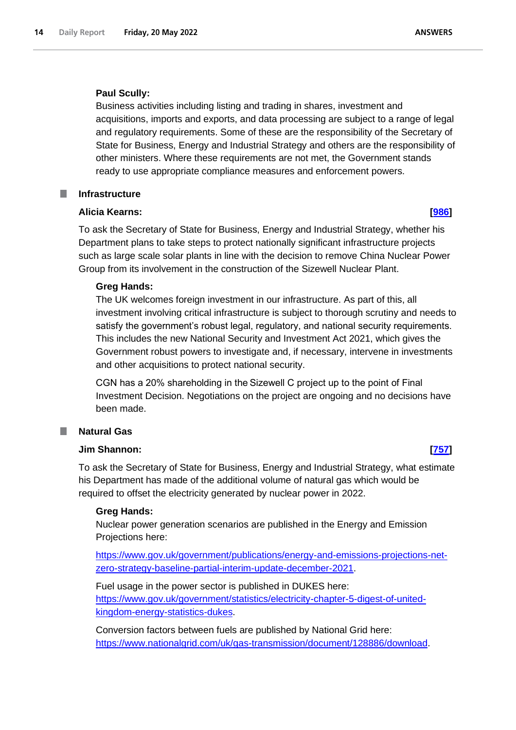**Paul Scully:**

Business activities including listing and trading in shares, investment and acquisitions, imports and exports, and data processing are subject to a range of legal and regulatory requirements. Some of these are the responsibility of the Secretary of State for Business, Energy and Industrial Strategy and others are the responsibility of other ministers. Where these requirements are not met, the Government stands ready to use appropriate compliance measures and enforcement powers.

## Infrastructure

**Alicia Kearns:** **[[986](#)]**

To ask the Secretary of State for Business, Energy and Industrial Strategy, whether his Department plans to take steps to protect nationally significant infrastructure projects such as large scale solar plants in line with the decision to remove China Nuclear Power Group from its involvement in the construction of the Sizewell Nuclear Plant.

**Greg Hands:**

The UK welcomes foreign investment in our infrastructure. As part of this, all investment involving critical infrastructure is subject to thorough scrutiny and needs to satisfy the government's robust legal, regulatory, and national security requirements. This includes the new National Security and Investment Act 2021, which gives the Government robust powers to investigate and, if necessary, intervene in investments and other acquisitions to protect national security.

CGN has a 20% shareholding in the Sizewell C project up to the point of Final Investment Decision. Negotiations on the project are ongoing and no decisions have been made.

## Natural Gas

**Jim Shannon:** **[[757](#)]**

To ask the Secretary of State for Business, Energy and Industrial Strategy, what estimate his Department has made of the additional volume of natural gas which would be required to offset the electricity generated by nuclear power in 2022.

**Greg Hands:**

Nuclear power generation scenarios are published in the Energy and Emission Projections here:

[https://www.gov.uk/government/publications/energy-and-emissions-projections-net-zero-strategy-baseline-partial-interim-update-december-2021](https://www.gov.uk/government/publications/energy-and-emissions-projections-net-zero-strategy-baseline-partial-interim-update-december-2021).

Fuel usage in the power sector is published in DUKES here: [https://www.gov.uk/government/statistics/electricity-chapter-5-digest-of-united-kingdom-energy-statistics-dukes](https://www.gov.uk/government/statistics/electricity-chapter-5-digest-of-united-kingdom-energy-statistics-dukes).

Conversion factors between fuels are published by National Grid here: [https://www.nationalgrid.com/uk/gas-transmission/document/128886/download](https://www.nationalgrid.com/uk/gas-transmission/document/128886/download).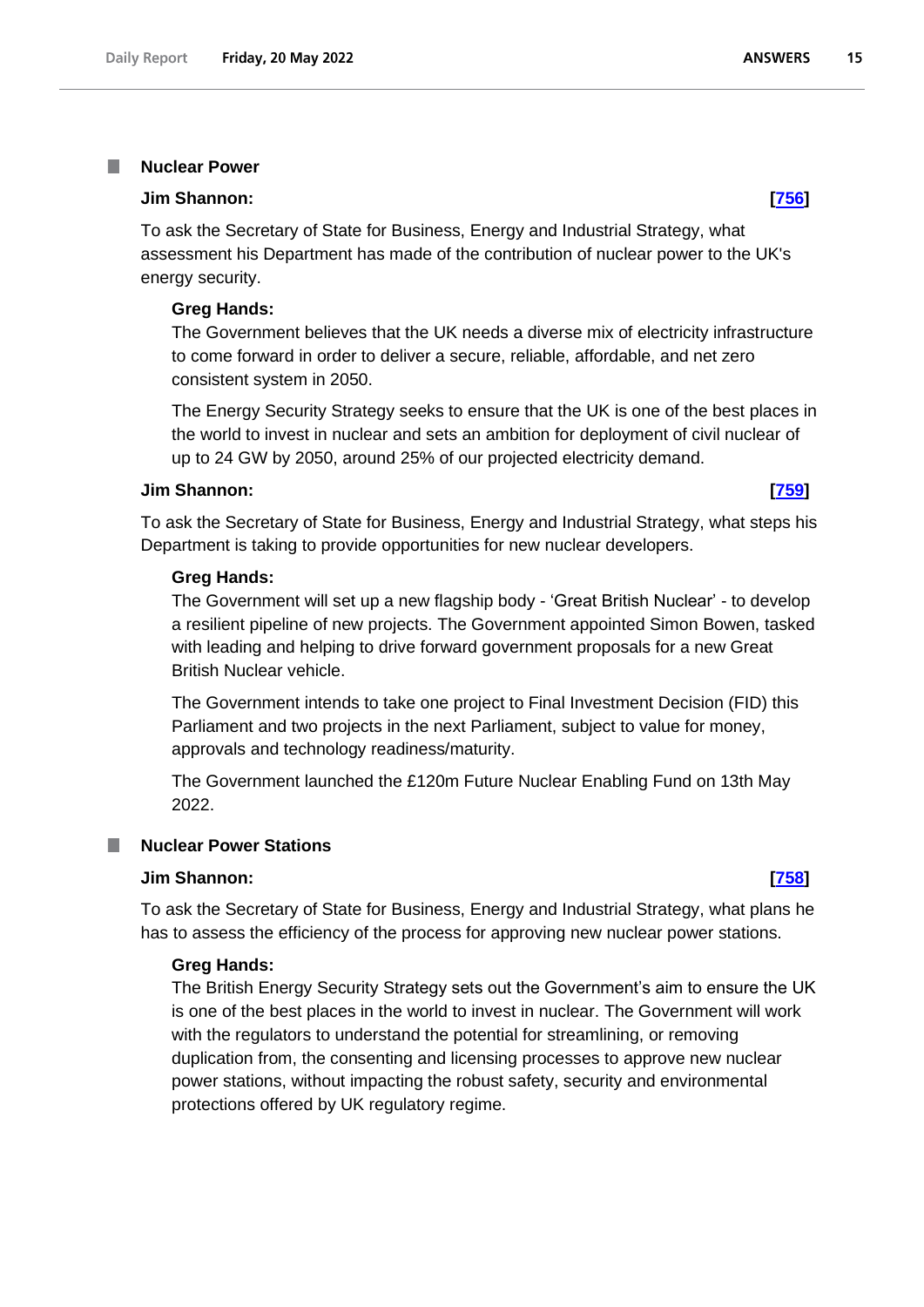## Nuclear Power

**Jim Shannon:** **[756]**

To ask the Secretary of State for Business, Energy and Industrial Strategy, what assessment his Department has made of the contribution of nuclear power to the UK's energy security.

**Greg Hands:**

The Government believes that the UK needs a diverse mix of electricity infrastructure to come forward in order to deliver a secure, reliable, affordable, and net zero consistent system in 2050.

The Energy Security Strategy seeks to ensure that the UK is one of the best places in the world to invest in nuclear and sets an ambition for deployment of civil nuclear of up to 24 GW by 2050, around 25% of our projected electricity demand.

**Jim Shannon:** **[759]**

To ask the Secretary of State for Business, Energy and Industrial Strategy, what steps his Department is taking to provide opportunities for new nuclear developers.

**Greg Hands:**

The Government will set up a new flagship body - 'Great British Nuclear' - to develop a resilient pipeline of new projects. The Government appointed Simon Bowen, tasked with leading and helping to drive forward government proposals for a new Great British Nuclear vehicle.

The Government intends to take one project to Final Investment Decision (FID) this Parliament and two projects in the next Parliament, subject to value for money, approvals and technology readiness/maturity.

The Government launched the £120m Future Nuclear Enabling Fund on 13th May 2022.

## Nuclear Power Stations

**Jim Shannon:** **[758]**

To ask the Secretary of State for Business, Energy and Industrial Strategy, what plans he has to assess the efficiency of the process for approving new nuclear power stations.

**Greg Hands:**

The British Energy Security Strategy sets out the Government's aim to ensure the UK is one of the best places in the world to invest in nuclear. The Government will work with the regulators to understand the potential for streamlining, or removing duplication from, the consenting and licensing processes to approve new nuclear power stations, without impacting the robust safety, security and environmental protections offered by UK regulatory regime.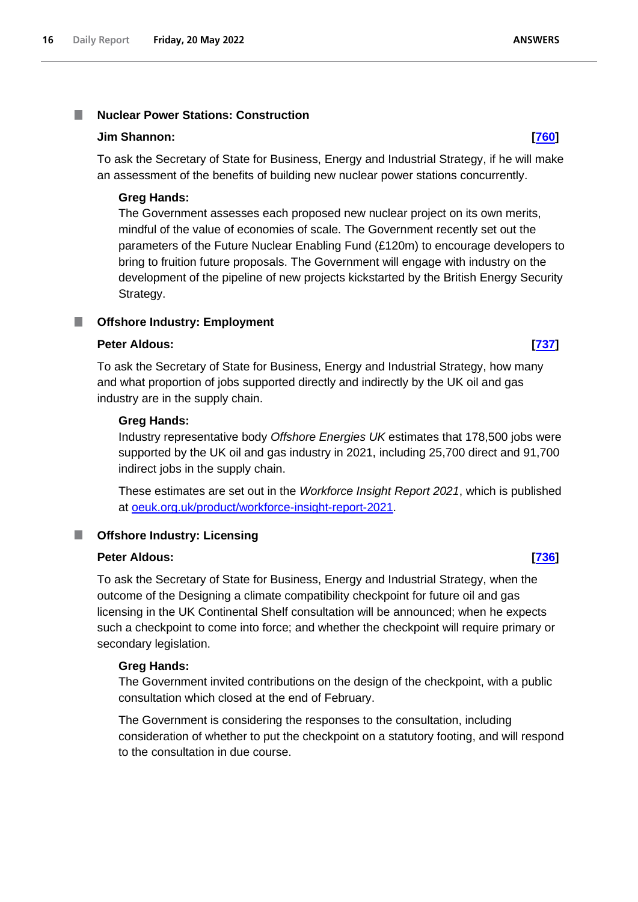### Nuclear Power Stations: Construction

**Jim Shannon:** **[760]**

To ask the Secretary of State for Business, Energy and Industrial Strategy, if he will make an assessment of the benefits of building new nuclear power stations concurrently.

**Greg Hands:**

The Government assesses each proposed new nuclear project on its own merits, mindful of the value of economies of scale. The Government recently set out the parameters of the Future Nuclear Enabling Fund (£120m) to encourage developers to bring to fruition future proposals. The Government will engage with industry on the development of the pipeline of new projects kickstarted by the British Energy Security Strategy.

### Offshore Industry: Employment

**Peter Aldous:** **[737]**

To ask the Secretary of State for Business, Energy and Industrial Strategy, how many and what proportion of jobs supported directly and indirectly by the UK oil and gas industry are in the supply chain.

**Greg Hands:**

Industry representative body *Offshore Energies UK* estimates that 178,500 jobs were supported by the UK oil and gas industry in 2021, including 25,700 direct and 91,700 indirect jobs in the supply chain.

These estimates are set out in the *Workforce Insight Report 2021*, which is published at oeuk.org.uk/product/workforce-insight-report-2021.

### Offshore Industry: Licensing

**Peter Aldous:** **[736]**

To ask the Secretary of State for Business, Energy and Industrial Strategy, when the outcome of the Designing a climate compatibility checkpoint for future oil and gas licensing in the UK Continental Shelf consultation will be announced; when he expects such a checkpoint to come into force; and whether the checkpoint will require primary or secondary legislation.

**Greg Hands:**

The Government invited contributions on the design of the checkpoint, with a public consultation which closed at the end of February.

The Government is considering the responses to the consultation, including consideration of whether to put the checkpoint on a statutory footing, and will respond to the consultation in due course.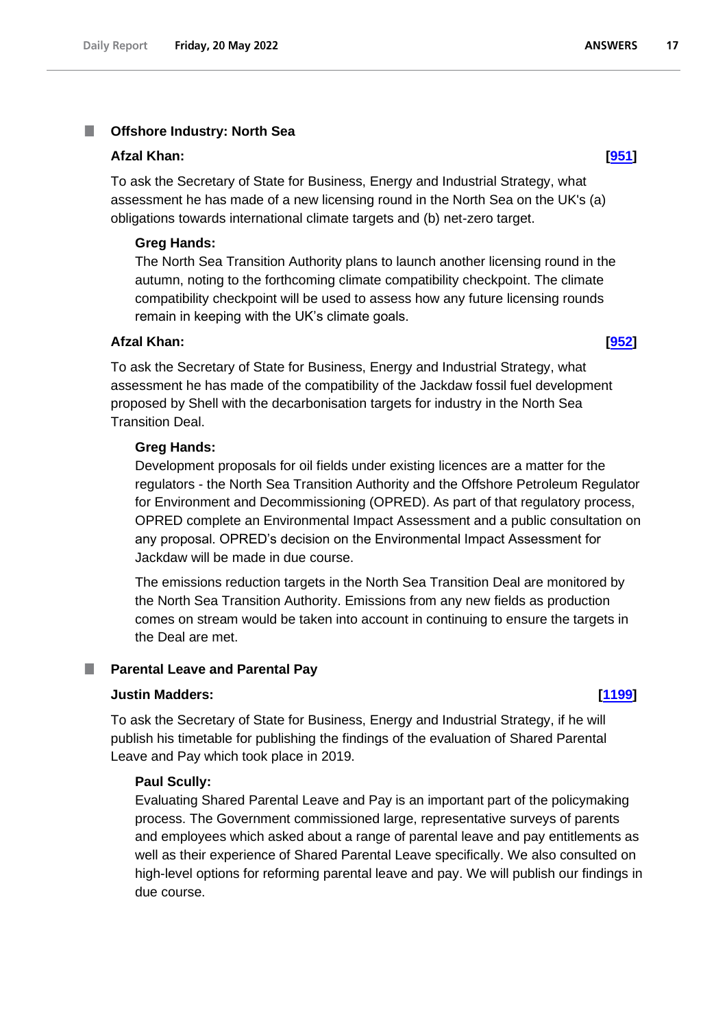### Offshore Industry: North Sea

**Afzal Khan:** **[951]**

To ask the Secretary of State for Business, Energy and Industrial Strategy, what assessment he has made of a new licensing round in the North Sea on the UK's (a) obligations towards international climate targets and (b) net-zero target.

**Greg Hands:**

The North Sea Transition Authority plans to launch another licensing round in the autumn, noting to the forthcoming climate compatibility checkpoint. The climate compatibility checkpoint will be used to assess how any future licensing rounds remain in keeping with the UK's climate goals.

**Afzal Khan:** **[952]**

To ask the Secretary of State for Business, Energy and Industrial Strategy, what assessment he has made of the compatibility of the Jackdaw fossil fuel development proposed by Shell with the decarbonisation targets for industry in the North Sea Transition Deal.

**Greg Hands:**

Development proposals for oil fields under existing licences are a matter for the regulators - the North Sea Transition Authority and the Offshore Petroleum Regulator for Environment and Decommissioning (OPRED). As part of that regulatory process, OPRED complete an Environmental Impact Assessment and a public consultation on any proposal. OPRED's decision on the Environmental Impact Assessment for Jackdaw will be made in due course.

The emissions reduction targets in the North Sea Transition Deal are monitored by the North Sea Transition Authority. Emissions from any new fields as production comes on stream would be taken into account in continuing to ensure the targets in the Deal are met.

### Parental Leave and Parental Pay

**Justin Madders:** **[1199]**

To ask the Secretary of State for Business, Energy and Industrial Strategy, if he will publish his timetable for publishing the findings of the evaluation of Shared Parental Leave and Pay which took place in 2019.

**Paul Scully:**

Evaluating Shared Parental Leave and Pay is an important part of the policymaking process. The Government commissioned large, representative surveys of parents and employees which asked about a range of parental leave and pay entitlements as well as their experience of Shared Parental Leave specifically. We also consulted on high-level options for reforming parental leave and pay. We will publish our findings in due course.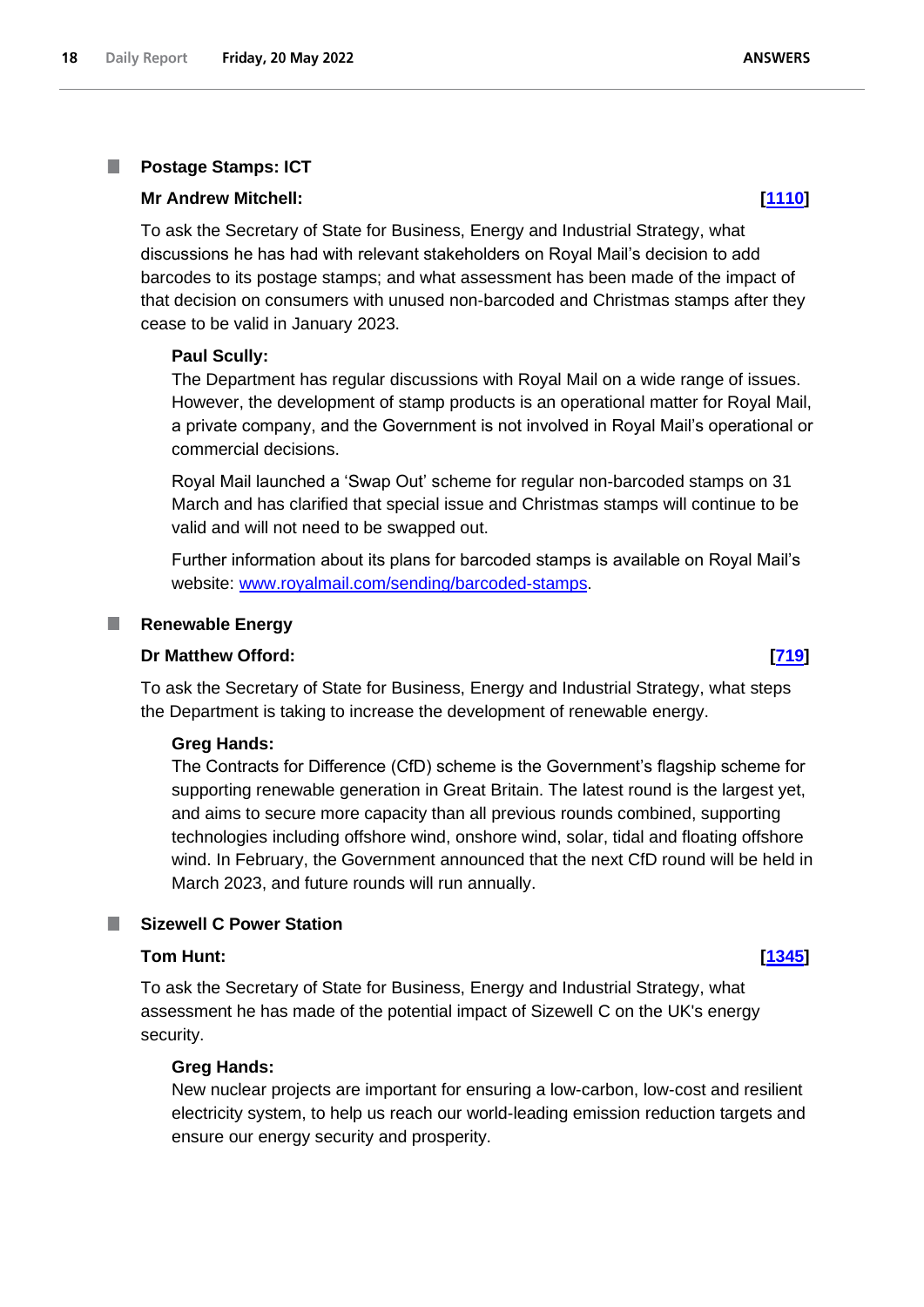### Postage Stamps: ICT

**Mr Andrew Mitchell:** **[1110]**

To ask the Secretary of State for Business, Energy and Industrial Strategy, what discussions he has had with relevant stakeholders on Royal Mail's decision to add barcodes to its postage stamps; and what assessment has been made of the impact of that decision on consumers with unused non-barcoded and Christmas stamps after they cease to be valid in January 2023.

**Paul Scully:**

The Department has regular discussions with Royal Mail on a wide range of issues. However, the development of stamp products is an operational matter for Royal Mail, a private company, and the Government is not involved in Royal Mail's operational or commercial decisions.

Royal Mail launched a 'Swap Out' scheme for regular non-barcoded stamps on 31 March and has clarified that special issue and Christmas stamps will continue to be valid and will not need to be swapped out.

Further information about its plans for barcoded stamps is available on Royal Mail's website: www.royalmail.com/sending/barcoded-stamps.

### Renewable Energy

**Dr Matthew Offord:** **[719]**

To ask the Secretary of State for Business, Energy and Industrial Strategy, what steps the Department is taking to increase the development of renewable energy.

**Greg Hands:**

The Contracts for Difference (CfD) scheme is the Government's flagship scheme for supporting renewable generation in Great Britain. The latest round is the largest yet, and aims to secure more capacity than all previous rounds combined, supporting technologies including offshore wind, onshore wind, solar, tidal and floating offshore wind. In February, the Government announced that the next CfD round will be held in March 2023, and future rounds will run annually.

### Sizewell C Power Station

**Tom Hunt:** **[1345]**

To ask the Secretary of State for Business, Energy and Industrial Strategy, what assessment he has made of the potential impact of Sizewell C on the UK's energy security.

**Greg Hands:**

New nuclear projects are important for ensuring a low-carbon, low-cost and resilient electricity system, to help us reach our world-leading emission reduction targets and ensure our energy security and prosperity.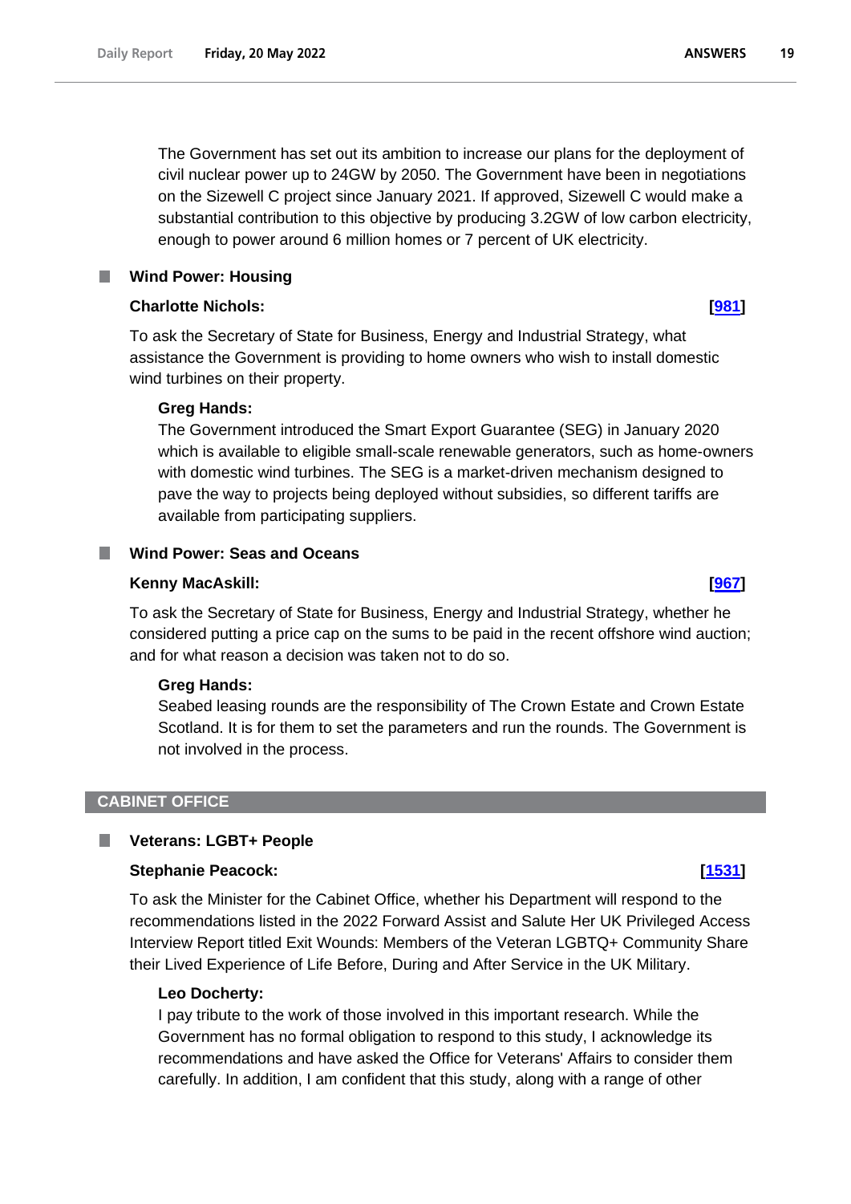The Government has set out its ambition to increase our plans for the deployment of civil nuclear power up to 24GW by 2050. The Government have been in negotiations on the Sizewell C project since January 2021. If approved, Sizewell C would make a substantial contribution to this objective by producing 3.2GW of low carbon electricity, enough to power around 6 million homes or 7 percent of UK electricity.

### Wind Power: Housing

**Charlotte Nichols:** **[981]**

To ask the Secretary of State for Business, Energy and Industrial Strategy, what assistance the Government is providing to home owners who wish to install domestic wind turbines on their property.

**Greg Hands:**

The Government introduced the Smart Export Guarantee (SEG) in January 2020 which is available to eligible small-scale renewable generators, such as home-owners with domestic wind turbines. The SEG is a market-driven mechanism designed to pave the way to projects being deployed without subsidies, so different tariffs are available from participating suppliers.

### Wind Power: Seas and Oceans

**Kenny MacAskill:** **[967]**

To ask the Secretary of State for Business, Energy and Industrial Strategy, whether he considered putting a price cap on the sums to be paid in the recent offshore wind auction; and for what reason a decision was taken not to do so.

**Greg Hands:**

Seabed leasing rounds are the responsibility of The Crown Estate and Crown Estate Scotland. It is for them to set the parameters and run the rounds. The Government is not involved in the process.

## CABINET OFFICE

### Veterans: LGBT+ People

**Stephanie Peacock:** **[1531]**

To ask the Minister for the Cabinet Office, whether his Department will respond to the recommendations listed in the 2022 Forward Assist and Salute Her UK Privileged Access Interview Report titled Exit Wounds: Members of the Veteran LGBTQ+ Community Share their Lived Experience of Life Before, During and After Service in the UK Military.

**Leo Docherty:**

I pay tribute to the work of those involved in this important research. While the Government has no formal obligation to respond to this study, I acknowledge its recommendations and have asked the Office for Veterans' Affairs to consider them carefully. In addition, I am confident that this study, along with a range of other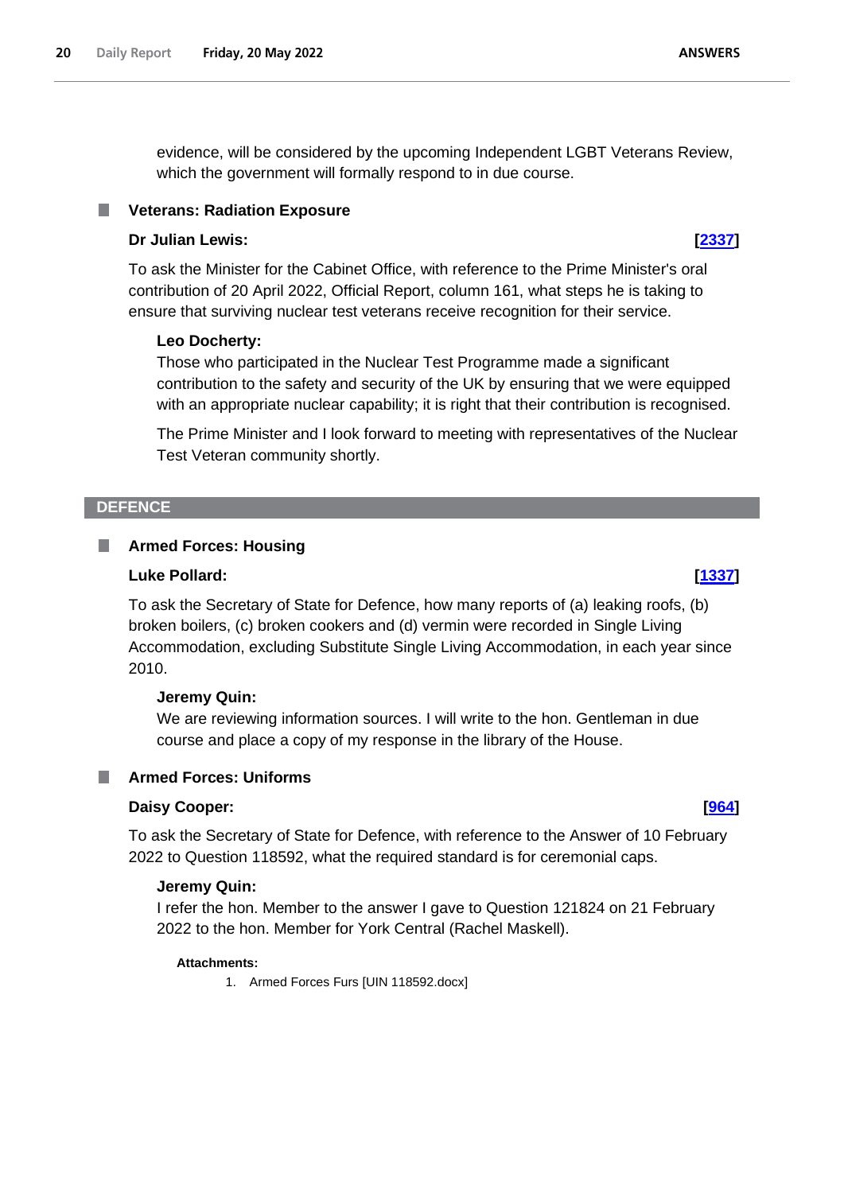evidence, will be considered by the upcoming Independent LGBT Veterans Review, which the government will formally respond to in due course.

### Veterans: Radiation Exposure

**Dr Julian Lewis:** **[2337]**

To ask the Minister for the Cabinet Office, with reference to the Prime Minister's oral contribution of 20 April 2022, Official Report, column 161, what steps he is taking to ensure that surviving nuclear test veterans receive recognition for their service.

**Leo Docherty:**

Those who participated in the Nuclear Test Programme made a significant contribution to the safety and security of the UK by ensuring that we were equipped with an appropriate nuclear capability; it is right that their contribution is recognised.

The Prime Minister and I look forward to meeting with representatives of the Nuclear Test Veteran community shortly.

## DEFENCE

### Armed Forces: Housing

**Luke Pollard:** **[1337]**

To ask the Secretary of State for Defence, how many reports of (a) leaking roofs, (b) broken boilers, (c) broken cookers and (d) vermin were recorded in Single Living Accommodation, excluding Substitute Single Living Accommodation, in each year since 2010.

**Jeremy Quin:**

We are reviewing information sources. I will write to the hon. Gentleman in due course and place a copy of my response in the library of the House.

### Armed Forces: Uniforms

**Daisy Cooper:** **[964]**

To ask the Secretary of State for Defence, with reference to the Answer of 10 February 2022 to Question 118592, what the required standard is for ceremonial caps.

**Jeremy Quin:**

I refer the hon. Member to the answer I gave to Question 121824 on 21 February 2022 to the hon. Member for York Central (Rachel Maskell).

**Attachments:**

1. Armed Forces Furs [UIN 118592.docx]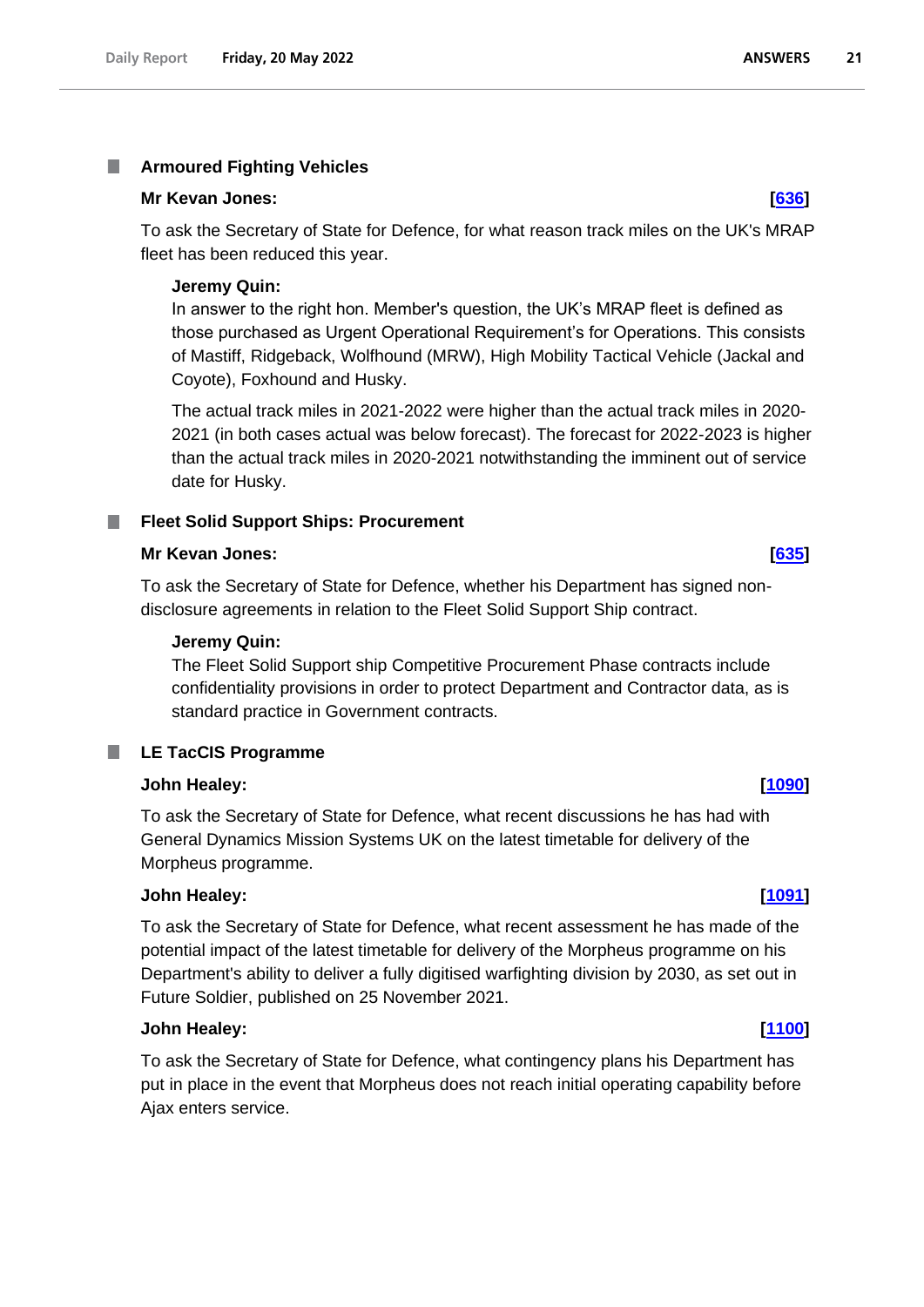## Armoured Fighting Vehicles

**Mr Kevan Jones:** **[636]**

To ask the Secretary of State for Defence, for what reason track miles on the UK's MRAP fleet has been reduced this year.

**Jeremy Quin:**

In answer to the right hon. Member's question, the UK's MRAP fleet is defined as those purchased as Urgent Operational Requirement's for Operations. This consists of Mastiff, Ridgeback, Wolfhound (MRW), High Mobility Tactical Vehicle (Jackal and Coyote), Foxhound and Husky.

The actual track miles in 2021-2022 were higher than the actual track miles in 2020-2021 (in both cases actual was below forecast). The forecast for 2022-2023 is higher than the actual track miles in 2020-2021 notwithstanding the imminent out of service date for Husky.

## Fleet Solid Support Ships: Procurement

**Mr Kevan Jones:** **[635]**

To ask the Secretary of State for Defence, whether his Department has signed non-disclosure agreements in relation to the Fleet Solid Support Ship contract.

**Jeremy Quin:**

The Fleet Solid Support ship Competitive Procurement Phase contracts include confidentiality provisions in order to protect Department and Contractor data, as is standard practice in Government contracts.

## LE TacCIS Programme

**John Healey:** **[1090]**

To ask the Secretary of State for Defence, what recent discussions he has had with General Dynamics Mission Systems UK on the latest timetable for delivery of the Morpheus programme.

**John Healey:** **[1091]**

To ask the Secretary of State for Defence, what recent assessment he has made of the potential impact of the latest timetable for delivery of the Morpheus programme on his Department's ability to deliver a fully digitised warfighting division by 2030, as set out in Future Soldier, published on 25 November 2021.

**John Healey:** **[1100]**

To ask the Secretary of State for Defence, what contingency plans his Department has put in place in the event that Morpheus does not reach initial operating capability before Ajax enters service.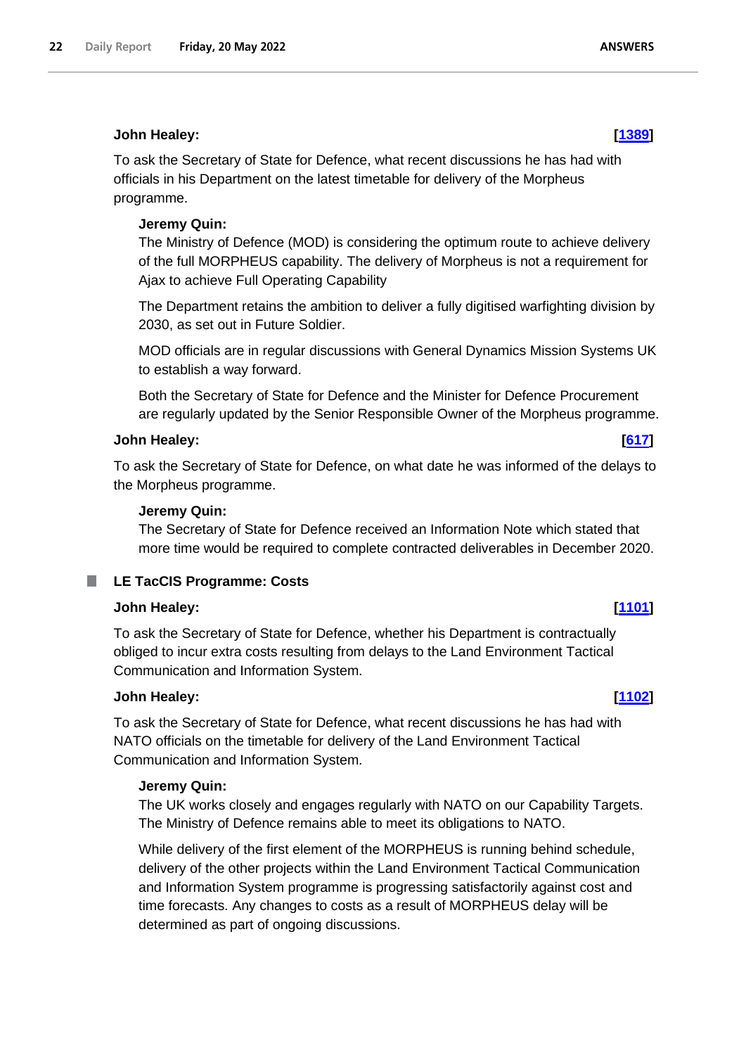**John Healey:** **[1389]**

To ask the Secretary of State for Defence, what recent discussions he has had with officials in his Department on the latest timetable for delivery of the Morpheus programme.

**Jeremy Quin:**

The Ministry of Defence (MOD) is considering the optimum route to achieve delivery of the full MORPHEUS capability. The delivery of Morpheus is not a requirement for Ajax to achieve Full Operating Capability

The Department retains the ambition to deliver a fully digitised warfighting division by 2030, as set out in Future Soldier.

MOD officials are in regular discussions with General Dynamics Mission Systems UK to establish a way forward.

Both the Secretary of State for Defence and the Minister for Defence Procurement are regularly updated by the Senior Responsible Owner of the Morpheus programme.

**John Healey:** **[617]**

To ask the Secretary of State for Defence, on what date he was informed of the delays to the Morpheus programme.

**Jeremy Quin:**

The Secretary of State for Defence received an Information Note which stated that more time would be required to complete contracted deliverables in December 2020.

## LE TacCIS Programme: Costs

**John Healey:** **[1101]**

To ask the Secretary of State for Defence, whether his Department is contractually obliged to incur extra costs resulting from delays to the Land Environment Tactical Communication and Information System.

**John Healey:** **[1102]**

To ask the Secretary of State for Defence, what recent discussions he has had with NATO officials on the timetable for delivery of the Land Environment Tactical Communication and Information System.

**Jeremy Quin:**

The UK works closely and engages regularly with NATO on our Capability Targets. The Ministry of Defence remains able to meet its obligations to NATO.

While delivery of the first element of the MORPHEUS is running behind schedule, delivery of the other projects within the Land Environment Tactical Communication and Information System programme is progressing satisfactorily against cost and time forecasts. Any changes to costs as a result of MORPHEUS delay will be determined as part of ongoing discussions.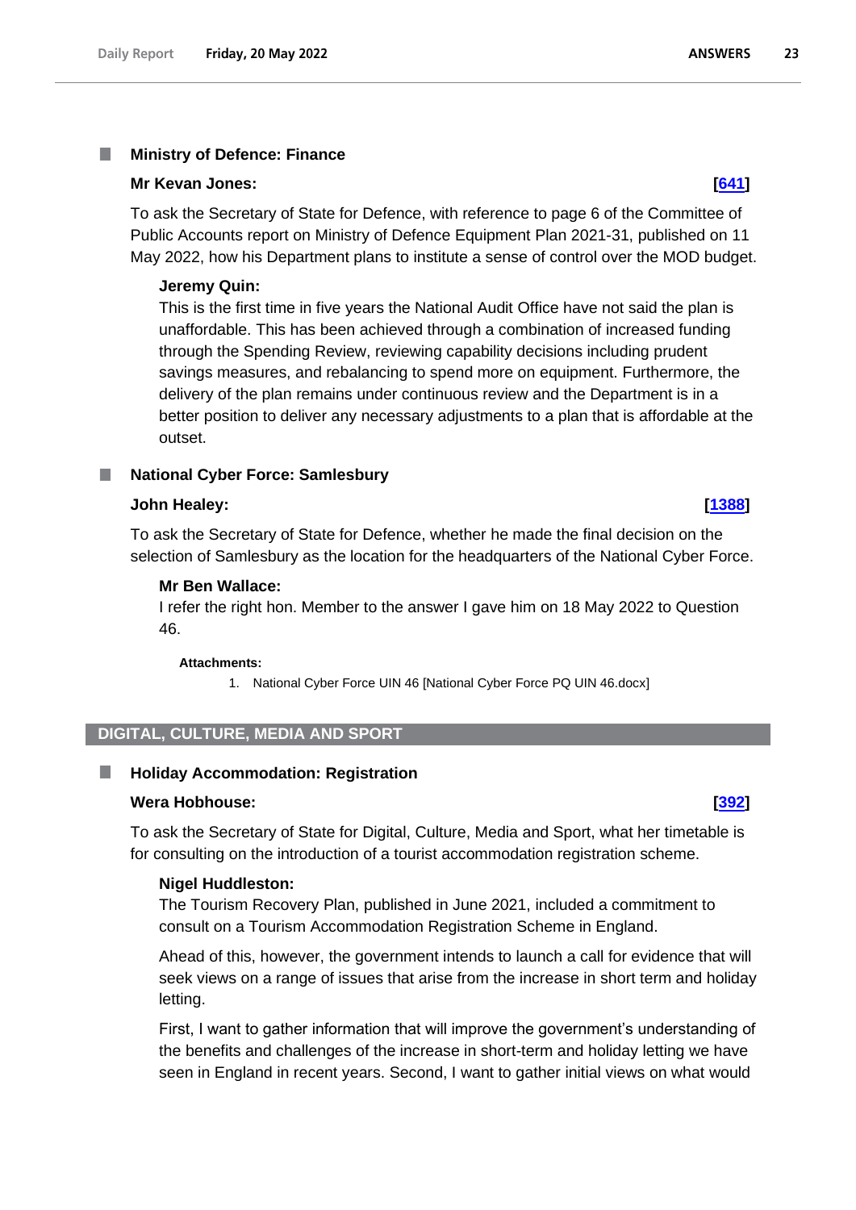### Ministry of Defence: Finance

**Mr Kevan Jones:** **[641]**

To ask the Secretary of State for Defence, with reference to page 6 of the Committee of Public Accounts report on Ministry of Defence Equipment Plan 2021-31, published on 11 May 2022, how his Department plans to institute a sense of control over the MOD budget.

**Jeremy Quin:**

This is the first time in five years the National Audit Office have not said the plan is unaffordable. This has been achieved through a combination of increased funding through the Spending Review, reviewing capability decisions including prudent savings measures, and rebalancing to spend more on equipment. Furthermore, the delivery of the plan remains under continuous review and the Department is in a better position to deliver any necessary adjustments to a plan that is affordable at the outset.

### National Cyber Force: Samlesbury

**John Healey:** **[1388]**

To ask the Secretary of State for Defence, whether he made the final decision on the selection of Samlesbury as the location for the headquarters of the National Cyber Force.

**Mr Ben Wallace:**

I refer the right hon. Member to the answer I gave him on 18 May 2022 to Question 46.

**Attachments:**

1. National Cyber Force UIN 46 [National Cyber Force PQ UIN 46.docx]

## DIGITAL, CULTURE, MEDIA AND SPORT

### Holiday Accommodation: Registration

**Wera Hobhouse:** **[392]**

To ask the Secretary of State for Digital, Culture, Media and Sport, what her timetable is for consulting on the introduction of a tourist accommodation registration scheme.

**Nigel Huddleston:**

The Tourism Recovery Plan, published in June 2021, included a commitment to consult on a Tourism Accommodation Registration Scheme in England.

Ahead of this, however, the government intends to launch a call for evidence that will seek views on a range of issues that arise from the increase in short term and holiday letting.

First, I want to gather information that will improve the government's understanding of the benefits and challenges of the increase in short-term and holiday letting we have seen in England in recent years. Second, I want to gather initial views on what would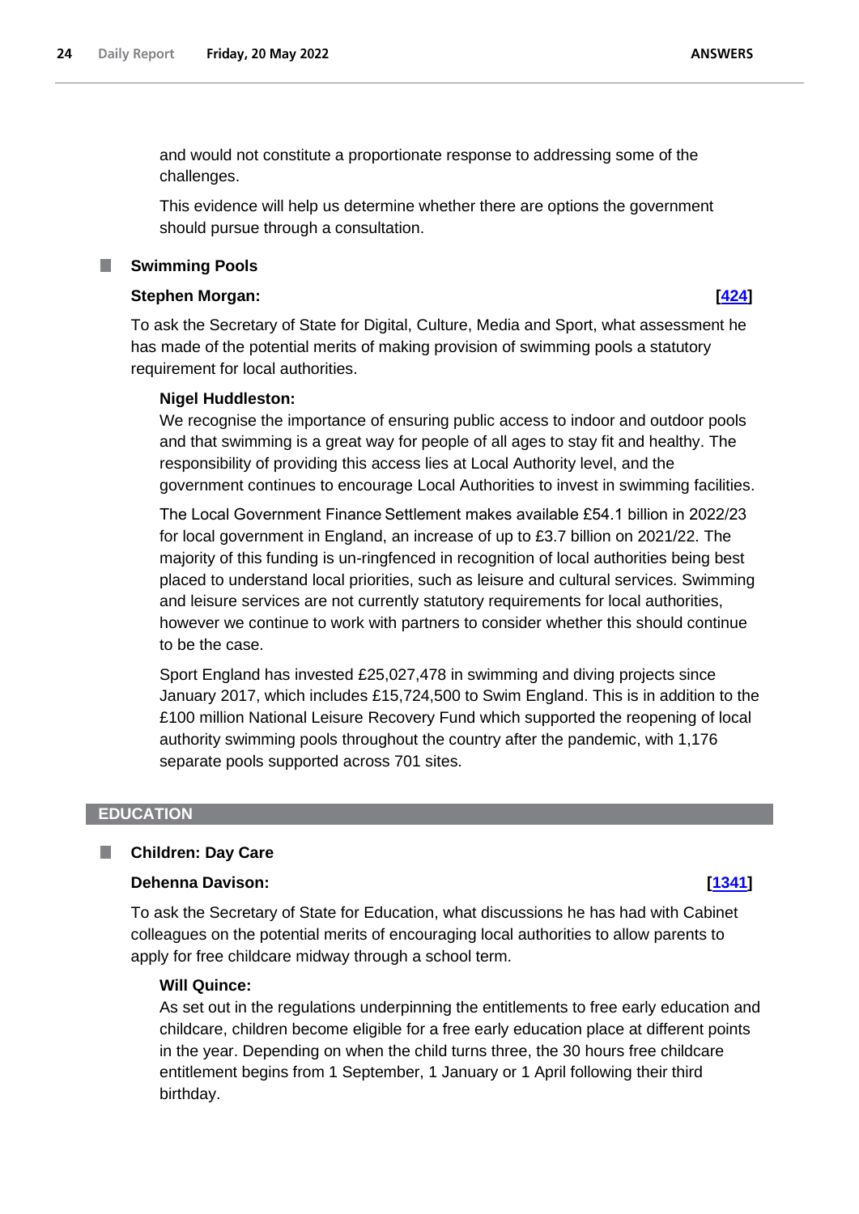and would not constitute a proportionate response to addressing some of the challenges.

This evidence will help us determine whether there are options the government should pursue through a consultation.

### Swimming Pools

**Stephen Morgan:** **[424]**

To ask the Secretary of State for Digital, Culture, Media and Sport, what assessment he has made of the potential merits of making provision of swimming pools a statutory requirement for local authorities.

**Nigel Huddleston:**

We recognise the importance of ensuring public access to indoor and outdoor pools and that swimming is a great way for people of all ages to stay fit and healthy. The responsibility of providing this access lies at Local Authority level, and the government continues to encourage Local Authorities to invest in swimming facilities.

The Local Government Finance Settlement makes available £54.1 billion in 2022/23 for local government in England, an increase of up to £3.7 billion on 2021/22. The majority of this funding is un-ringfenced in recognition of local authorities being best placed to understand local priorities, such as leisure and cultural services. Swimming and leisure services are not currently statutory requirements for local authorities, however we continue to work with partners to consider whether this should continue to be the case.

Sport England has invested £25,027,478 in swimming and diving projects since January 2017, which includes £15,724,500 to Swim England. This is in addition to the £100 million National Leisure Recovery Fund which supported the reopening of local authority swimming pools throughout the country after the pandemic, with 1,176 separate pools supported across 701 sites.

## EDUCATION

### Children: Day Care

**Dehenna Davison:** **[1341]**

To ask the Secretary of State for Education, what discussions he has had with Cabinet colleagues on the potential merits of encouraging local authorities to allow parents to apply for free childcare midway through a school term.

**Will Quince:**

As set out in the regulations underpinning the entitlements to free early education and childcare, children become eligible for a free early education place at different points in the year. Depending on when the child turns three, the 30 hours free childcare entitlement begins from 1 September, 1 January or 1 April following their third birthday.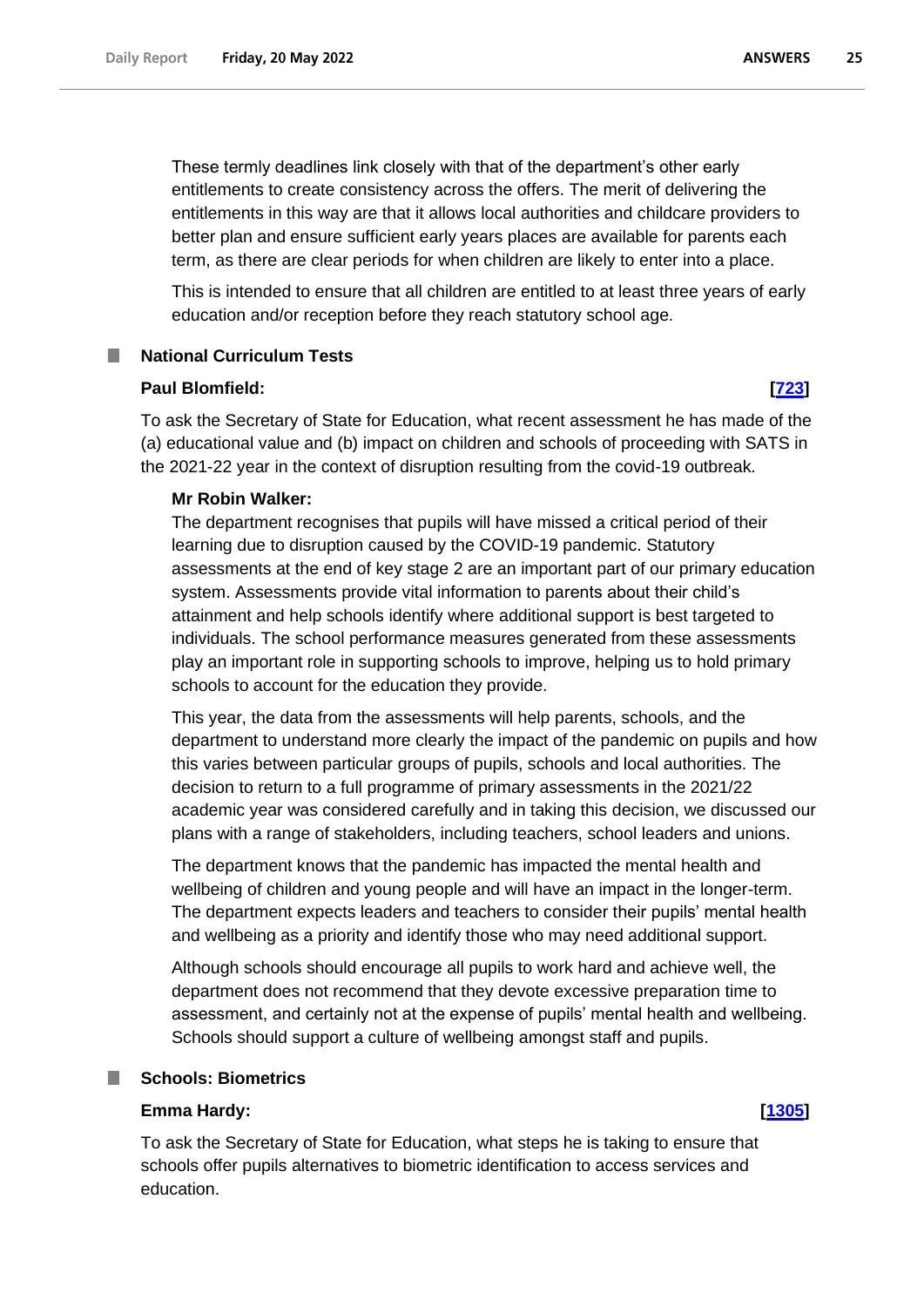These termly deadlines link closely with that of the department's other early entitlements to create consistency across the offers. The merit of delivering the entitlements in this way are that it allows local authorities and childcare providers to better plan and ensure sufficient early years places are available for parents each term, as there are clear periods for when children are likely to enter into a place.

This is intended to ensure that all children are entitled to at least three years of early education and/or reception before they reach statutory school age.

## National Curriculum Tests

**Paul Blomfield:** **[723]**

To ask the Secretary of State for Education, what recent assessment he has made of the (a) educational value and (b) impact on children and schools of proceeding with SATS in the 2021-22 year in the context of disruption resulting from the covid-19 outbreak.

**Mr Robin Walker:**

The department recognises that pupils will have missed a critical period of their learning due to disruption caused by the COVID-19 pandemic. Statutory assessments at the end of key stage 2 are an important part of our primary education system. Assessments provide vital information to parents about their child's attainment and help schools identify where additional support is best targeted to individuals. The school performance measures generated from these assessments play an important role in supporting schools to improve, helping us to hold primary schools to account for the education they provide.

This year, the data from the assessments will help parents, schools, and the department to understand more clearly the impact of the pandemic on pupils and how this varies between particular groups of pupils, schools and local authorities. The decision to return to a full programme of primary assessments in the 2021/22 academic year was considered carefully and in taking this decision, we discussed our plans with a range of stakeholders, including teachers, school leaders and unions.

The department knows that the pandemic has impacted the mental health and wellbeing of children and young people and will have an impact in the longer-term. The department expects leaders and teachers to consider their pupils' mental health and wellbeing as a priority and identify those who may need additional support.

Although schools should encourage all pupils to work hard and achieve well, the department does not recommend that they devote excessive preparation time to assessment, and certainly not at the expense of pupils' mental health and wellbeing. Schools should support a culture of wellbeing amongst staff and pupils.

## Schools: Biometrics

**Emma Hardy:** **[1305]**

To ask the Secretary of State for Education, what steps he is taking to ensure that schools offer pupils alternatives to biometric identification to access services and education.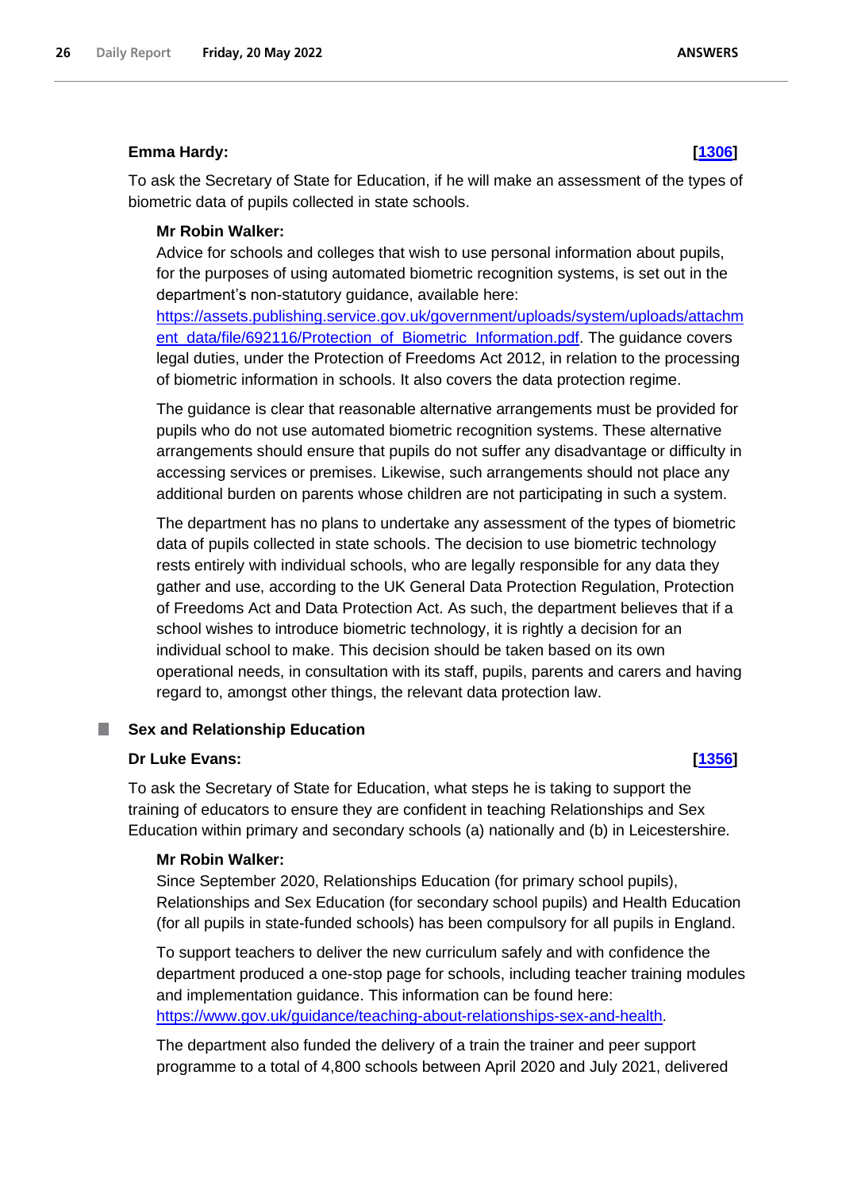**Emma Hardy:** **[[1306](#)]**

To ask the Secretary of State for Education, if he will make an assessment of the types of biometric data of pupils collected in state schools.

**Mr Robin Walker:**

Advice for schools and colleges that wish to use personal information about pupils, for the purposes of using automated biometric recognition systems, is set out in the department's non-statutory guidance, available here: [https://assets.publishing.service.gov.uk/government/uploads/system/uploads/attachment_data/file/692116/Protection_of_Biometric_Information.pdf](https://assets.publishing.service.gov.uk/government/uploads/system/uploads/attachment_data/file/692116/Protection_of_Biometric_Information.pdf). The guidance covers legal duties, under the Protection of Freedoms Act 2012, in relation to the processing of biometric information in schools. It also covers the data protection regime.

The guidance is clear that reasonable alternative arrangements must be provided for pupils who do not use automated biometric recognition systems. These alternative arrangements should ensure that pupils do not suffer any disadvantage or difficulty in accessing services or premises. Likewise, such arrangements should not place any additional burden on parents whose children are not participating in such a system.

The department has no plans to undertake any assessment of the types of biometric data of pupils collected in state schools. The decision to use biometric technology rests entirely with individual schools, who are legally responsible for any data they gather and use, according to the UK General Data Protection Regulation, Protection of Freedoms Act and Data Protection Act. As such, the department believes that if a school wishes to introduce biometric technology, it is rightly a decision for an individual school to make. This decision should be taken based on its own operational needs, in consultation with its staff, pupils, parents and carers and having regard to, amongst other things, the relevant data protection law.

## Sex and Relationship Education

**Dr Luke Evans:** **[[1356](#)]**

To ask the Secretary of State for Education, what steps he is taking to support the training of educators to ensure they are confident in teaching Relationships and Sex Education within primary and secondary schools (a) nationally and (b) in Leicestershire.

**Mr Robin Walker:**

Since September 2020, Relationships Education (for primary school pupils), Relationships and Sex Education (for secondary school pupils) and Health Education (for all pupils in state-funded schools) has been compulsory for all pupils in England.

To support teachers to deliver the new curriculum safely and with confidence the department produced a one-stop page for schools, including teacher training modules and implementation guidance. This information can be found here: [https://www.gov.uk/guidance/teaching-about-relationships-sex-and-health](https://www.gov.uk/guidance/teaching-about-relationships-sex-and-health).

The department also funded the delivery of a train the trainer and peer support programme to a total of 4,800 schools between April 2020 and July 2021, delivered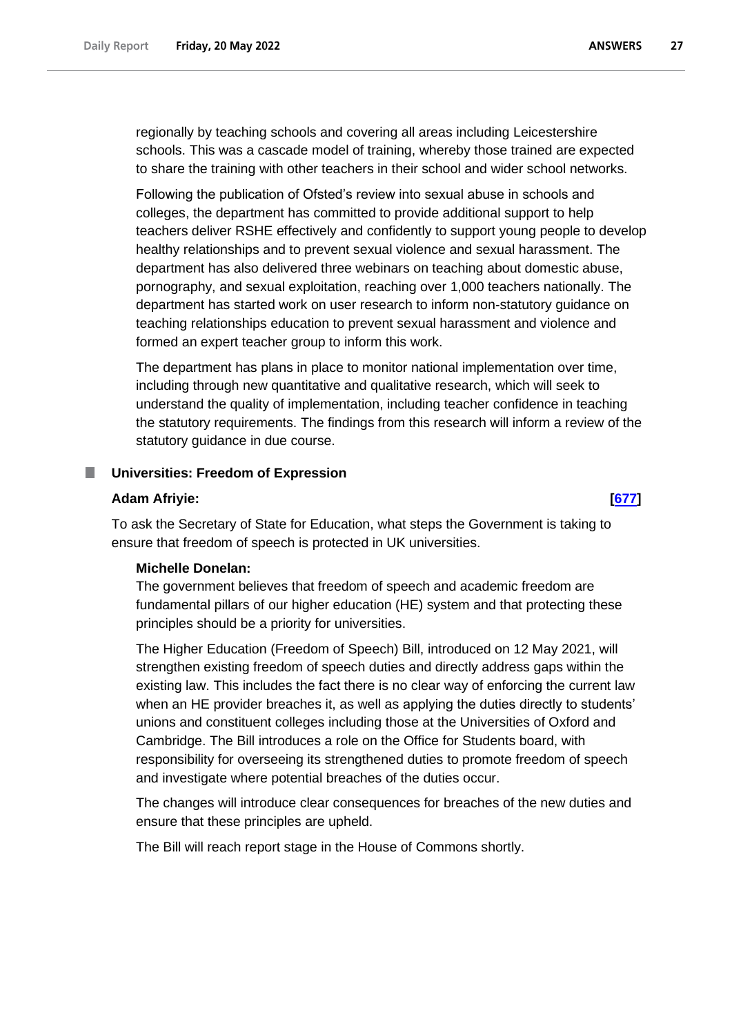regionally by teaching schools and covering all areas including Leicestershire schools. This was a cascade model of training, whereby those trained are expected to share the training with other teachers in their school and wider school networks.

Following the publication of Ofsted's review into sexual abuse in schools and colleges, the department has committed to provide additional support to help teachers deliver RSHE effectively and confidently to support young people to develop healthy relationships and to prevent sexual violence and sexual harassment. The department has also delivered three webinars on teaching about domestic abuse, pornography, and sexual exploitation, reaching over 1,000 teachers nationally. The department has started work on user research to inform non-statutory guidance on teaching relationships education to prevent sexual harassment and violence and formed an expert teacher group to inform this work.

The department has plans in place to monitor national implementation over time, including through new quantitative and qualitative research, which will seek to understand the quality of implementation, including teacher confidence in teaching the statutory requirements. The findings from this research will inform a review of the statutory guidance in due course.

### Universities: Freedom of Expression

**Adam Afriyie:** **[677]**

To ask the Secretary of State for Education, what steps the Government is taking to ensure that freedom of speech is protected in UK universities.

**Michelle Donelan:**

The government believes that freedom of speech and academic freedom are fundamental pillars of our higher education (HE) system and that protecting these principles should be a priority for universities.

The Higher Education (Freedom of Speech) Bill, introduced on 12 May 2021, will strengthen existing freedom of speech duties and directly address gaps within the existing law. This includes the fact there is no clear way of enforcing the current law when an HE provider breaches it, as well as applying the duties directly to students' unions and constituent colleges including those at the Universities of Oxford and Cambridge. The Bill introduces a role on the Office for Students board, with responsibility for overseeing its strengthened duties to promote freedom of speech and investigate where potential breaches of the duties occur.

The changes will introduce clear consequences for breaches of the new duties and ensure that these principles are upheld.

The Bill will reach report stage in the House of Commons shortly.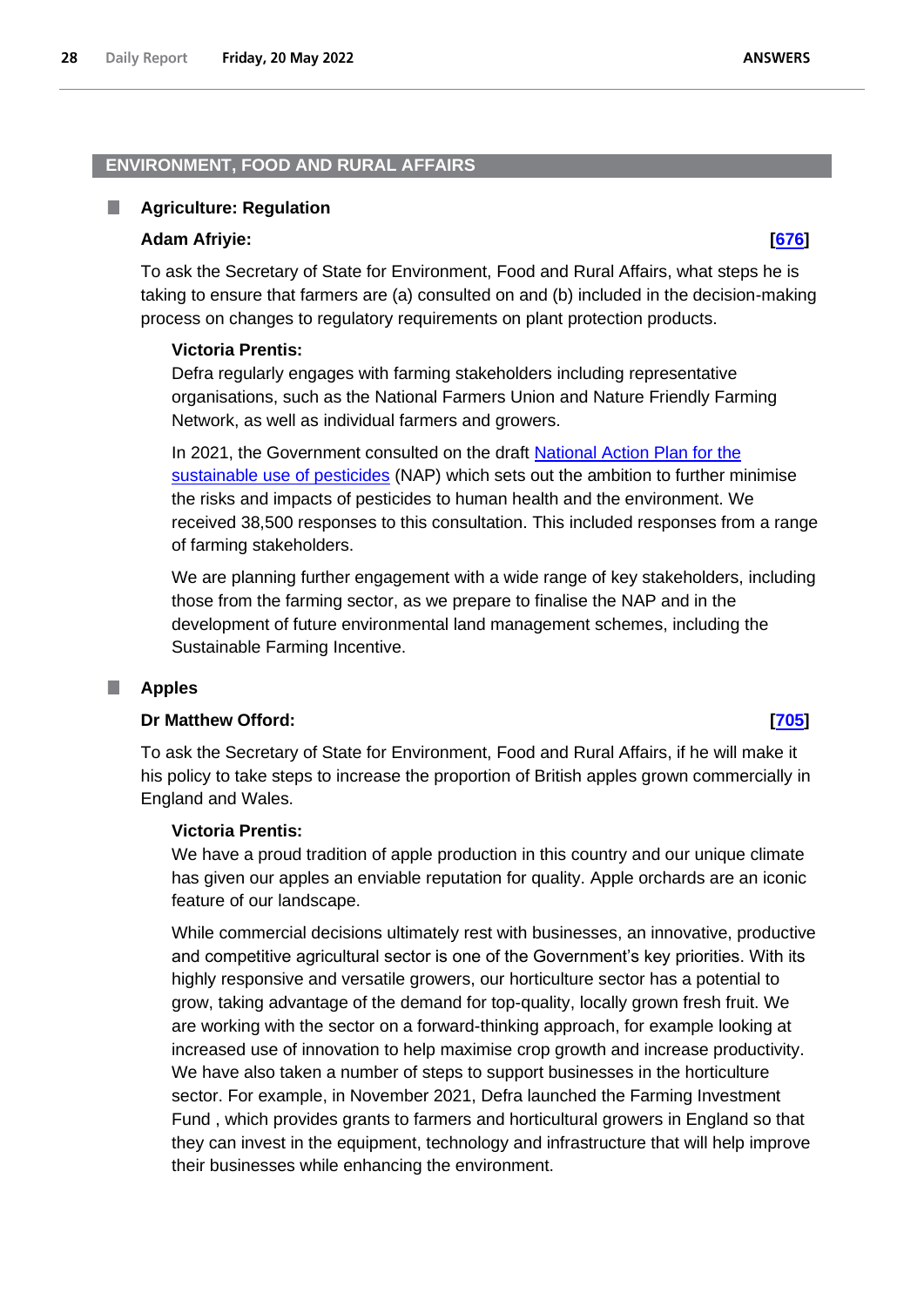## ENVIRONMENT, FOOD AND RURAL AFFAIRS

### Agriculture: Regulation

**Adam Afriyie:** **[676]**

To ask the Secretary of State for Environment, Food and Rural Affairs, what steps he is taking to ensure that farmers are (a) consulted on and (b) included in the decision-making process on changes to regulatory requirements on plant protection products.

**Victoria Prentis:**

Defra regularly engages with farming stakeholders including representative organisations, such as the National Farmers Union and Nature Friendly Farming Network, as well as individual farmers and growers.

In 2021, the Government consulted on the draft National Action Plan for the sustainable use of pesticides (NAP) which sets out the ambition to further minimise the risks and impacts of pesticides to human health and the environment. We received 38,500 responses to this consultation. This included responses from a range of farming stakeholders.

We are planning further engagement with a wide range of key stakeholders, including those from the farming sector, as we prepare to finalise the NAP and in the development of future environmental land management schemes, including the Sustainable Farming Incentive.

### Apples

**Dr Matthew Offord:** **[705]**

To ask the Secretary of State for Environment, Food and Rural Affairs, if he will make it his policy to take steps to increase the proportion of British apples grown commercially in England and Wales.

**Victoria Prentis:**

We have a proud tradition of apple production in this country and our unique climate has given our apples an enviable reputation for quality. Apple orchards are an iconic feature of our landscape.

While commercial decisions ultimately rest with businesses, an innovative, productive and competitive agricultural sector is one of the Government's key priorities. With its highly responsive and versatile growers, our horticulture sector has a potential to grow, taking advantage of the demand for top-quality, locally grown fresh fruit. We are working with the sector on a forward-thinking approach, for example looking at increased use of innovation to help maximise crop growth and increase productivity. We have also taken a number of steps to support businesses in the horticulture sector. For example, in November 2021, Defra launched the Farming Investment Fund , which provides grants to farmers and horticultural growers in England so that they can invest in the equipment, technology and infrastructure that will help improve their businesses while enhancing the environment.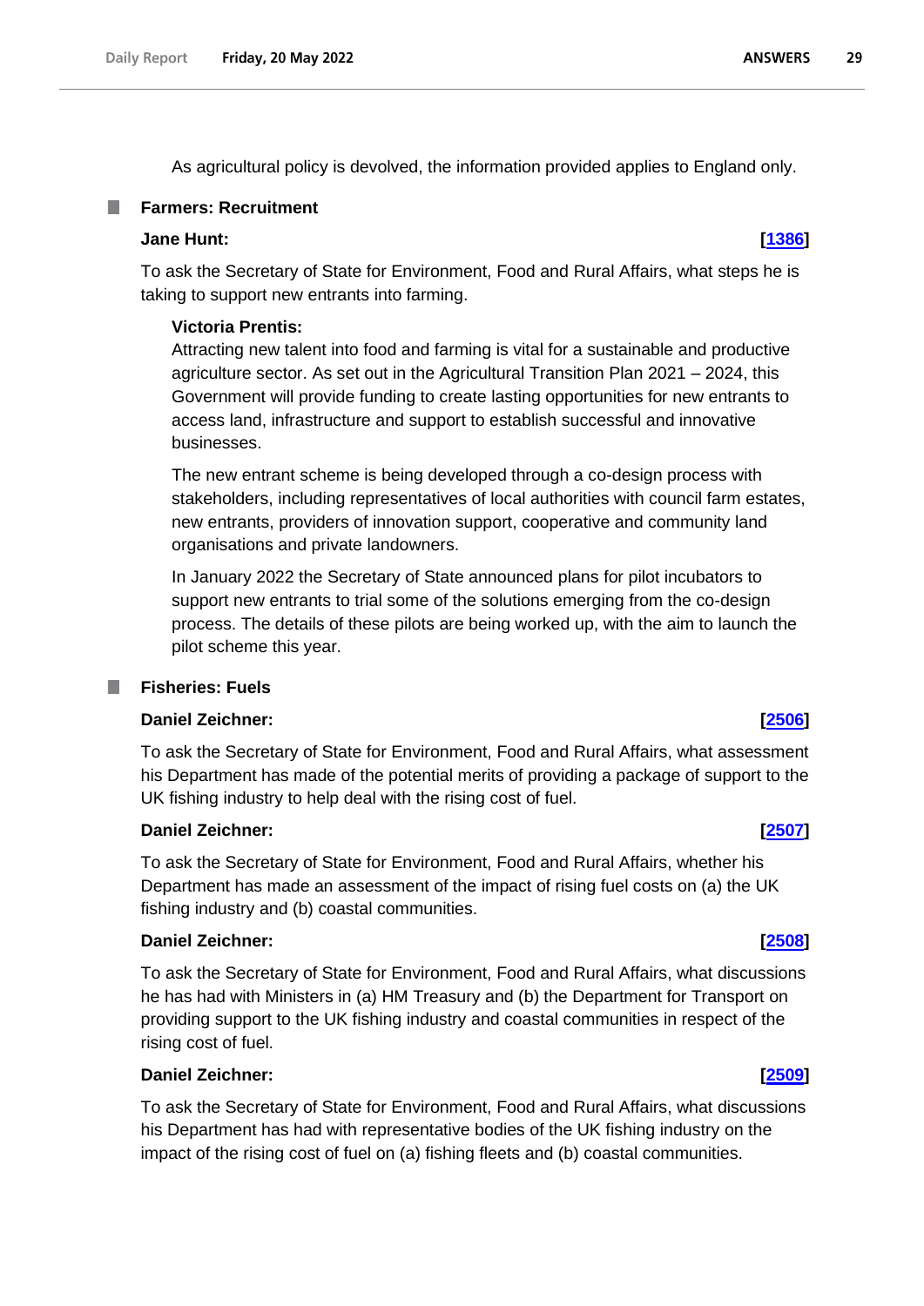As agricultural policy is devolved, the information provided applies to England only.

### Farmers: Recruitment

**Jane Hunt:** **[1386]**

To ask the Secretary of State for Environment, Food and Rural Affairs, what steps he is taking to support new entrants into farming.

**Victoria Prentis:**

Attracting new talent into food and farming is vital for a sustainable and productive agriculture sector. As set out in the Agricultural Transition Plan 2021 – 2024, this Government will provide funding to create lasting opportunities for new entrants to access land, infrastructure and support to establish successful and innovative businesses.

The new entrant scheme is being developed through a co-design process with stakeholders, including representatives of local authorities with council farm estates, new entrants, providers of innovation support, cooperative and community land organisations and private landowners.

In January 2022 the Secretary of State announced plans for pilot incubators to support new entrants to trial some of the solutions emerging from the co-design process. The details of these pilots are being worked up, with the aim to launch the pilot scheme this year.

### Fisheries: Fuels

**Daniel Zeichner:** **[2506]**

To ask the Secretary of State for Environment, Food and Rural Affairs, what assessment his Department has made of the potential merits of providing a package of support to the UK fishing industry to help deal with the rising cost of fuel.

**Daniel Zeichner:** **[2507]**

To ask the Secretary of State for Environment, Food and Rural Affairs, whether his Department has made an assessment of the impact of rising fuel costs on (a) the UK fishing industry and (b) coastal communities.

**Daniel Zeichner:** **[2508]**

To ask the Secretary of State for Environment, Food and Rural Affairs, what discussions he has had with Ministers in (a) HM Treasury and (b) the Department for Transport on providing support to the UK fishing industry and coastal communities in respect of the rising cost of fuel.

**Daniel Zeichner:** **[2509]**

To ask the Secretary of State for Environment, Food and Rural Affairs, what discussions his Department has had with representative bodies of the UK fishing industry on the impact of the rising cost of fuel on (a) fishing fleets and (b) coastal communities.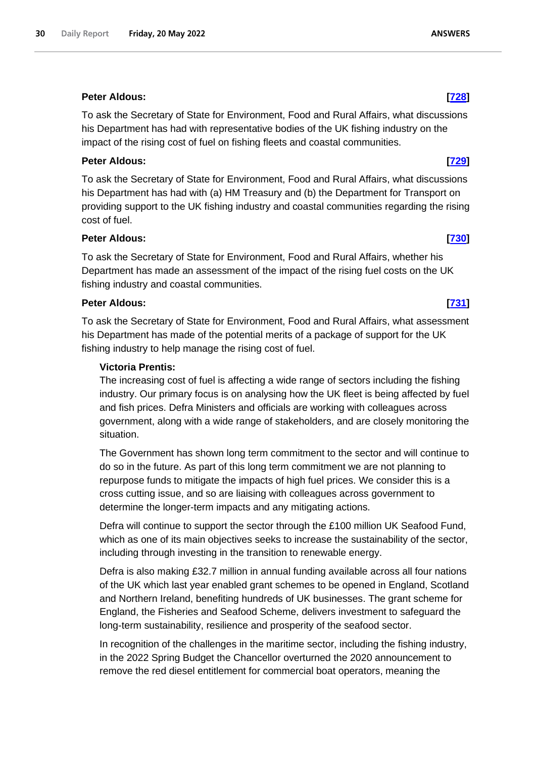**Peter Aldous:** **[728]**

To ask the Secretary of State for Environment, Food and Rural Affairs, what discussions his Department has had with representative bodies of the UK fishing industry on the impact of the rising cost of fuel on fishing fleets and coastal communities.

**Peter Aldous:** **[729]**

To ask the Secretary of State for Environment, Food and Rural Affairs, what discussions his Department has had with (a) HM Treasury and (b) the Department for Transport on providing support to the UK fishing industry and coastal communities regarding the rising cost of fuel.

**Peter Aldous:** **[730]**

To ask the Secretary of State for Environment, Food and Rural Affairs, whether his Department has made an assessment of the impact of the rising fuel costs on the UK fishing industry and coastal communities.

**Peter Aldous:** **[731]**

To ask the Secretary of State for Environment, Food and Rural Affairs, what assessment his Department has made of the potential merits of a package of support for the UK fishing industry to help manage the rising cost of fuel.

**Victoria Prentis:**

The increasing cost of fuel is affecting a wide range of sectors including the fishing industry. Our primary focus is on analysing how the UK fleet is being affected by fuel and fish prices. Defra Ministers and officials are working with colleagues across government, along with a wide range of stakeholders, and are closely monitoring the situation.

The Government has shown long term commitment to the sector and will continue to do so in the future. As part of this long term commitment we are not planning to repurpose funds to mitigate the impacts of high fuel prices. We consider this is a cross cutting issue, and so are liaising with colleagues across government to determine the longer-term impacts and any mitigating actions.

Defra will continue to support the sector through the £100 million UK Seafood Fund, which as one of its main objectives seeks to increase the sustainability of the sector, including through investing in the transition to renewable energy.

Defra is also making £32.7 million in annual funding available across all four nations of the UK which last year enabled grant schemes to be opened in England, Scotland and Northern Ireland, benefiting hundreds of UK businesses. The grant scheme for England, the Fisheries and Seafood Scheme, delivers investment to safeguard the long-term sustainability, resilience and prosperity of the seafood sector.

In recognition of the challenges in the maritime sector, including the fishing industry, in the 2022 Spring Budget the Chancellor overturned the 2020 announcement to remove the red diesel entitlement for commercial boat operators, meaning the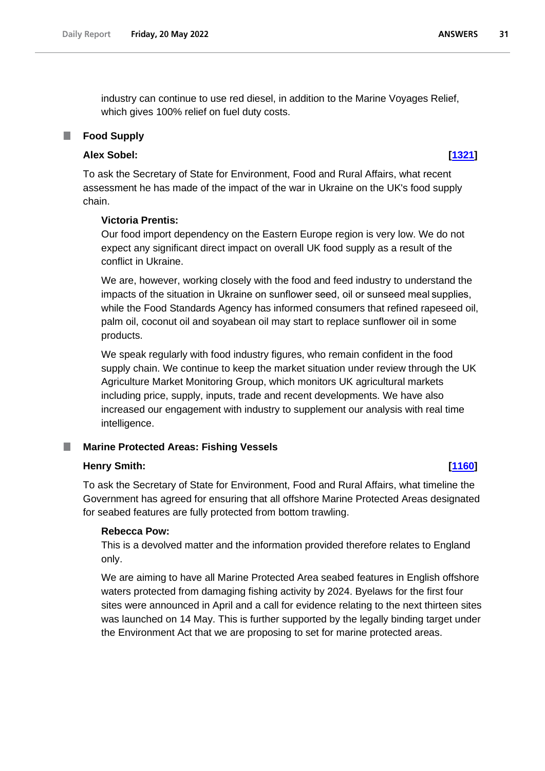industry can continue to use red diesel, in addition to the Marine Voyages Relief, which gives 100% relief on fuel duty costs.

## Food Supply

**Alex Sobel:** **[1321]**

To ask the Secretary of State for Environment, Food and Rural Affairs, what recent assessment he has made of the impact of the war in Ukraine on the UK's food supply chain.

**Victoria Prentis:**

Our food import dependency on the Eastern Europe region is very low. We do not expect any significant direct impact on overall UK food supply as a result of the conflict in Ukraine.

We are, however, working closely with the food and feed industry to understand the impacts of the situation in Ukraine on sunflower seed, oil or sunseed meal supplies, while the Food Standards Agency has informed consumers that refined rapeseed oil, palm oil, coconut oil and soyabean oil may start to replace sunflower oil in some products.

We speak regularly with food industry figures, who remain confident in the food supply chain. We continue to keep the market situation under review through the UK Agriculture Market Monitoring Group, which monitors UK agricultural markets including price, supply, inputs, trade and recent developments. We have also increased our engagement with industry to supplement our analysis with real time intelligence.

## Marine Protected Areas: Fishing Vessels

**Henry Smith:** **[1160]**

To ask the Secretary of State for Environment, Food and Rural Affairs, what timeline the Government has agreed for ensuring that all offshore Marine Protected Areas designated for seabed features are fully protected from bottom trawling.

**Rebecca Pow:**

This is a devolved matter and the information provided therefore relates to England only.

We are aiming to have all Marine Protected Area seabed features in English offshore waters protected from damaging fishing activity by 2024. Byelaws for the first four sites were announced in April and a call for evidence relating to the next thirteen sites was launched on 14 May. This is further supported by the legally binding target under the Environment Act that we are proposing to set for marine protected areas.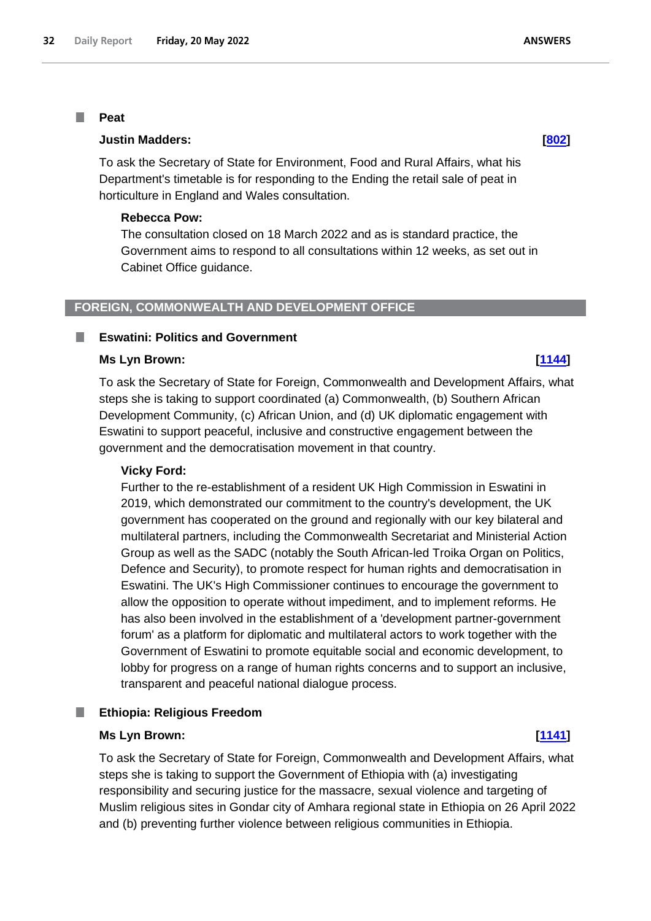### Peat

**Justin Madders:** **[802]**

To ask the Secretary of State for Environment, Food and Rural Affairs, what his Department's timetable is for responding to the Ending the retail sale of peat in horticulture in England and Wales consultation.

**Rebecca Pow:**

The consultation closed on 18 March 2022 and as is standard practice, the Government aims to respond to all consultations within 12 weeks, as set out in Cabinet Office guidance.

## FOREIGN, COMMONWEALTH AND DEVELOPMENT OFFICE

### Eswatini: Politics and Government

**Ms Lyn Brown:** **[1144]**

To ask the Secretary of State for Foreign, Commonwealth and Development Affairs, what steps she is taking to support coordinated (a) Commonwealth, (b) Southern African Development Community, (c) African Union, and (d) UK diplomatic engagement with Eswatini to support peaceful, inclusive and constructive engagement between the government and the democratisation movement in that country.

**Vicky Ford:**

Further to the re-establishment of a resident UK High Commission in Eswatini in 2019, which demonstrated our commitment to the country's development, the UK government has cooperated on the ground and regionally with our key bilateral and multilateral partners, including the Commonwealth Secretariat and Ministerial Action Group as well as the SADC (notably the South African-led Troika Organ on Politics, Defence and Security), to promote respect for human rights and democratisation in Eswatini. The UK's High Commissioner continues to encourage the government to allow the opposition to operate without impediment, and to implement reforms. He has also been involved in the establishment of a 'development partner-government forum' as a platform for diplomatic and multilateral actors to work together with the Government of Eswatini to promote equitable social and economic development, to lobby for progress on a range of human rights concerns and to support an inclusive, transparent and peaceful national dialogue process.

### Ethiopia: Religious Freedom

**Ms Lyn Brown:** **[1141]**

To ask the Secretary of State for Foreign, Commonwealth and Development Affairs, what steps she is taking to support the Government of Ethiopia with (a) investigating responsibility and securing justice for the massacre, sexual violence and targeting of Muslim religious sites in Gondar city of Amhara regional state in Ethiopia on 26 April 2022 and (b) preventing further violence between religious communities in Ethiopia.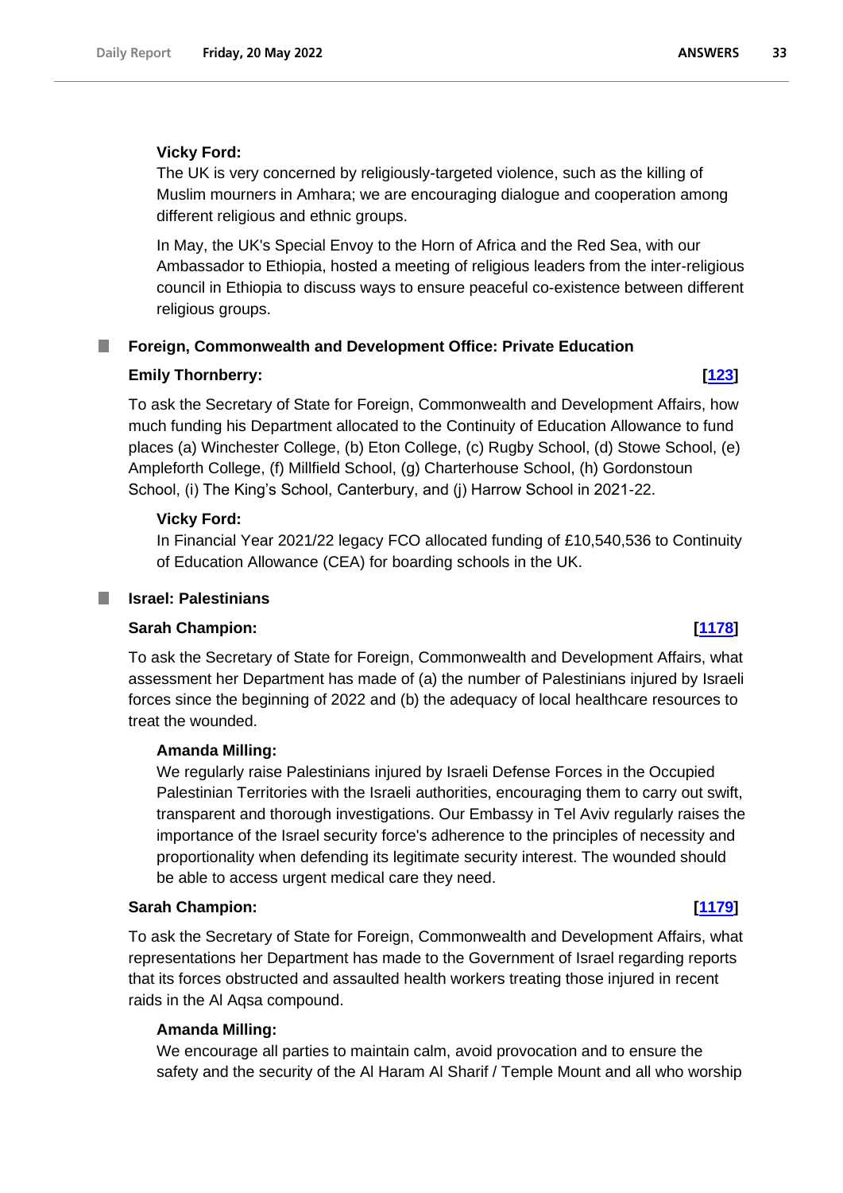**Vicky Ford:**

The UK is very concerned by religiously-targeted violence, such as the killing of Muslim mourners in Amhara; we are encouraging dialogue and cooperation among different religious and ethnic groups.

In May, the UK's Special Envoy to the Horn of Africa and the Red Sea, with our Ambassador to Ethiopia, hosted a meeting of religious leaders from the inter-religious council in Ethiopia to discuss ways to ensure peaceful co-existence between different religious groups.

## Foreign, Commonwealth and Development Office: Private Education

**Emily Thornberry:** **[123]**

To ask the Secretary of State for Foreign, Commonwealth and Development Affairs, how much funding his Department allocated to the Continuity of Education Allowance to fund places (a) Winchester College, (b) Eton College, (c) Rugby School, (d) Stowe School, (e) Ampleforth College, (f) Millfield School, (g) Charterhouse School, (h) Gordonstoun School, (i) The King's School, Canterbury, and (j) Harrow School in 2021-22.

**Vicky Ford:**

In Financial Year 2021/22 legacy FCO allocated funding of £10,540,536 to Continuity of Education Allowance (CEA) for boarding schools in the UK.

## Israel: Palestinians

**Sarah Champion:** **[1178]**

To ask the Secretary of State for Foreign, Commonwealth and Development Affairs, what assessment her Department has made of (a) the number of Palestinians injured by Israeli forces since the beginning of 2022 and (b) the adequacy of local healthcare resources to treat the wounded.

**Amanda Milling:**

We regularly raise Palestinians injured by Israeli Defense Forces in the Occupied Palestinian Territories with the Israeli authorities, encouraging them to carry out swift, transparent and thorough investigations. Our Embassy in Tel Aviv regularly raises the importance of the Israel security force's adherence to the principles of necessity and proportionality when defending its legitimate security interest. The wounded should be able to access urgent medical care they need.

**Sarah Champion:** **[1179]**

To ask the Secretary of State for Foreign, Commonwealth and Development Affairs, what representations her Department has made to the Government of Israel regarding reports that its forces obstructed and assaulted health workers treating those injured in recent raids in the Al Aqsa compound.

**Amanda Milling:**

We encourage all parties to maintain calm, avoid provocation and to ensure the safety and the security of the Al Haram Al Sharif / Temple Mount and all who worship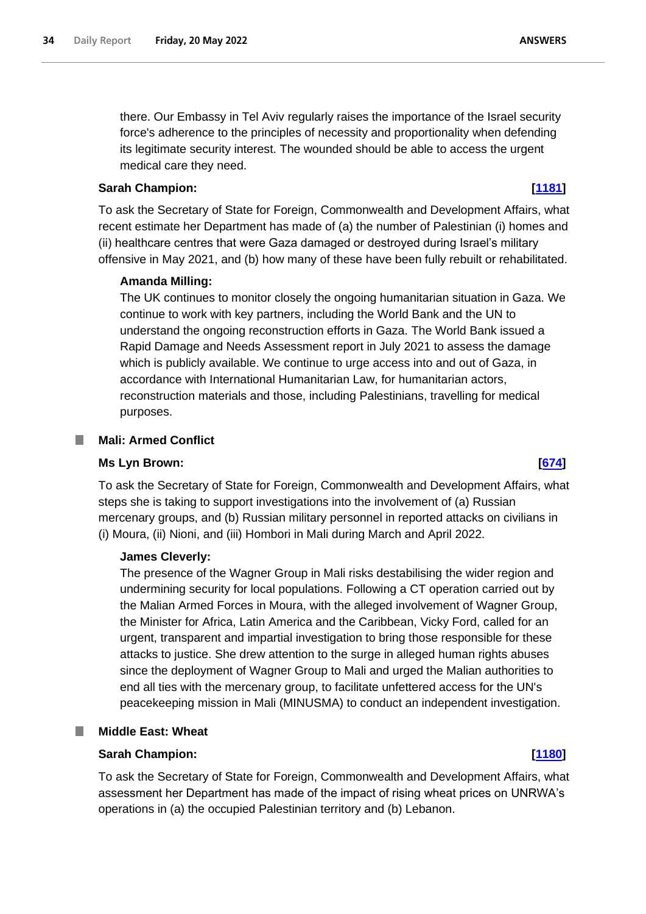there. Our Embassy in Tel Aviv regularly raises the importance of the Israel security force's adherence to the principles of necessity and proportionality when defending its legitimate security interest. The wounded should be able to access the urgent medical care they need.

**Sarah Champion:** **[1181]**

To ask the Secretary of State for Foreign, Commonwealth and Development Affairs, what recent estimate her Department has made of (a) the number of Palestinian (i) homes and (ii) healthcare centres that were Gaza damaged or destroyed during Israel's military offensive in May 2021, and (b) how many of these have been fully rebuilt or rehabilitated.

**Amanda Milling:**

The UK continues to monitor closely the ongoing humanitarian situation in Gaza. We continue to work with key partners, including the World Bank and the UN to understand the ongoing reconstruction efforts in Gaza. The World Bank issued a Rapid Damage and Needs Assessment report in July 2021 to assess the damage which is publicly available. We continue to urge access into and out of Gaza, in accordance with International Humanitarian Law, for humanitarian actors, reconstruction materials and those, including Palestinians, travelling for medical purposes.

## Mali: Armed Conflict

**Ms Lyn Brown:** **[674]**

To ask the Secretary of State for Foreign, Commonwealth and Development Affairs, what steps she is taking to support investigations into the involvement of (a) Russian mercenary groups, and (b) Russian military personnel in reported attacks on civilians in (i) Moura, (ii) Nioni, and (iii) Hombori in Mali during March and April 2022.

**James Cleverly:**

The presence of the Wagner Group in Mali risks destabilising the wider region and undermining security for local populations. Following a CT operation carried out by the Malian Armed Forces in Moura, with the alleged involvement of Wagner Group, the Minister for Africa, Latin America and the Caribbean, Vicky Ford, called for an urgent, transparent and impartial investigation to bring those responsible for these attacks to justice. She drew attention to the surge in alleged human rights abuses since the deployment of Wagner Group to Mali and urged the Malian authorities to end all ties with the mercenary group, to facilitate unfettered access for the UN's peacekeeping mission in Mali (MINUSMA) to conduct an independent investigation.

## Middle East: Wheat

**Sarah Champion:** **[1180]**

To ask the Secretary of State for Foreign, Commonwealth and Development Affairs, what assessment her Department has made of the impact of rising wheat prices on UNRWA's operations in (a) the occupied Palestinian territory and (b) Lebanon.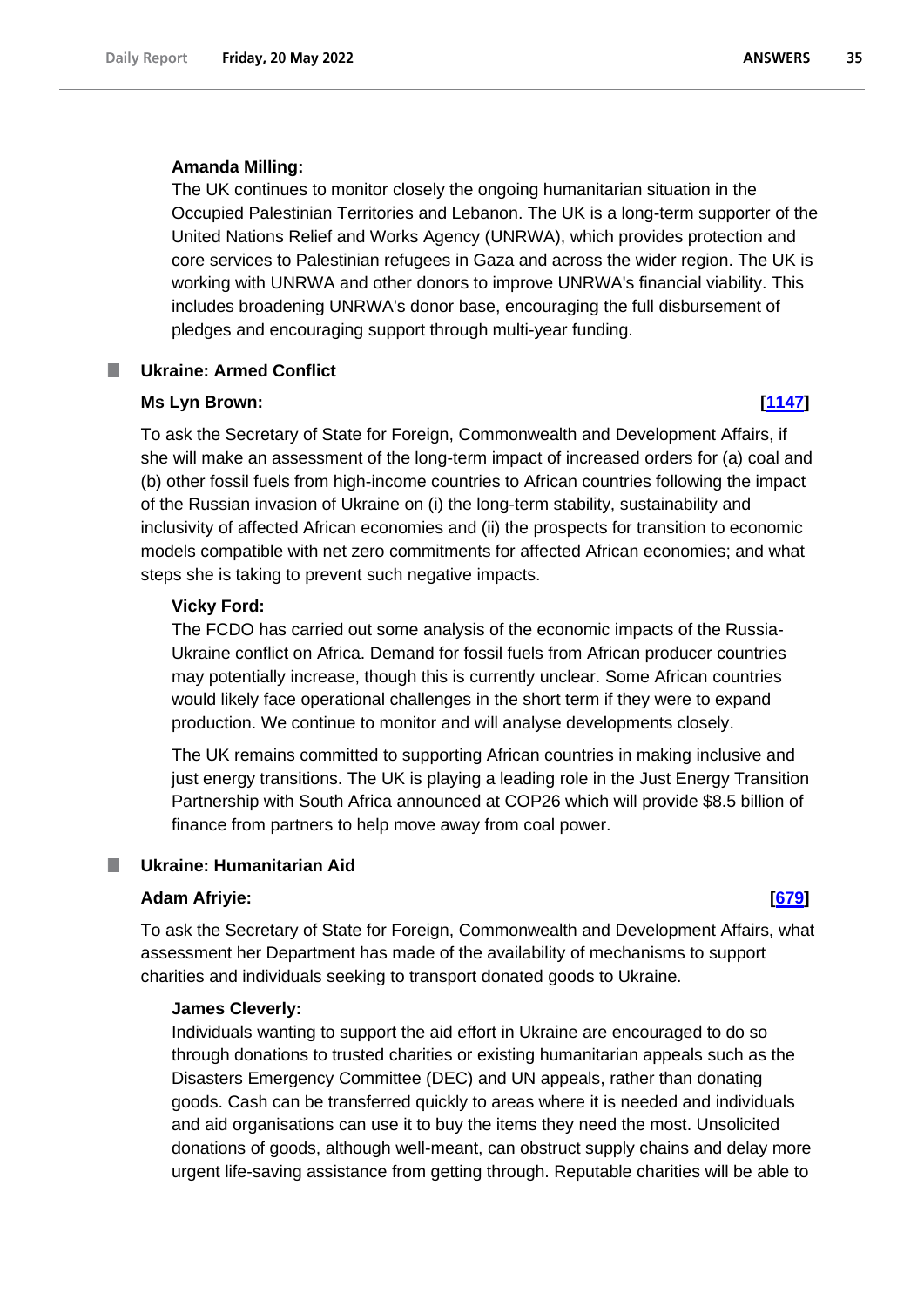**Amanda Milling:**

The UK continues to monitor closely the ongoing humanitarian situation in the Occupied Palestinian Territories and Lebanon. The UK is a long-term supporter of the United Nations Relief and Works Agency (UNRWA), which provides protection and core services to Palestinian refugees in Gaza and across the wider region. The UK is working with UNRWA and other donors to improve UNRWA's financial viability. This includes broadening UNRWA's donor base, encouraging the full disbursement of pledges and encouraging support through multi-year funding.

## Ukraine: Armed Conflict

**Ms Lyn Brown:** **[1147]**

To ask the Secretary of State for Foreign, Commonwealth and Development Affairs, if she will make an assessment of the long-term impact of increased orders for (a) coal and (b) other fossil fuels from high-income countries to African countries following the impact of the Russian invasion of Ukraine on (i) the long-term stability, sustainability and inclusivity of affected African economies and (ii) the prospects for transition to economic models compatible with net zero commitments for affected African economies; and what steps she is taking to prevent such negative impacts.

**Vicky Ford:**

The FCDO has carried out some analysis of the economic impacts of the Russia-Ukraine conflict on Africa. Demand for fossil fuels from African producer countries may potentially increase, though this is currently unclear. Some African countries would likely face operational challenges in the short term if they were to expand production. We continue to monitor and will analyse developments closely.

The UK remains committed to supporting African countries in making inclusive and just energy transitions. The UK is playing a leading role in the Just Energy Transition Partnership with South Africa announced at COP26 which will provide $8.5 billion of finance from partners to help move away from coal power.

## Ukraine: Humanitarian Aid

**Adam Afriyie:** **[679]**

To ask the Secretary of State for Foreign, Commonwealth and Development Affairs, what assessment her Department has made of the availability of mechanisms to support charities and individuals seeking to transport donated goods to Ukraine.

**James Cleverly:**

Individuals wanting to support the aid effort in Ukraine are encouraged to do so through donations to trusted charities or existing humanitarian appeals such as the Disasters Emergency Committee (DEC) and UN appeals, rather than donating goods. Cash can be transferred quickly to areas where it is needed and individuals and aid organisations can use it to buy the items they need the most. Unsolicited donations of goods, although well-meant, can obstruct supply chains and delay more urgent life-saving assistance from getting through. Reputable charities will be able to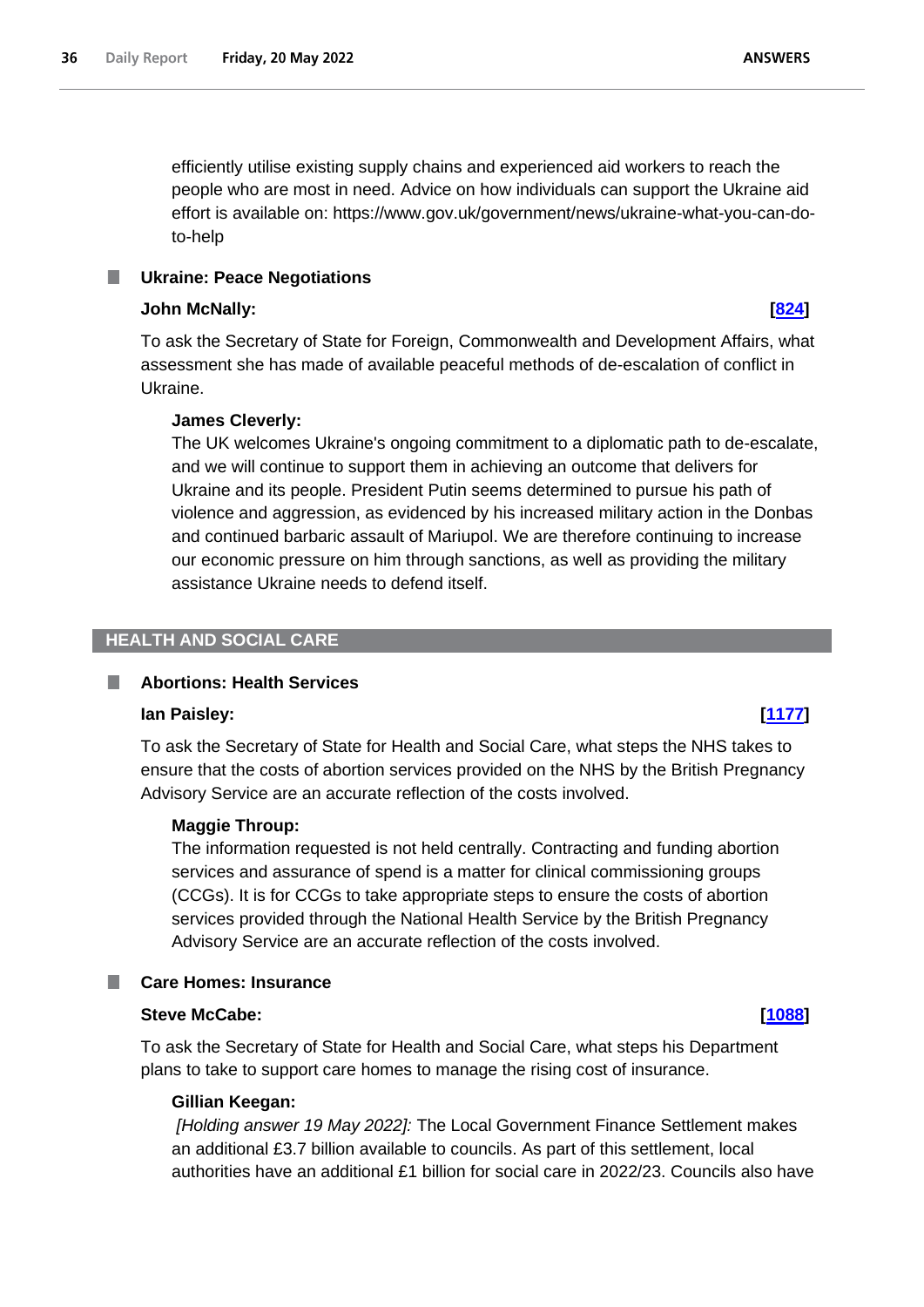efficiently utilise existing supply chains and experienced aid workers to reach the people who are most in need. Advice on how individuals can support the Ukraine aid effort is available on: https://www.gov.uk/government/news/ukraine-what-you-can-do-to-help

### Ukraine: Peace Negotiations

**John McNally:** **[824]**

To ask the Secretary of State for Foreign, Commonwealth and Development Affairs, what assessment she has made of available peaceful methods of de-escalation of conflict in Ukraine.

**James Cleverly:**

The UK welcomes Ukraine's ongoing commitment to a diplomatic path to de-escalate, and we will continue to support them in achieving an outcome that delivers for Ukraine and its people. President Putin seems determined to pursue his path of violence and aggression, as evidenced by his increased military action in the Donbas and continued barbaric assault of Mariupol. We are therefore continuing to increase our economic pressure on him through sanctions, as well as providing the military assistance Ukraine needs to defend itself.

## HEALTH AND SOCIAL CARE

### Abortions: Health Services

**Ian Paisley:** **[1177]**

To ask the Secretary of State for Health and Social Care, what steps the NHS takes to ensure that the costs of abortion services provided on the NHS by the British Pregnancy Advisory Service are an accurate reflection of the costs involved.

**Maggie Throup:**

The information requested is not held centrally. Contracting and funding abortion services and assurance of spend is a matter for clinical commissioning groups (CCGs). It is for CCGs to take appropriate steps to ensure the costs of abortion services provided through the National Health Service by the British Pregnancy Advisory Service are an accurate reflection of the costs involved.

### Care Homes: Insurance

**Steve McCabe:** **[1088]**

To ask the Secretary of State for Health and Social Care, what steps his Department plans to take to support care homes to manage the rising cost of insurance.

**Gillian Keegan:**

*[Holding answer 19 May 2022]:* The Local Government Finance Settlement makes an additional £3.7 billion available to councils. As part of this settlement, local authorities have an additional £1 billion for social care in 2022/23. Councils also have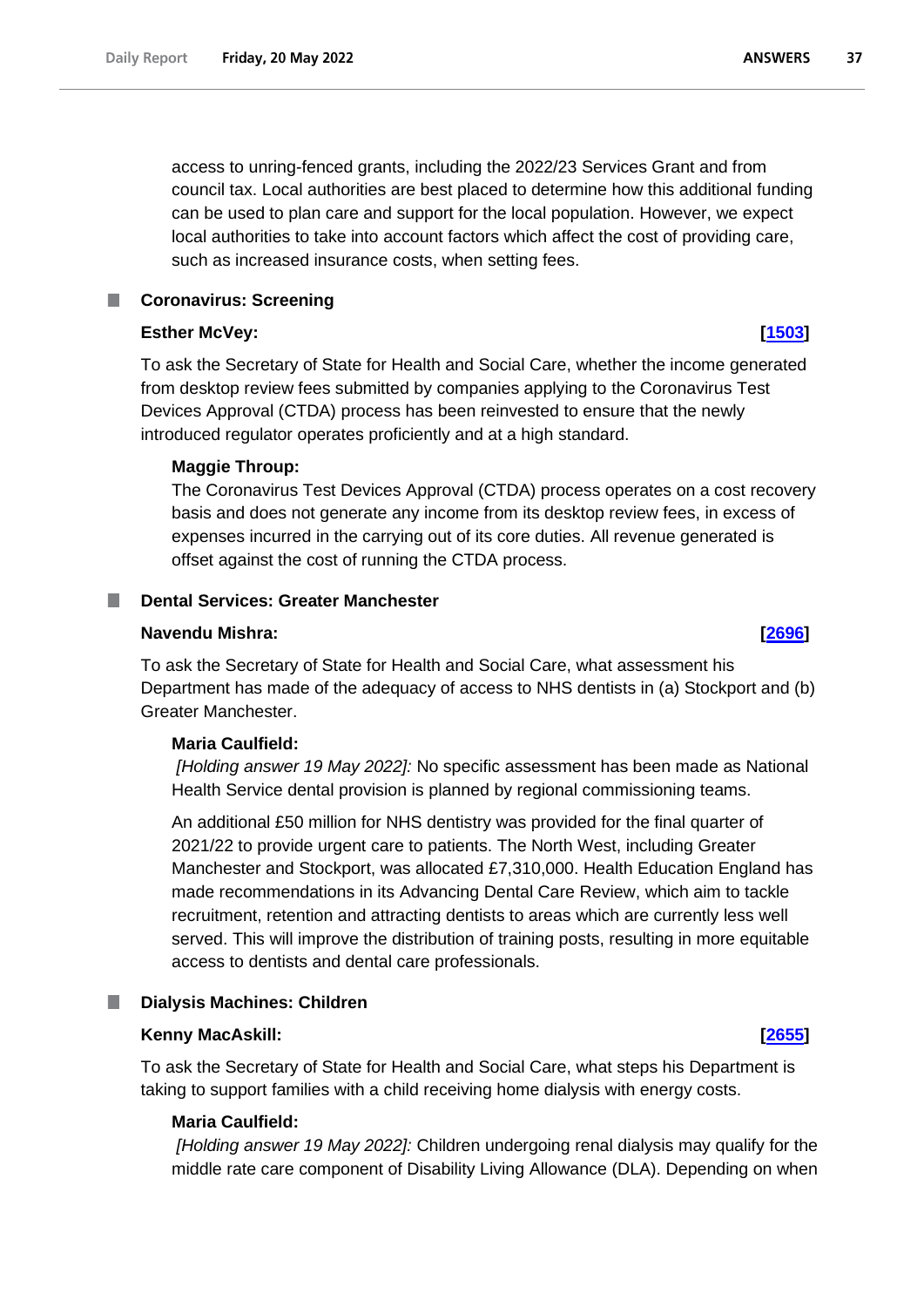access to unring-fenced grants, including the 2022/23 Services Grant and from council tax. Local authorities are best placed to determine how this additional funding can be used to plan care and support for the local population. However, we expect local authorities to take into account factors which affect the cost of providing care, such as increased insurance costs, when setting fees.

### Coronavirus: Screening

**Esther McVey:** **[1503]**

To ask the Secretary of State for Health and Social Care, whether the income generated from desktop review fees submitted by companies applying to the Coronavirus Test Devices Approval (CTDA) process has been reinvested to ensure that the newly introduced regulator operates proficiently and at a high standard.

**Maggie Throup:**

The Coronavirus Test Devices Approval (CTDA) process operates on a cost recovery basis and does not generate any income from its desktop review fees, in excess of expenses incurred in the carrying out of its core duties. All revenue generated is offset against the cost of running the CTDA process.

### Dental Services: Greater Manchester

**Navendu Mishra:** **[2696]**

To ask the Secretary of State for Health and Social Care, what assessment his Department has made of the adequacy of access to NHS dentists in (a) Stockport and (b) Greater Manchester.

**Maria Caulfield:**

*[Holding answer 19 May 2022]:* No specific assessment has been made as National Health Service dental provision is planned by regional commissioning teams.

An additional £50 million for NHS dentistry was provided for the final quarter of 2021/22 to provide urgent care to patients. The North West, including Greater Manchester and Stockport, was allocated £7,310,000. Health Education England has made recommendations in its Advancing Dental Care Review, which aim to tackle recruitment, retention and attracting dentists to areas which are currently less well served. This will improve the distribution of training posts, resulting in more equitable access to dentists and dental care professionals.

### Dialysis Machines: Children

**Kenny MacAskill:** **[2655]**

To ask the Secretary of State for Health and Social Care, what steps his Department is taking to support families with a child receiving home dialysis with energy costs.

**Maria Caulfield:**

*[Holding answer 19 May 2022]:* Children undergoing renal dialysis may qualify for the middle rate care component of Disability Living Allowance (DLA). Depending on when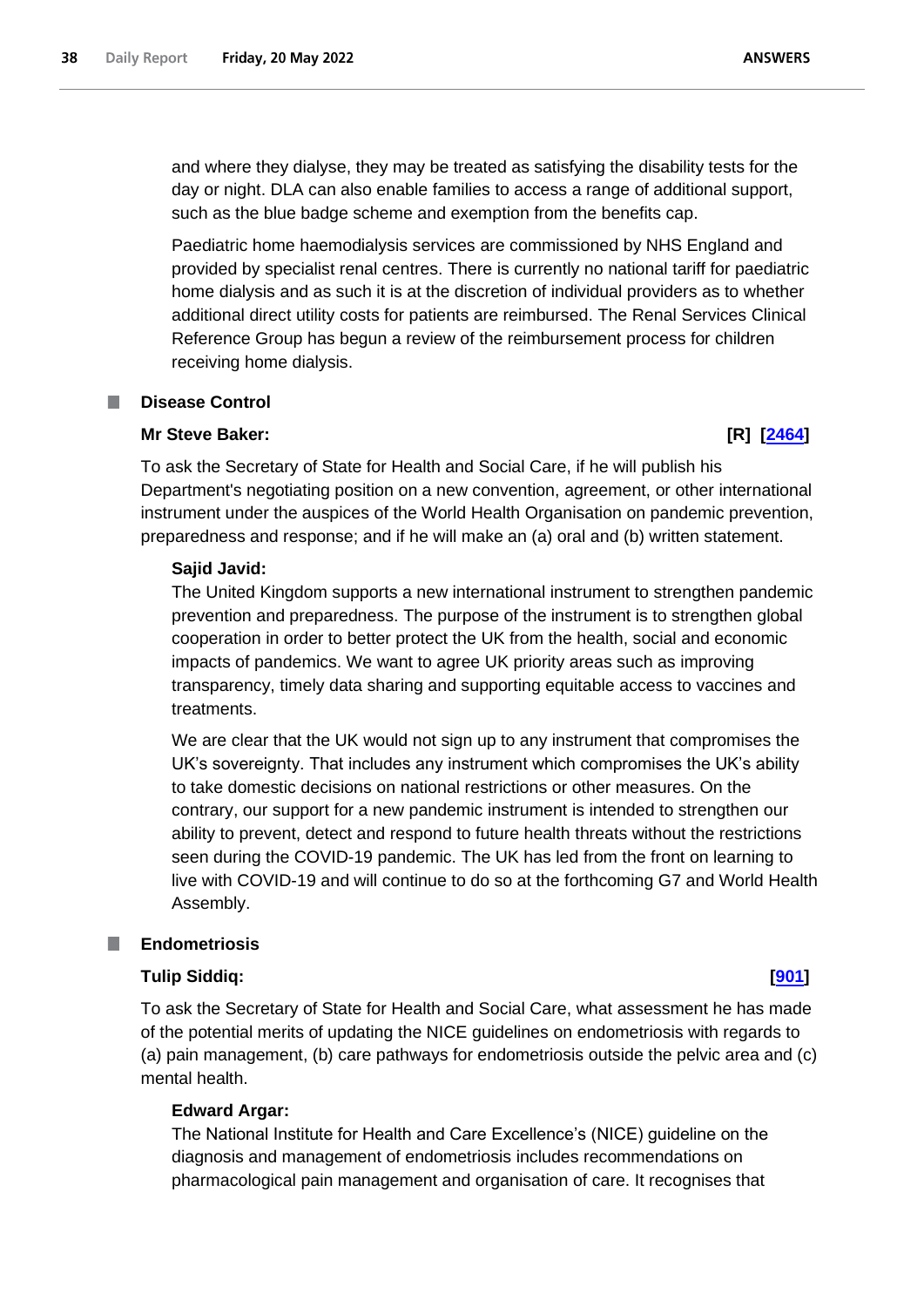and where they dialyse, they may be treated as satisfying the disability tests for the day or night. DLA can also enable families to access a range of additional support, such as the blue badge scheme and exemption from the benefits cap.

Paediatric home haemodialysis services are commissioned by NHS England and provided by specialist renal centres. There is currently no national tariff for paediatric home dialysis and as such it is at the discretion of individual providers as to whether additional direct utility costs for patients are reimbursed. The Renal Services Clinical Reference Group has begun a review of the reimbursement process for children receiving home dialysis.

### Disease Control

**Mr Steve Baker:** **[R] [2464]**

To ask the Secretary of State for Health and Social Care, if he will publish his Department's negotiating position on a new convention, agreement, or other international instrument under the auspices of the World Health Organisation on pandemic prevention, preparedness and response; and if he will make an (a) oral and (b) written statement.

**Sajid Javid:**

The United Kingdom supports a new international instrument to strengthen pandemic prevention and preparedness. The purpose of the instrument is to strengthen global cooperation in order to better protect the UK from the health, social and economic impacts of pandemics. We want to agree UK priority areas such as improving transparency, timely data sharing and supporting equitable access to vaccines and treatments.

We are clear that the UK would not sign up to any instrument that compromises the UK's sovereignty. That includes any instrument which compromises the UK's ability to take domestic decisions on national restrictions or other measures. On the contrary, our support for a new pandemic instrument is intended to strengthen our ability to prevent, detect and respond to future health threats without the restrictions seen during the COVID-19 pandemic. The UK has led from the front on learning to live with COVID-19 and will continue to do so at the forthcoming G7 and World Health Assembly.

### Endometriosis

**Tulip Siddiq:** **[901]**

To ask the Secretary of State for Health and Social Care, what assessment he has made of the potential merits of updating the NICE guidelines on endometriosis with regards to (a) pain management, (b) care pathways for endometriosis outside the pelvic area and (c) mental health.

**Edward Argar:**

The National Institute for Health and Care Excellence's (NICE) guideline on the diagnosis and management of endometriosis includes recommendations on pharmacological pain management and organisation of care. It recognises that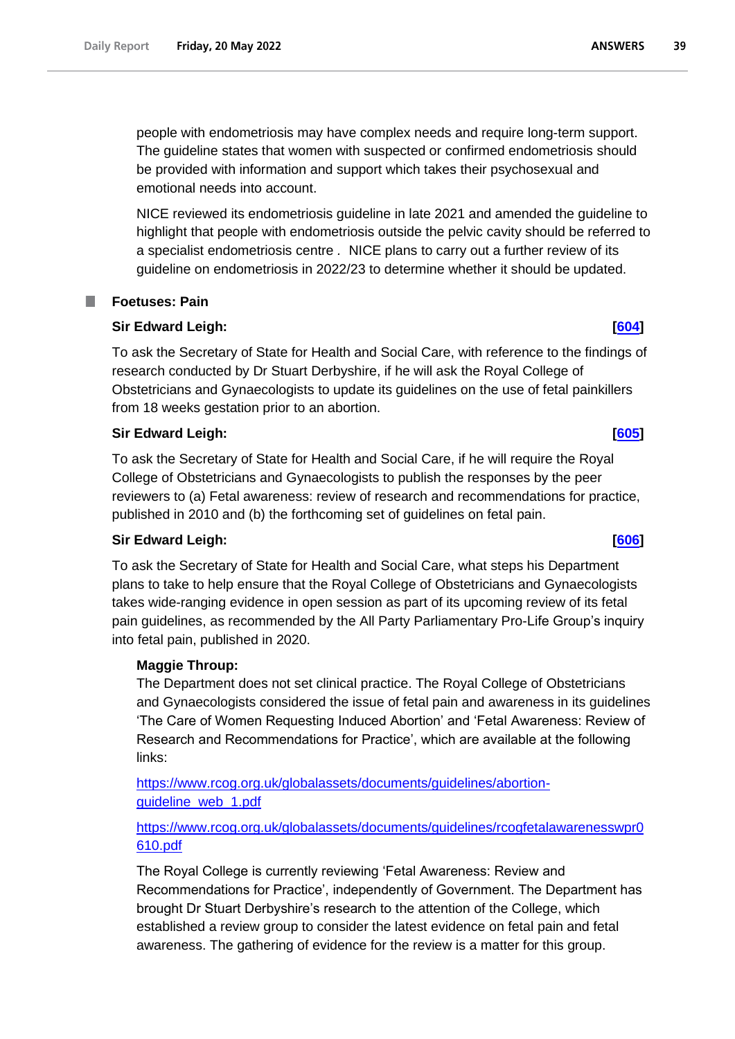people with endometriosis may have complex needs and require long-term support. The guideline states that women with suspected or confirmed endometriosis should be provided with information and support which takes their psychosexual and emotional needs into account.

NICE reviewed its endometriosis guideline in late 2021 and amended the guideline to highlight that people with endometriosis outside the pelvic cavity should be referred to a specialist endometriosis centre . NICE plans to carry out a further review of its guideline on endometriosis in 2022/23 to determine whether it should be updated.

### Foetuses: Pain

**Sir Edward Leigh:** **[604]**

To ask the Secretary of State for Health and Social Care, with reference to the findings of research conducted by Dr Stuart Derbyshire, if he will ask the Royal College of Obstetricians and Gynaecologists to update its guidelines on the use of fetal painkillers from 18 weeks gestation prior to an abortion.

**Sir Edward Leigh:** **[605]**

To ask the Secretary of State for Health and Social Care, if he will require the Royal College of Obstetricians and Gynaecologists to publish the responses by the peer reviewers to (a) Fetal awareness: review of research and recommendations for practice, published in 2010 and (b) the forthcoming set of guidelines on fetal pain.

**Sir Edward Leigh:** **[606]**

To ask the Secretary of State for Health and Social Care, what steps his Department plans to take to help ensure that the Royal College of Obstetricians and Gynaecologists takes wide-ranging evidence in open session as part of its upcoming review of its fetal pain guidelines, as recommended by the All Party Parliamentary Pro-Life Group's inquiry into fetal pain, published in 2020.

**Maggie Throup:**

The Department does not set clinical practice. The Royal College of Obstetricians and Gynaecologists considered the issue of fetal pain and awareness in its guidelines 'The Care of Women Requesting Induced Abortion' and 'Fetal Awareness: Review of Research and Recommendations for Practice', which are available at the following links:

https://www.rcog.org.uk/globalassets/documents/guidelines/abortion-guideline_web_1.pdf

https://www.rcog.org.uk/globalassets/documents/guidelines/rcogfetalawarenesswpr0610.pdf

The Royal College is currently reviewing 'Fetal Awareness: Review and Recommendations for Practice', independently of Government. The Department has brought Dr Stuart Derbyshire's research to the attention of the College, which established a review group to consider the latest evidence on fetal pain and fetal awareness. The gathering of evidence for the review is a matter for this group.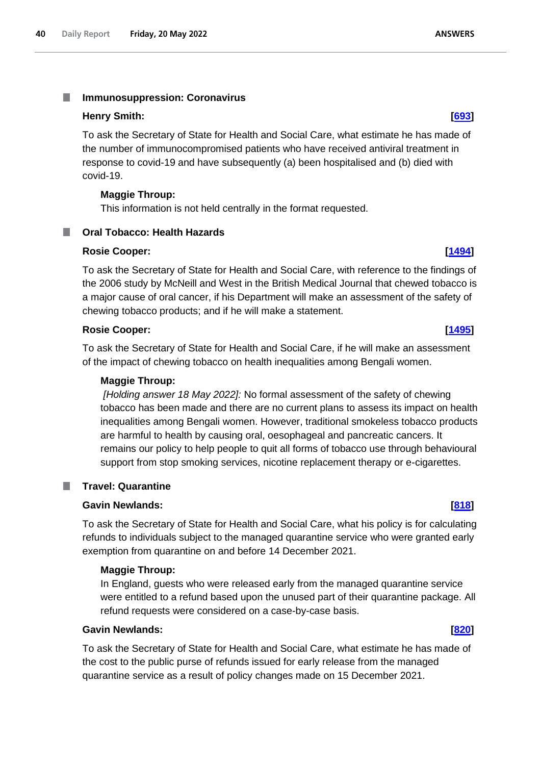## Immunosuppression: Coronavirus

**Henry Smith:** **[693]**

To ask the Secretary of State for Health and Social Care, what estimate he has made of the number of immunocompromised patients who have received antiviral treatment in response to covid-19 and have subsequently (a) been hospitalised and (b) died with covid-19.

**Maggie Throup:**

This information is not held centrally in the format requested.

## Oral Tobacco: Health Hazards

**Rosie Cooper:** **[1494]**

To ask the Secretary of State for Health and Social Care, with reference to the findings of the 2006 study by McNeill and West in the British Medical Journal that chewed tobacco is a major cause of oral cancer, if his Department will make an assessment of the safety of chewing tobacco products; and if he will make a statement.

**Rosie Cooper:** **[1495]**

To ask the Secretary of State for Health and Social Care, if he will make an assessment of the impact of chewing tobacco on health inequalities among Bengali women.

**Maggie Throup:**

*[Holding answer 18 May 2022]:* No formal assessment of the safety of chewing tobacco has been made and there are no current plans to assess its impact on health inequalities among Bengali women. However, traditional smokeless tobacco products are harmful to health by causing oral, oesophageal and pancreatic cancers. It remains our policy to help people to quit all forms of tobacco use through behavioural support from stop smoking services, nicotine replacement therapy or e-cigarettes.

## Travel: Quarantine

**Gavin Newlands:** **[818]**

To ask the Secretary of State for Health and Social Care, what his policy is for calculating refunds to individuals subject to the managed quarantine service who were granted early exemption from quarantine on and before 14 December 2021.

**Maggie Throup:**

In England, guests who were released early from the managed quarantine service were entitled to a refund based upon the unused part of their quarantine package. All refund requests were considered on a case-by-case basis.

**Gavin Newlands:** **[820]**

To ask the Secretary of State for Health and Social Care, what estimate he has made of the cost to the public purse of refunds issued for early release from the managed quarantine service as a result of policy changes made on 15 December 2021.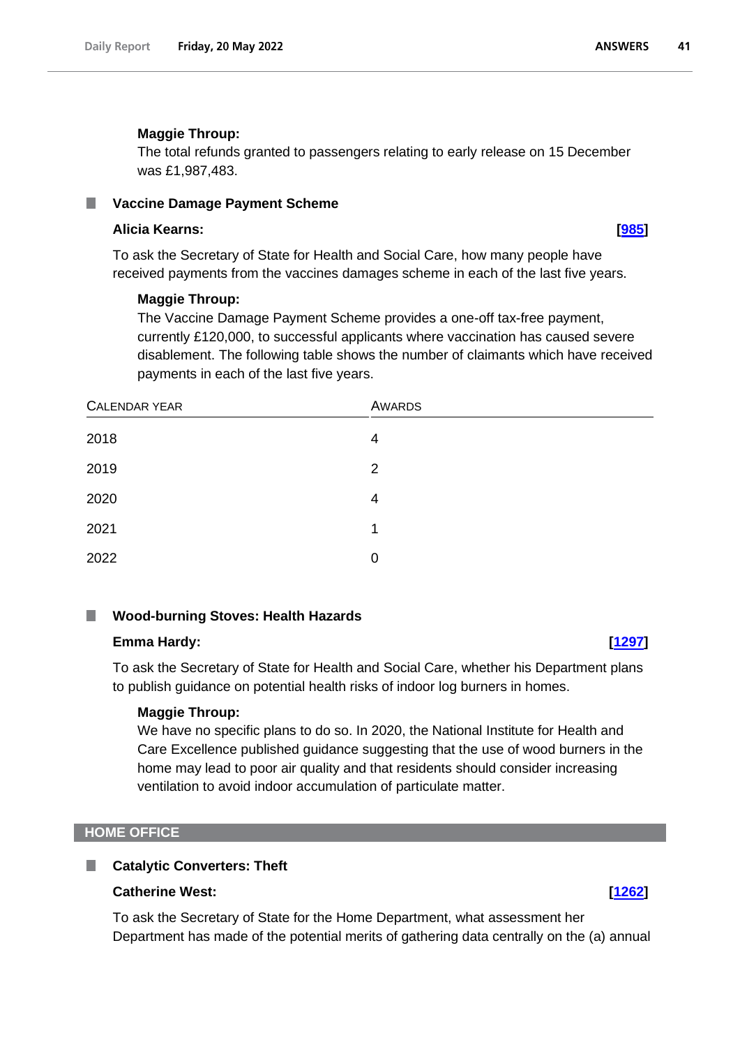**Maggie Throup:**

The total refunds granted to passengers relating to early release on 15 December was £1,987,483.

### Vaccine Damage Payment Scheme

**Alicia Kearns:** **[985]**

To ask the Secretary of State for Health and Social Care, how many people have received payments from the vaccines damages scheme in each of the last five years.

**Maggie Throup:**

The Vaccine Damage Payment Scheme provides a one-off tax-free payment, currently £120,000, to successful applicants where vaccination has caused severe disablement. The following table shows the number of claimants which have received payments in each of the last five years.

| Calendar Year | Awards |
|---|---|
| 2018 | 4 |
| 2019 | 2 |
| 2020 | 4 |
| 2021 | 1 |
| 2022 | 0 |

### Wood-burning Stoves: Health Hazards

**Emma Hardy:** **[1297]**

To ask the Secretary of State for Health and Social Care, whether his Department plans to publish guidance on potential health risks of indoor log burners in homes.

**Maggie Throup:**

We have no specific plans to do so. In 2020, the National Institute for Health and Care Excellence published guidance suggesting that the use of wood burners in the home may lead to poor air quality and that residents should consider increasing ventilation to avoid indoor accumulation of particulate matter.

## HOME OFFICE

### Catalytic Converters: Theft

**Catherine West:** **[1262]**

To ask the Secretary of State for the Home Department, what assessment her Department has made of the potential merits of gathering data centrally on the (a) annual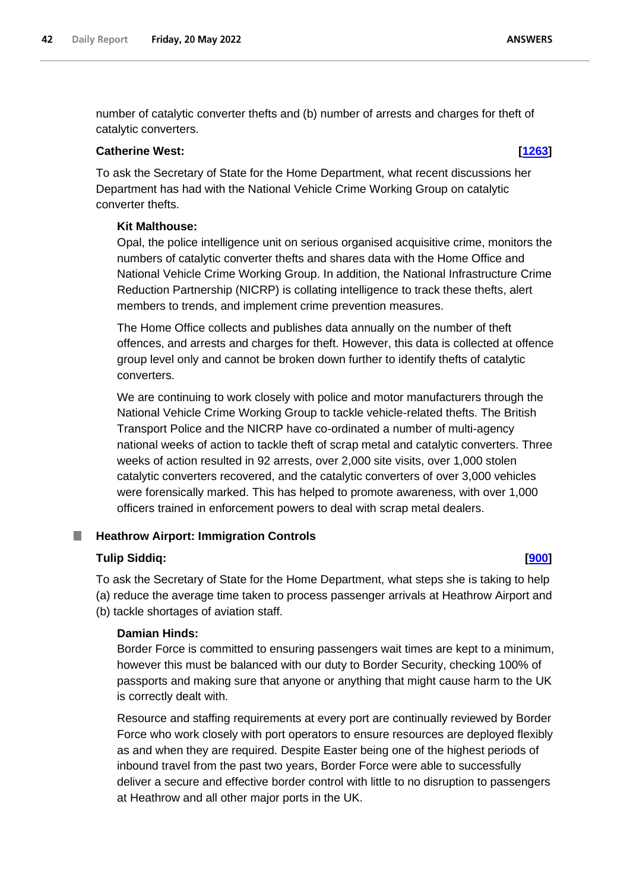number of catalytic converter thefts and (b) number of arrests and charges for theft of catalytic converters.

**Catherine West:** **[1263]**

To ask the Secretary of State for the Home Department, what recent discussions her Department has had with the National Vehicle Crime Working Group on catalytic converter thefts.

**Kit Malthouse:**

Opal, the police intelligence unit on serious organised acquisitive crime, monitors the numbers of catalytic converter thefts and shares data with the Home Office and National Vehicle Crime Working Group. In addition, the National Infrastructure Crime Reduction Partnership (NICRP) is collating intelligence to track these thefts, alert members to trends, and implement crime prevention measures.

The Home Office collects and publishes data annually on the number of theft offences, and arrests and charges for theft. However, this data is collected at offence group level only and cannot be broken down further to identify thefts of catalytic converters.

We are continuing to work closely with police and motor manufacturers through the National Vehicle Crime Working Group to tackle vehicle-related thefts. The British Transport Police and the NICRP have co-ordinated a number of multi-agency national weeks of action to tackle theft of scrap metal and catalytic converters. Three weeks of action resulted in 92 arrests, over 2,000 site visits, over 1,000 stolen catalytic converters recovered, and the catalytic converters of over 3,000 vehicles were forensically marked. This has helped to promote awareness, with over 1,000 officers trained in enforcement powers to deal with scrap metal dealers.

## Heathrow Airport: Immigration Controls

**Tulip Siddiq:** **[900]**

To ask the Secretary of State for the Home Department, what steps she is taking to help (a) reduce the average time taken to process passenger arrivals at Heathrow Airport and (b) tackle shortages of aviation staff.

**Damian Hinds:**

Border Force is committed to ensuring passengers wait times are kept to a minimum, however this must be balanced with our duty to Border Security, checking 100% of passports and making sure that anyone or anything that might cause harm to the UK is correctly dealt with.

Resource and staffing requirements at every port are continually reviewed by Border Force who work closely with port operators to ensure resources are deployed flexibly as and when they are required. Despite Easter being one of the highest periods of inbound travel from the past two years, Border Force were able to successfully deliver a secure and effective border control with little to no disruption to passengers at Heathrow and all other major ports in the UK.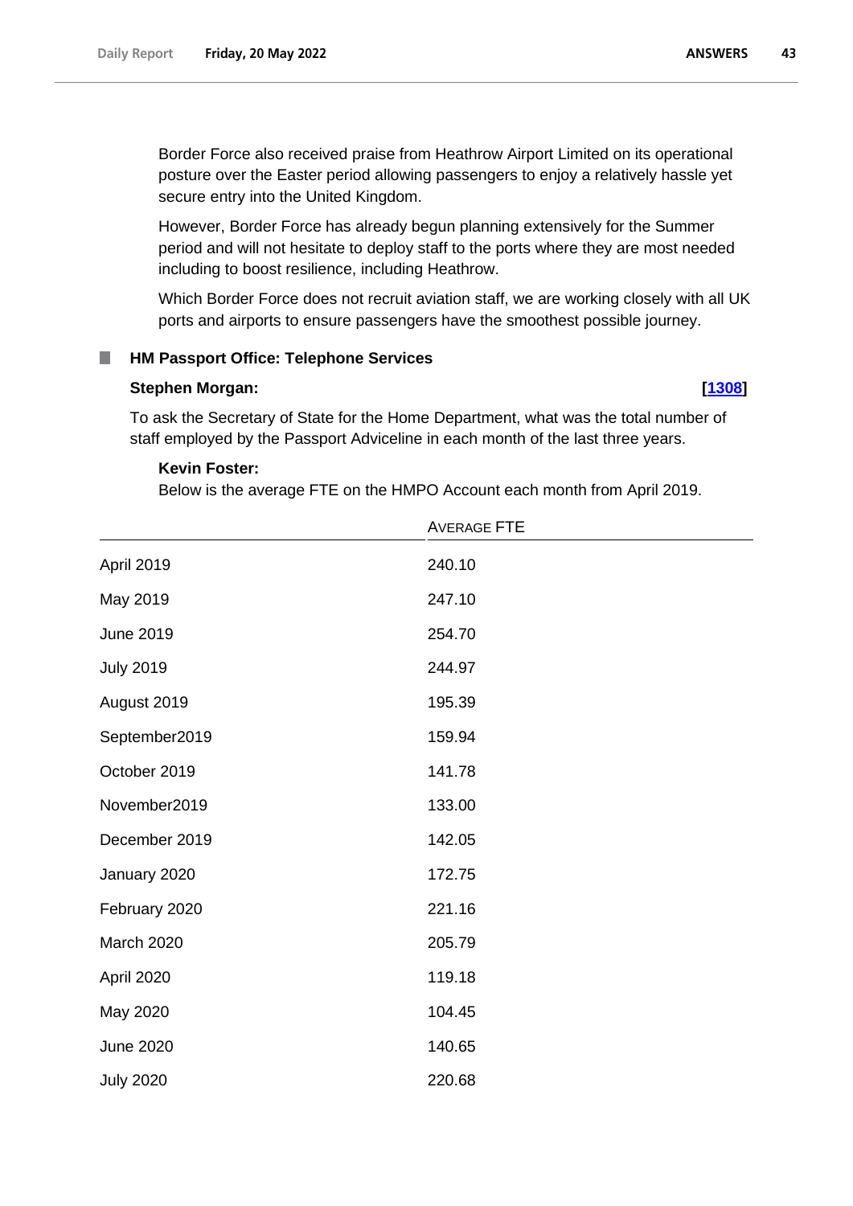Border Force also received praise from Heathrow Airport Limited on its operational posture over the Easter period allowing passengers to enjoy a relatively hassle yet secure entry into the United Kingdom.

However, Border Force has already begun planning extensively for the Summer period and will not hesitate to deploy staff to the ports where they are most needed including to boost resilience, including Heathrow.

Which Border Force does not recruit aviation staff, we are working closely with all UK ports and airports to ensure passengers have the smoothest possible journey.

## HM Passport Office: Telephone Services

**Stephen Morgan:** **[1308]**

To ask the Secretary of State for the Home Department, what was the total number of staff employed by the Passport Adviceline in each month of the last three years.

**Kevin Foster:**

Below is the average FTE on the HMPO Account each month from April 2019.

| | Average FTE |
|---|---|
| April 2019 | 240.10 |
| May 2019 | 247.10 |
| June 2019 | 254.70 |
| July 2019 | 244.97 |
| August 2019 | 195.39 |
| September2019 | 159.94 |
| October 2019 | 141.78 |
| November2019 | 133.00 |
| December 2019 | 142.05 |
| January 2020 | 172.75 |
| February 2020 | 221.16 |
| March 2020 | 205.79 |
| April 2020 | 119.18 |
| May 2020 | 104.45 |
| June 2020 | 140.65 |
| July 2020 | 220.68 |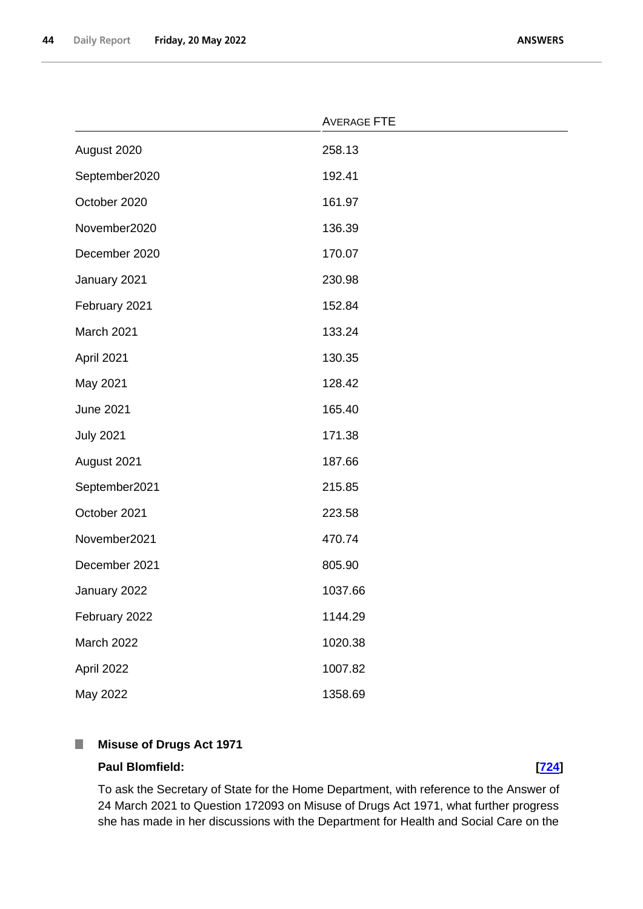| | Average FTE |
|---|---|
| August 2020 | 258.13 |
| September2020 | 192.41 |
| October 2020 | 161.97 |
| November2020 | 136.39 |
| December 2020 | 170.07 |
| January 2021 | 230.98 |
| February 2021 | 152.84 |
| March 2021 | 133.24 |
| April 2021 | 130.35 |
| May 2021 | 128.42 |
| June 2021 | 165.40 |
| July 2021 | 171.38 |
| August 2021 | 187.66 |
| September2021 | 215.85 |
| October 2021 | 223.58 |
| November2021 | 470.74 |
| December 2021 | 805.90 |
| January 2022 | 1037.66 |
| February 2022 | 1144.29 |
| March 2022 | 1020.38 |
| April 2022 | 1007.82 |
| May 2022 | 1358.69 |

### Misuse of Drugs Act 1971

**Paul Blomfield:** **[724]**

To ask the Secretary of State for the Home Department, with reference to the Answer of 24 March 2021 to Question 172093 on Misuse of Drugs Act 1971, what further progress she has made in her discussions with the Department for Health and Social Care on the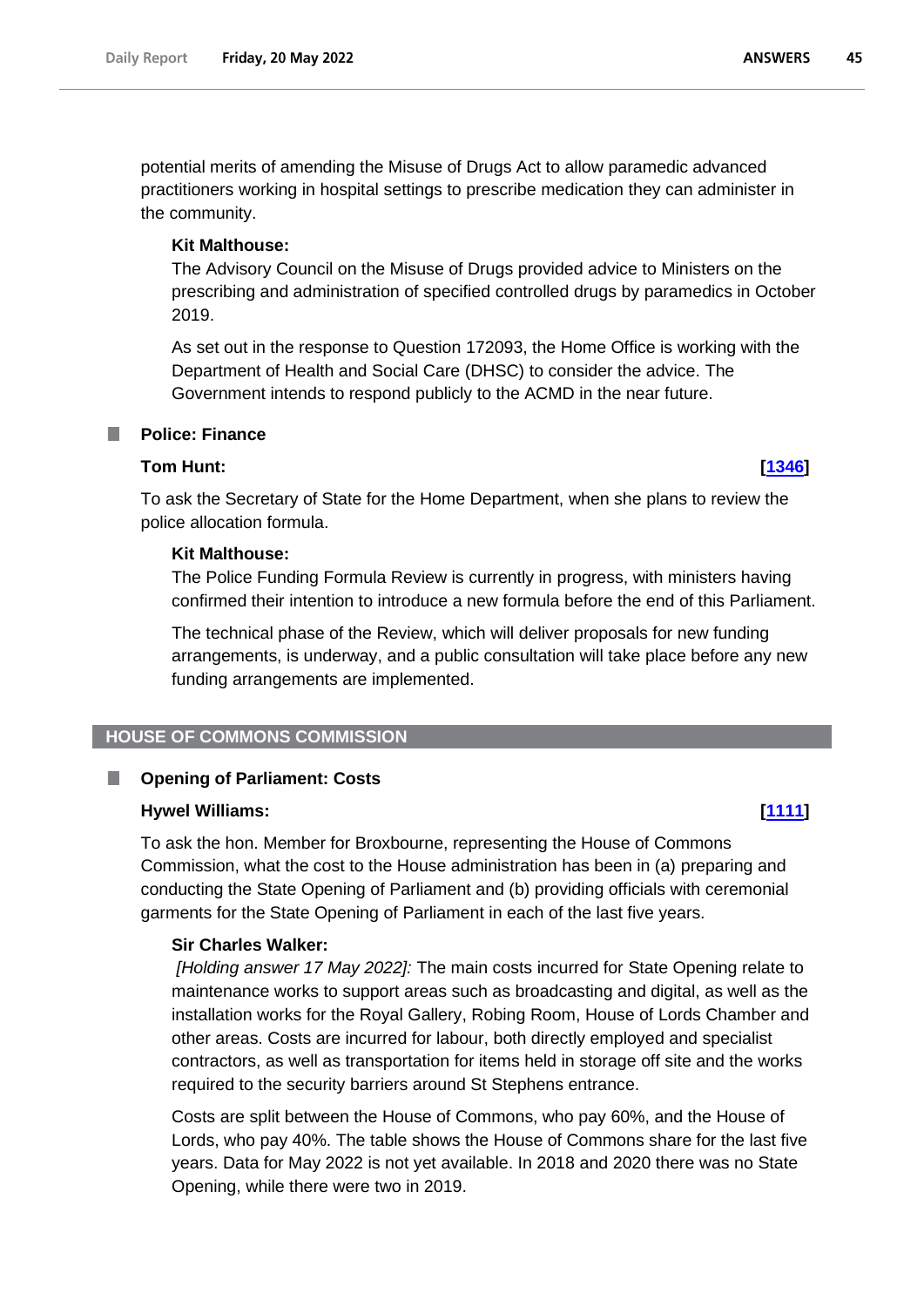potential merits of amending the Misuse of Drugs Act to allow paramedic advanced practitioners working in hospital settings to prescribe medication they can administer in the community.

**Kit Malthouse:**

The Advisory Council on the Misuse of Drugs provided advice to Ministers on the prescribing and administration of specified controlled drugs by paramedics in October 2019.

As set out in the response to Question 172093, the Home Office is working with the Department of Health and Social Care (DHSC) to consider the advice. The Government intends to respond publicly to the ACMD in the near future.

### Police: Finance

**Tom Hunt:** **[1346]**

To ask the Secretary of State for the Home Department, when she plans to review the police allocation formula.

**Kit Malthouse:**

The Police Funding Formula Review is currently in progress, with ministers having confirmed their intention to introduce a new formula before the end of this Parliament.

The technical phase of the Review, which will deliver proposals for new funding arrangements, is underway, and a public consultation will take place before any new funding arrangements are implemented.

## HOUSE OF COMMONS COMMISSION

### Opening of Parliament: Costs

**Hywel Williams:** **[1111]**

To ask the hon. Member for Broxbourne, representing the House of Commons Commission, what the cost to the House administration has been in (a) preparing and conducting the State Opening of Parliament and (b) providing officials with ceremonial garments for the State Opening of Parliament in each of the last five years.

**Sir Charles Walker:**

*[Holding answer 17 May 2022]:* The main costs incurred for State Opening relate to maintenance works to support areas such as broadcasting and digital, as well as the installation works for the Royal Gallery, Robing Room, House of Lords Chamber and other areas. Costs are incurred for labour, both directly employed and specialist contractors, as well as transportation for items held in storage off site and the works required to the security barriers around St Stephens entrance.

Costs are split between the House of Commons, who pay 60%, and the House of Lords, who pay 40%. The table shows the House of Commons share for the last five years. Data for May 2022 is not yet available. In 2018 and 2020 there was no State Opening, while there were two in 2019.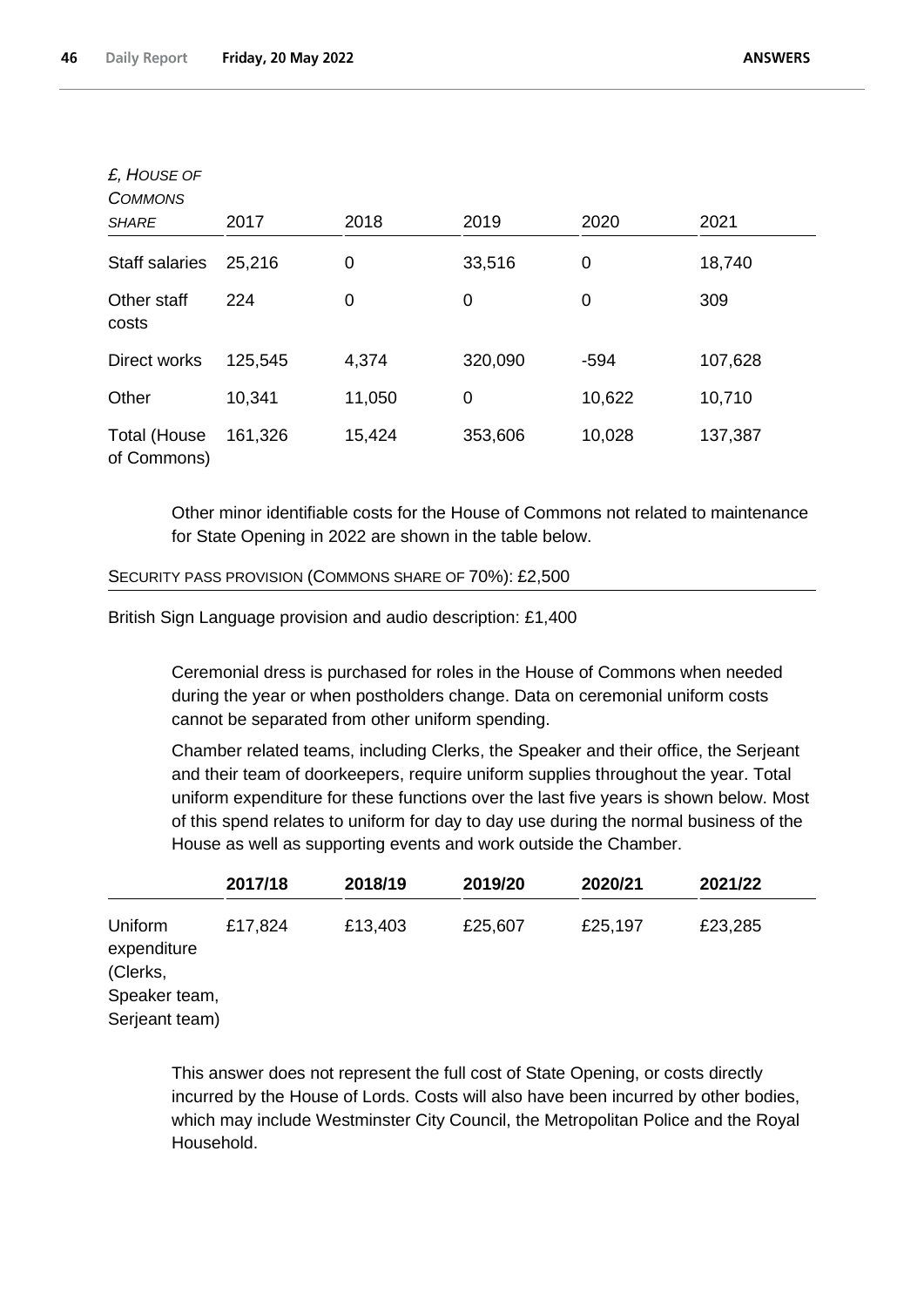| *£, House of Commons share* | 2017 | 2018 | 2019 | 2020 | 2021 |
|---|---|---|---|---|---|
| Staff salaries | 25,216 | 0 | 33,516 | 0 | 18,740 |
| Other staff costs | 224 | 0 | 0 | 0 | 309 |
| Direct works | 125,545 | 4,374 | 320,090 | -594 | 107,628 |
| Other | 10,341 | 11,050 | 0 | 10,622 | 10,710 |
| Total (House of Commons) | 161,326 | 15,424 | 353,606 | 10,028 | 137,387 |

Other minor identifiable costs for the House of Commons not related to maintenance for State Opening in 2022 are shown in the table below.

| Security pass provision (Commons share of 70%): £2,500 |
|---|
| British Sign Language provision and audio description: £1,400 |

Ceremonial dress is purchased for roles in the House of Commons when needed during the year or when postholders change. Data on ceremonial uniform costs cannot be separated from other uniform spending.

Chamber related teams, including Clerks, the Speaker and their office, the Serjeant and their team of doorkeepers, require uniform supplies throughout the year. Total uniform expenditure for these functions over the last five years is shown below. Most of this spend relates to uniform for day to day use during the normal business of the House as well as supporting events and work outside the Chamber.

| | **2017/18** | **2018/19** | **2019/20** | **2020/21** | **2021/22** |
|---|---|---|---|---|---|
| Uniform expenditure (Clerks, Speaker team, Serjeant team) | £17,824 | £13,403 | £25,607 | £25,197 | £23,285 |

This answer does not represent the full cost of State Opening, or costs directly incurred by the House of Lords. Costs will also have been incurred by other bodies, which may include Westminster City Council, the Metropolitan Police and the Royal Household.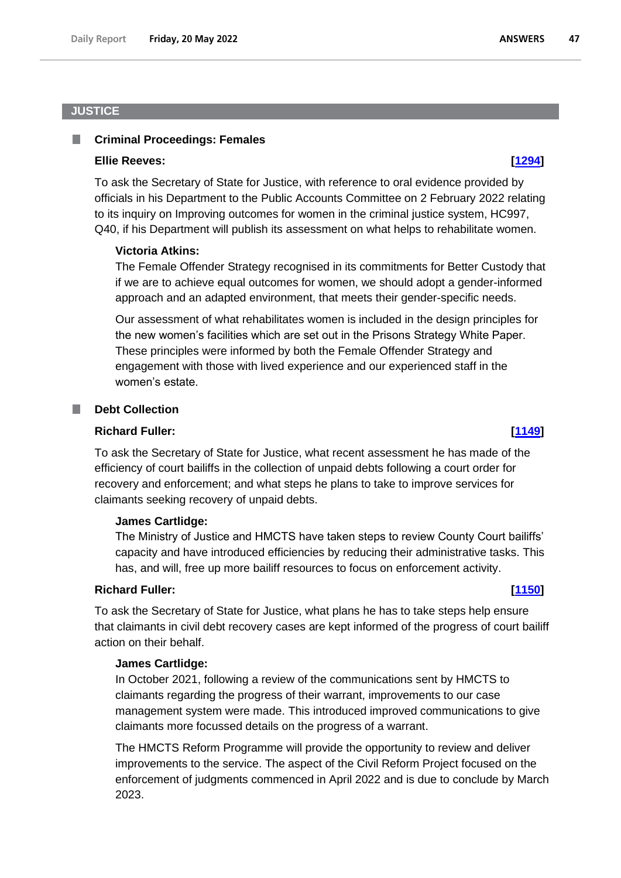## JUSTICE

### Criminal Proceedings: Females

**Ellie Reeves:** **[1294]**

To ask the Secretary of State for Justice, with reference to oral evidence provided by officials in his Department to the Public Accounts Committee on 2 February 2022 relating to its inquiry on Improving outcomes for women in the criminal justice system, HC997, Q40, if his Department will publish its assessment on what helps to rehabilitate women.

**Victoria Atkins:**

The Female Offender Strategy recognised in its commitments for Better Custody that if we are to achieve equal outcomes for women, we should adopt a gender-informed approach and an adapted environment, that meets their gender-specific needs.

Our assessment of what rehabilitates women is included in the design principles for the new women's facilities which are set out in the Prisons Strategy White Paper. These principles were informed by both the Female Offender Strategy and engagement with those with lived experience and our experienced staff in the women's estate.

### Debt Collection

**Richard Fuller:** **[1149]**

To ask the Secretary of State for Justice, what recent assessment he has made of the efficiency of court bailiffs in the collection of unpaid debts following a court order for recovery and enforcement; and what steps he plans to take to improve services for claimants seeking recovery of unpaid debts.

**James Cartlidge:**

The Ministry of Justice and HMCTS have taken steps to review County Court bailiffs' capacity and have introduced efficiencies by reducing their administrative tasks. This has, and will, free up more bailiff resources to focus on enforcement activity.

**Richard Fuller:** **[1150]**

To ask the Secretary of State for Justice, what plans he has to take steps help ensure that claimants in civil debt recovery cases are kept informed of the progress of court bailiff action on their behalf.

**James Cartlidge:**

In October 2021, following a review of the communications sent by HMCTS to claimants regarding the progress of their warrant, improvements to our case management system were made. This introduced improved communications to give claimants more focussed details on the progress of a warrant.

The HMCTS Reform Programme will provide the opportunity to review and deliver improvements to the service. The aspect of the Civil Reform Project focused on the enforcement of judgments commenced in April 2022 and is due to conclude by March 2023.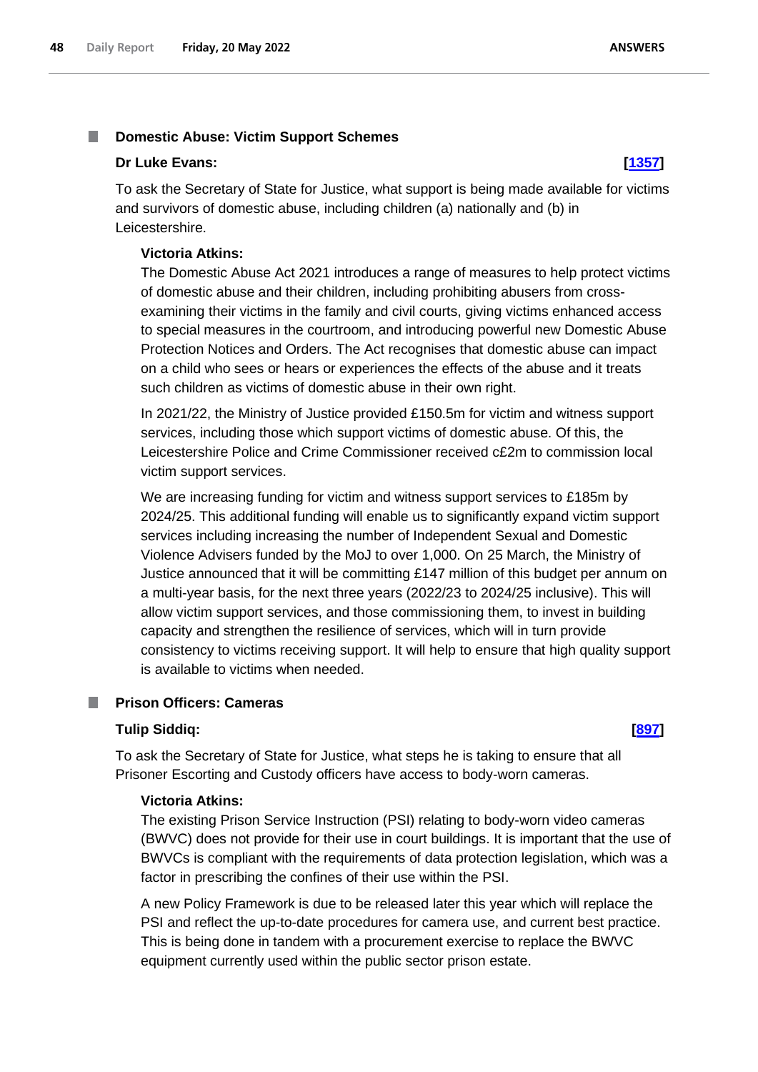### Domestic Abuse: Victim Support Schemes

**Dr Luke Evans:** **[1357]**

To ask the Secretary of State for Justice, what support is being made available for victims and survivors of domestic abuse, including children (a) nationally and (b) in Leicestershire.

**Victoria Atkins:**

The Domestic Abuse Act 2021 introduces a range of measures to help protect victims of domestic abuse and their children, including prohibiting abusers from cross-examining their victims in the family and civil courts, giving victims enhanced access to special measures in the courtroom, and introducing powerful new Domestic Abuse Protection Notices and Orders. The Act recognises that domestic abuse can impact on a child who sees or hears or experiences the effects of the abuse and it treats such children as victims of domestic abuse in their own right.

In 2021/22, the Ministry of Justice provided £150.5m for victim and witness support services, including those which support victims of domestic abuse. Of this, the Leicestershire Police and Crime Commissioner received c£2m to commission local victim support services.

We are increasing funding for victim and witness support services to £185m by 2024/25. This additional funding will enable us to significantly expand victim support services including increasing the number of Independent Sexual and Domestic Violence Advisers funded by the MoJ to over 1,000. On 25 March, the Ministry of Justice announced that it will be committing £147 million of this budget per annum on a multi-year basis, for the next three years (2022/23 to 2024/25 inclusive). This will allow victim support services, and those commissioning them, to invest in building capacity and strengthen the resilience of services, which will in turn provide consistency to victims receiving support. It will help to ensure that high quality support is available to victims when needed.

### Prison Officers: Cameras

**Tulip Siddiq:** **[897]**

To ask the Secretary of State for Justice, what steps he is taking to ensure that all Prisoner Escorting and Custody officers have access to body-worn cameras.

**Victoria Atkins:**

The existing Prison Service Instruction (PSI) relating to body-worn video cameras (BWVC) does not provide for their use in court buildings. It is important that the use of BWVCs is compliant with the requirements of data protection legislation, which was a factor in prescribing the confines of their use within the PSI.

A new Policy Framework is due to be released later this year which will replace the PSI and reflect the up-to-date procedures for camera use, and current best practice. This is being done in tandem with a procurement exercise to replace the BWVC equipment currently used within the public sector prison estate.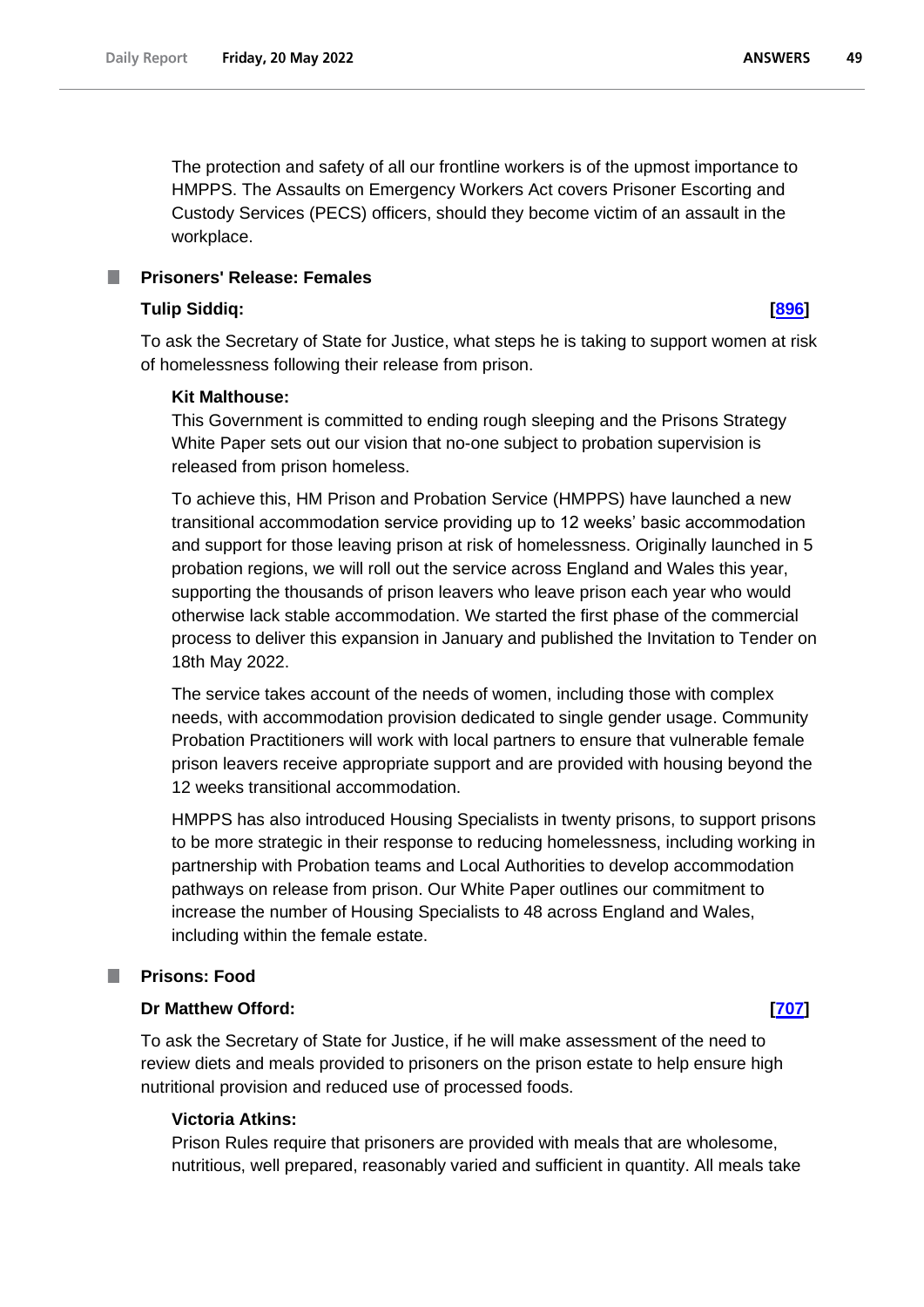The protection and safety of all our frontline workers is of the upmost importance to HMPPS. The Assaults on Emergency Workers Act covers Prisoner Escorting and Custody Services (PECS) officers, should they become victim of an assault in the workplace.

## Prisoners' Release: Females

**Tulip Siddiq:** **[896]**

To ask the Secretary of State for Justice, what steps he is taking to support women at risk of homelessness following their release from prison.

**Kit Malthouse:**

This Government is committed to ending rough sleeping and the Prisons Strategy White Paper sets out our vision that no-one subject to probation supervision is released from prison homeless.

To achieve this, HM Prison and Probation Service (HMPPS) have launched a new transitional accommodation service providing up to 12 weeks' basic accommodation and support for those leaving prison at risk of homelessness. Originally launched in 5 probation regions, we will roll out the service across England and Wales this year, supporting the thousands of prison leavers who leave prison each year who would otherwise lack stable accommodation. We started the first phase of the commercial process to deliver this expansion in January and published the Invitation to Tender on 18th May 2022.

The service takes account of the needs of women, including those with complex needs, with accommodation provision dedicated to single gender usage. Community Probation Practitioners will work with local partners to ensure that vulnerable female prison leavers receive appropriate support and are provided with housing beyond the 12 weeks transitional accommodation.

HMPPS has also introduced Housing Specialists in twenty prisons, to support prisons to be more strategic in their response to reducing homelessness, including working in partnership with Probation teams and Local Authorities to develop accommodation pathways on release from prison. Our White Paper outlines our commitment to increase the number of Housing Specialists to 48 across England and Wales, including within the female estate.

## Prisons: Food

**Dr Matthew Offord:** **[707]**

To ask the Secretary of State for Justice, if he will make assessment of the need to review diets and meals provided to prisoners on the prison estate to help ensure high nutritional provision and reduced use of processed foods.

**Victoria Atkins:**

Prison Rules require that prisoners are provided with meals that are wholesome, nutritious, well prepared, reasonably varied and sufficient in quantity. All meals take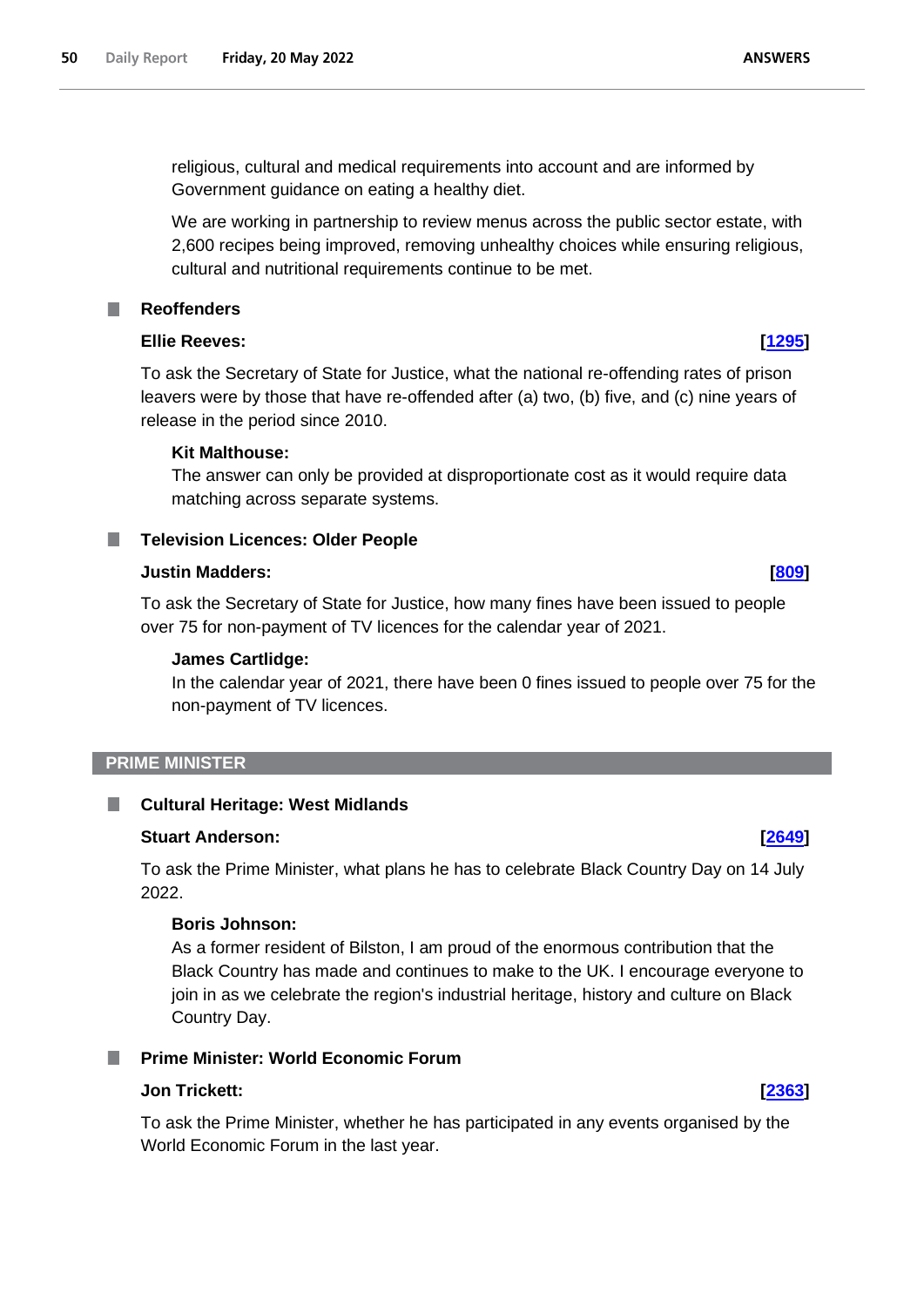religious, cultural and medical requirements into account and are informed by Government guidance on eating a healthy diet.

We are working in partnership to review menus across the public sector estate, with 2,600 recipes being improved, removing unhealthy choices while ensuring religious, cultural and nutritional requirements continue to be met.

### Reoffenders

**Ellie Reeves:** **[1295]**

To ask the Secretary of State for Justice, what the national re-offending rates of prison leavers were by those that have re-offended after (a) two, (b) five, and (c) nine years of release in the period since 2010.

**Kit Malthouse:**

The answer can only be provided at disproportionate cost as it would require data matching across separate systems.

### Television Licences: Older People

**Justin Madders:** **[809]**

To ask the Secretary of State for Justice, how many fines have been issued to people over 75 for non-payment of TV licences for the calendar year of 2021.

**James Cartlidge:**

In the calendar year of 2021, there have been 0 fines issued to people over 75 for the non-payment of TV licences.

## PRIME MINISTER

### Cultural Heritage: West Midlands

**Stuart Anderson:** **[2649]**

To ask the Prime Minister, what plans he has to celebrate Black Country Day on 14 July 2022.

**Boris Johnson:**

As a former resident of Bilston, I am proud of the enormous contribution that the Black Country has made and continues to make to the UK. I encourage everyone to join in as we celebrate the region's industrial heritage, history and culture on Black Country Day.

### Prime Minister: World Economic Forum

**Jon Trickett:** **[2363]**

To ask the Prime Minister, whether he has participated in any events organised by the World Economic Forum in the last year.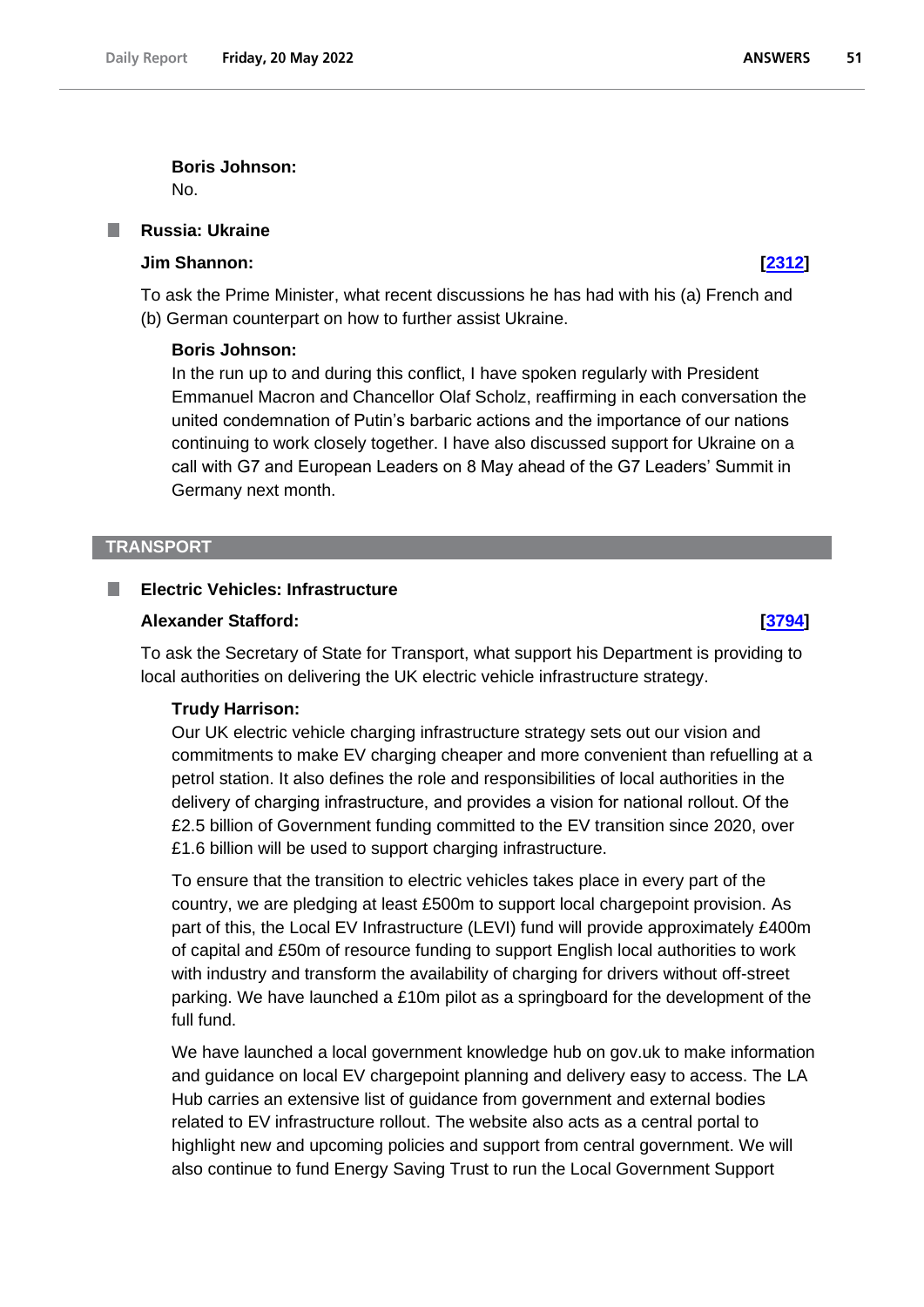**Boris Johnson:**

No.

## Russia: Ukraine

**Jim Shannon:** **[2312]**

To ask the Prime Minister, what recent discussions he has had with his (a) French and (b) German counterpart on how to further assist Ukraine.

**Boris Johnson:**

In the run up to and during this conflict, I have spoken regularly with President Emmanuel Macron and Chancellor Olaf Scholz, reaffirming in each conversation the united condemnation of Putin's barbaric actions and the importance of our nations continuing to work closely together. I have also discussed support for Ukraine on a call with G7 and European Leaders on 8 May ahead of the G7 Leaders' Summit in Germany next month.

# TRANSPORT

## Electric Vehicles: Infrastructure

**Alexander Stafford:** **[3794]**

To ask the Secretary of State for Transport, what support his Department is providing to local authorities on delivering the UK electric vehicle infrastructure strategy.

**Trudy Harrison:**

Our UK electric vehicle charging infrastructure strategy sets out our vision and commitments to make EV charging cheaper and more convenient than refuelling at a petrol station. It also defines the role and responsibilities of local authorities in the delivery of charging infrastructure, and provides a vision for national rollout. Of the £2.5 billion of Government funding committed to the EV transition since 2020, over £1.6 billion will be used to support charging infrastructure.

To ensure that the transition to electric vehicles takes place in every part of the country, we are pledging at least £500m to support local chargepoint provision. As part of this, the Local EV Infrastructure (LEVI) fund will provide approximately £400m of capital and £50m of resource funding to support English local authorities to work with industry and transform the availability of charging for drivers without off-street parking. We have launched a £10m pilot as a springboard for the development of the full fund.

We have launched a local government knowledge hub on gov.uk to make information and guidance on local EV chargepoint planning and delivery easy to access. The LA Hub carries an extensive list of guidance from government and external bodies related to EV infrastructure rollout. The website also acts as a central portal to highlight new and upcoming policies and support from central government. We will also continue to fund Energy Saving Trust to run the Local Government Support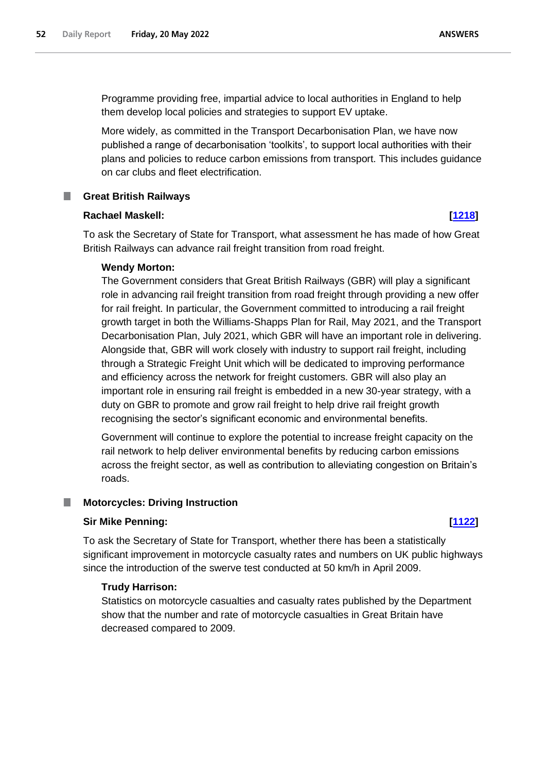Programme providing free, impartial advice to local authorities in England to help them develop local policies and strategies to support EV uptake.

More widely, as committed in the Transport Decarbonisation Plan, we have now published a range of decarbonisation 'toolkits', to support local authorities with their plans and policies to reduce carbon emissions from transport. This includes guidance on car clubs and fleet electrification.

## Great British Railways

**Rachael Maskell:** **[1218]**

To ask the Secretary of State for Transport, what assessment he has made of how Great British Railways can advance rail freight transition from road freight.

**Wendy Morton:**

The Government considers that Great British Railways (GBR) will play a significant role in advancing rail freight transition from road freight through providing a new offer for rail freight. In particular, the Government committed to introducing a rail freight growth target in both the Williams-Shapps Plan for Rail, May 2021, and the Transport Decarbonisation Plan, July 2021, which GBR will have an important role in delivering. Alongside that, GBR will work closely with industry to support rail freight, including through a Strategic Freight Unit which will be dedicated to improving performance and efficiency across the network for freight customers. GBR will also play an important role in ensuring rail freight is embedded in a new 30-year strategy, with a duty on GBR to promote and grow rail freight to help drive rail freight growth recognising the sector's significant economic and environmental benefits.

Government will continue to explore the potential to increase freight capacity on the rail network to help deliver environmental benefits by reducing carbon emissions across the freight sector, as well as contribution to alleviating congestion on Britain's roads.

## Motorcycles: Driving Instruction

**Sir Mike Penning:** **[1122]**

To ask the Secretary of State for Transport, whether there has been a statistically significant improvement in motorcycle casualty rates and numbers on UK public highways since the introduction of the swerve test conducted at 50 km/h in April 2009.

**Trudy Harrison:**

Statistics on motorcycle casualties and casualty rates published by the Department show that the number and rate of motorcycle casualties in Great Britain have decreased compared to 2009.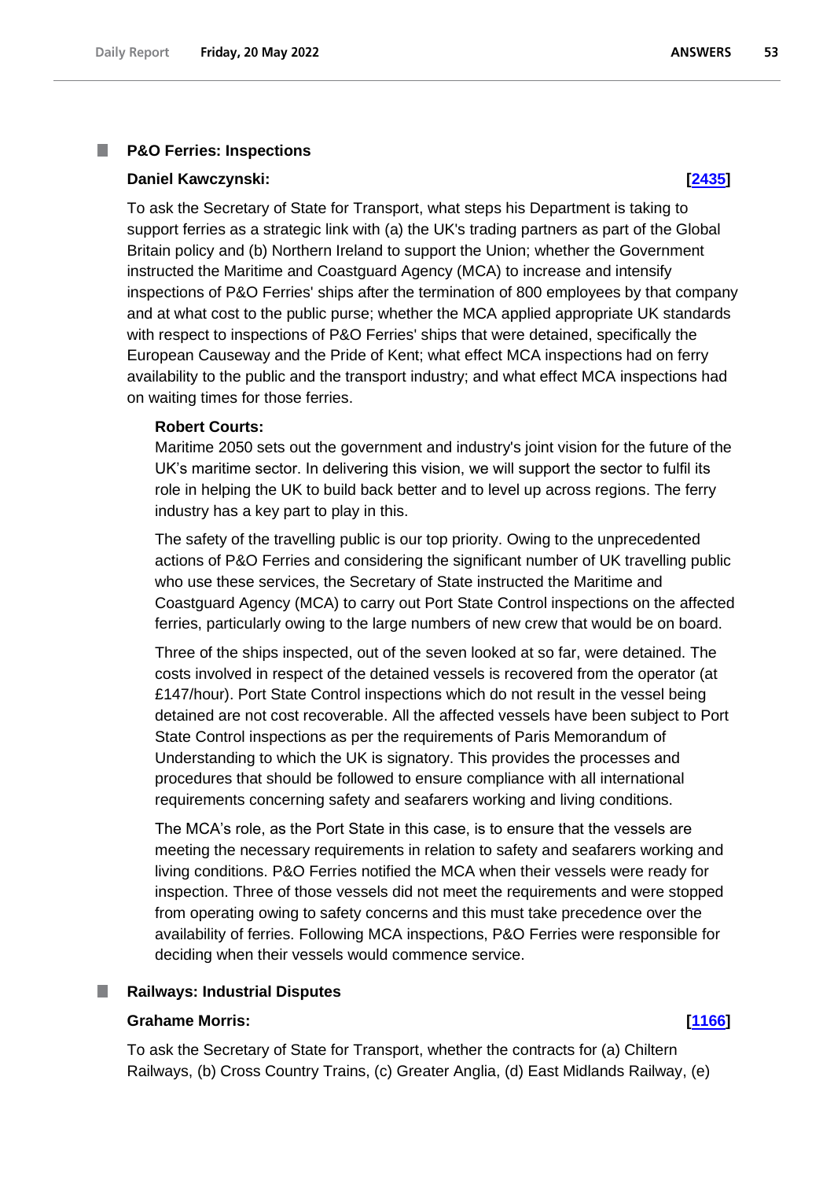## P&O Ferries: Inspections

**Daniel Kawczynski: [2435]**

To ask the Secretary of State for Transport, what steps his Department is taking to support ferries as a strategic link with (a) the UK's trading partners as part of the Global Britain policy and (b) Northern Ireland to support the Union; whether the Government instructed the Maritime and Coastguard Agency (MCA) to increase and intensify inspections of P&O Ferries' ships after the termination of 800 employees by that company and at what cost to the public purse; whether the MCA applied appropriate UK standards with respect to inspections of P&O Ferries' ships that were detained, specifically the European Causeway and the Pride of Kent; what effect MCA inspections had on ferry availability to the public and the transport industry; and what effect MCA inspections had on waiting times for those ferries.

**Robert Courts:**

Maritime 2050 sets out the government and industry's joint vision for the future of the UK's maritime sector. In delivering this vision, we will support the sector to fulfil its role in helping the UK to build back better and to level up across regions. The ferry industry has a key part to play in this.

The safety of the travelling public is our top priority. Owing to the unprecedented actions of P&O Ferries and considering the significant number of UK travelling public who use these services, the Secretary of State instructed the Maritime and Coastguard Agency (MCA) to carry out Port State Control inspections on the affected ferries, particularly owing to the large numbers of new crew that would be on board.

Three of the ships inspected, out of the seven looked at so far, were detained. The costs involved in respect of the detained vessels is recovered from the operator (at £147/hour). Port State Control inspections which do not result in the vessel being detained are not cost recoverable. All the affected vessels have been subject to Port State Control inspections as per the requirements of Paris Memorandum of Understanding to which the UK is signatory. This provides the processes and procedures that should be followed to ensure compliance with all international requirements concerning safety and seafarers working and living conditions.

The MCA's role, as the Port State in this case, is to ensure that the vessels are meeting the necessary requirements in relation to safety and seafarers working and living conditions. P&O Ferries notified the MCA when their vessels were ready for inspection. Three of those vessels did not meet the requirements and were stopped from operating owing to safety concerns and this must take precedence over the availability of ferries. Following MCA inspections, P&O Ferries were responsible for deciding when their vessels would commence service.

## Railways: Industrial Disputes

**Grahame Morris: [1166]**

To ask the Secretary of State for Transport, whether the contracts for (a) Chiltern Railways, (b) Cross Country Trains, (c) Greater Anglia, (d) East Midlands Railway, (e)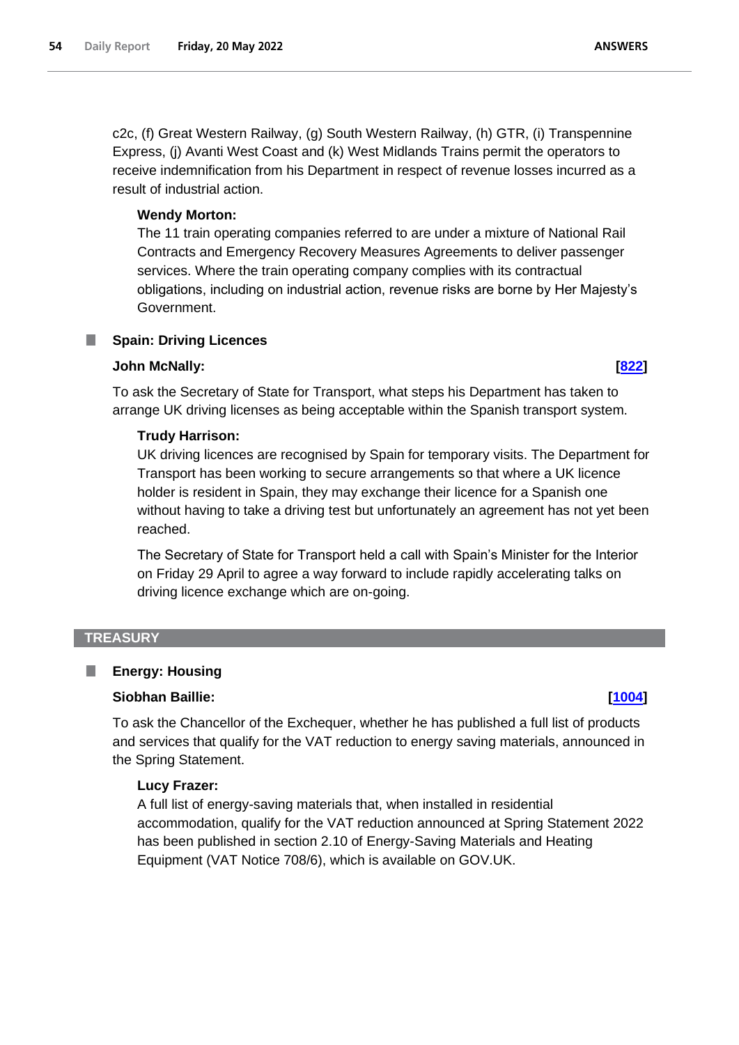c2c, (f) Great Western Railway, (g) South Western Railway, (h) GTR, (i) Transpennine Express, (j) Avanti West Coast and (k) West Midlands Trains permit the operators to receive indemnification from his Department in respect of revenue losses incurred as a result of industrial action.

**Wendy Morton:**

The 11 train operating companies referred to are under a mixture of National Rail Contracts and Emergency Recovery Measures Agreements to deliver passenger services. Where the train operating company complies with its contractual obligations, including on industrial action, revenue risks are borne by Her Majesty's Government.

### Spain: Driving Licences

**John McNally:** **[822]**

To ask the Secretary of State for Transport, what steps his Department has taken to arrange UK driving licenses as being acceptable within the Spanish transport system.

**Trudy Harrison:**

UK driving licences are recognised by Spain for temporary visits. The Department for Transport has been working to secure arrangements so that where a UK licence holder is resident in Spain, they may exchange their licence for a Spanish one without having to take a driving test but unfortunately an agreement has not yet been reached.

The Secretary of State for Transport held a call with Spain's Minister for the Interior on Friday 29 April to agree a way forward to include rapidly accelerating talks on driving licence exchange which are on-going.

## TREASURY

### Energy: Housing

**Siobhan Baillie:** **[1004]**

To ask the Chancellor of the Exchequer, whether he has published a full list of products and services that qualify for the VAT reduction to energy saving materials, announced in the Spring Statement.

**Lucy Frazer:**

A full list of energy-saving materials that, when installed in residential accommodation, qualify for the VAT reduction announced at Spring Statement 2022 has been published in section 2.10 of Energy-Saving Materials and Heating Equipment (VAT Notice 708/6), which is available on GOV.UK.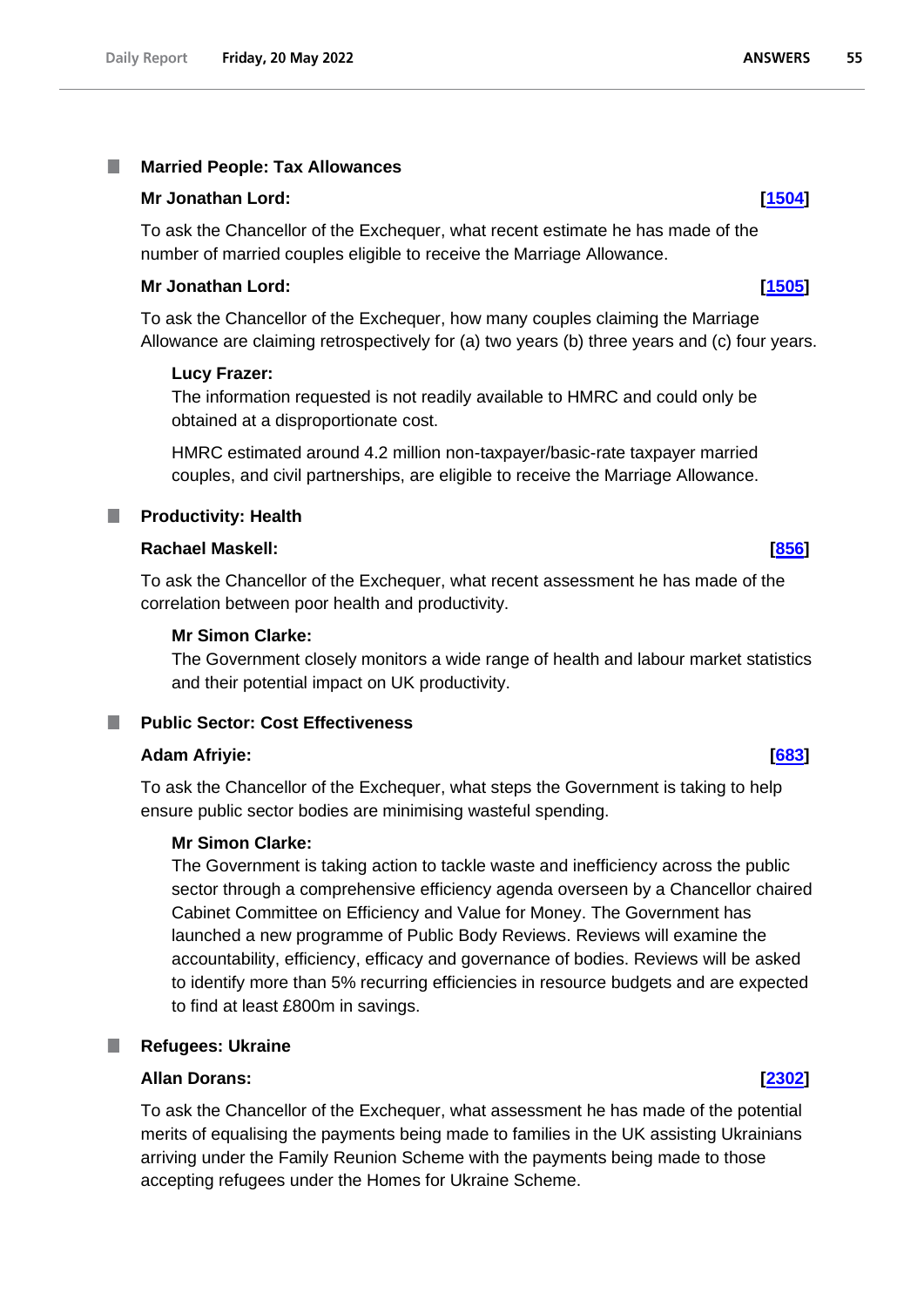## Married People: Tax Allowances

**Mr Jonathan Lord:** **[1504]**

To ask the Chancellor of the Exchequer, what recent estimate he has made of the number of married couples eligible to receive the Marriage Allowance.

**Mr Jonathan Lord:** **[1505]**

To ask the Chancellor of the Exchequer, how many couples claiming the Marriage Allowance are claiming retrospectively for (a) two years (b) three years and (c) four years.

**Lucy Frazer:**

The information requested is not readily available to HMRC and could only be obtained at a disproportionate cost.

HMRC estimated around 4.2 million non-taxpayer/basic-rate taxpayer married couples, and civil partnerships, are eligible to receive the Marriage Allowance.

## Productivity: Health

**Rachael Maskell:** **[856]**

To ask the Chancellor of the Exchequer, what recent assessment he has made of the correlation between poor health and productivity.

**Mr Simon Clarke:**

The Government closely monitors a wide range of health and labour market statistics and their potential impact on UK productivity.

## Public Sector: Cost Effectiveness

**Adam Afriyie:** **[683]**

To ask the Chancellor of the Exchequer, what steps the Government is taking to help ensure public sector bodies are minimising wasteful spending.

**Mr Simon Clarke:**

The Government is taking action to tackle waste and inefficiency across the public sector through a comprehensive efficiency agenda overseen by a Chancellor chaired Cabinet Committee on Efficiency and Value for Money. The Government has launched a new programme of Public Body Reviews. Reviews will examine the accountability, efficiency, efficacy and governance of bodies. Reviews will be asked to identify more than 5% recurring efficiencies in resource budgets and are expected to find at least £800m in savings.

## Refugees: Ukraine

**Allan Dorans:** **[2302]**

To ask the Chancellor of the Exchequer, what assessment he has made of the potential merits of equalising the payments being made to families in the UK assisting Ukrainians arriving under the Family Reunion Scheme with the payments being made to those accepting refugees under the Homes for Ukraine Scheme.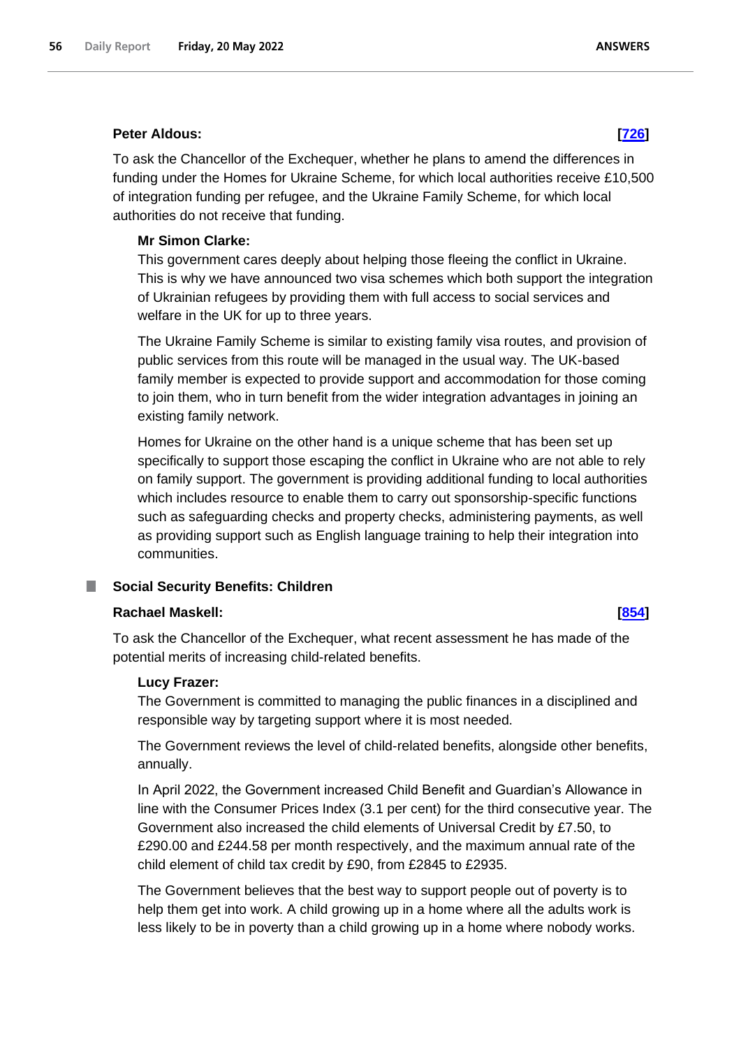**Peter Aldous:** **[726]**

To ask the Chancellor of the Exchequer, whether he plans to amend the differences in funding under the Homes for Ukraine Scheme, for which local authorities receive £10,500 of integration funding per refugee, and the Ukraine Family Scheme, for which local authorities do not receive that funding.

**Mr Simon Clarke:**

This government cares deeply about helping those fleeing the conflict in Ukraine. This is why we have announced two visa schemes which both support the integration of Ukrainian refugees by providing them with full access to social services and welfare in the UK for up to three years.

The Ukraine Family Scheme is similar to existing family visa routes, and provision of public services from this route will be managed in the usual way. The UK-based family member is expected to provide support and accommodation for those coming to join them, who in turn benefit from the wider integration advantages in joining an existing family network.

Homes for Ukraine on the other hand is a unique scheme that has been set up specifically to support those escaping the conflict in Ukraine who are not able to rely on family support. The government is providing additional funding to local authorities which includes resource to enable them to carry out sponsorship-specific functions such as safeguarding checks and property checks, administering payments, as well as providing support such as English language training to help their integration into communities.

### Social Security Benefits: Children

**Rachael Maskell:** **[854]**

To ask the Chancellor of the Exchequer, what recent assessment he has made of the potential merits of increasing child-related benefits.

**Lucy Frazer:**

The Government is committed to managing the public finances in a disciplined and responsible way by targeting support where it is most needed.

The Government reviews the level of child-related benefits, alongside other benefits, annually.

In April 2022, the Government increased Child Benefit and Guardian's Allowance in line with the Consumer Prices Index (3.1 per cent) for the third consecutive year. The Government also increased the child elements of Universal Credit by £7.50, to £290.00 and £244.58 per month respectively, and the maximum annual rate of the child element of child tax credit by £90, from £2845 to £2935.

The Government believes that the best way to support people out of poverty is to help them get into work. A child growing up in a home where all the adults work is less likely to be in poverty than a child growing up in a home where nobody works.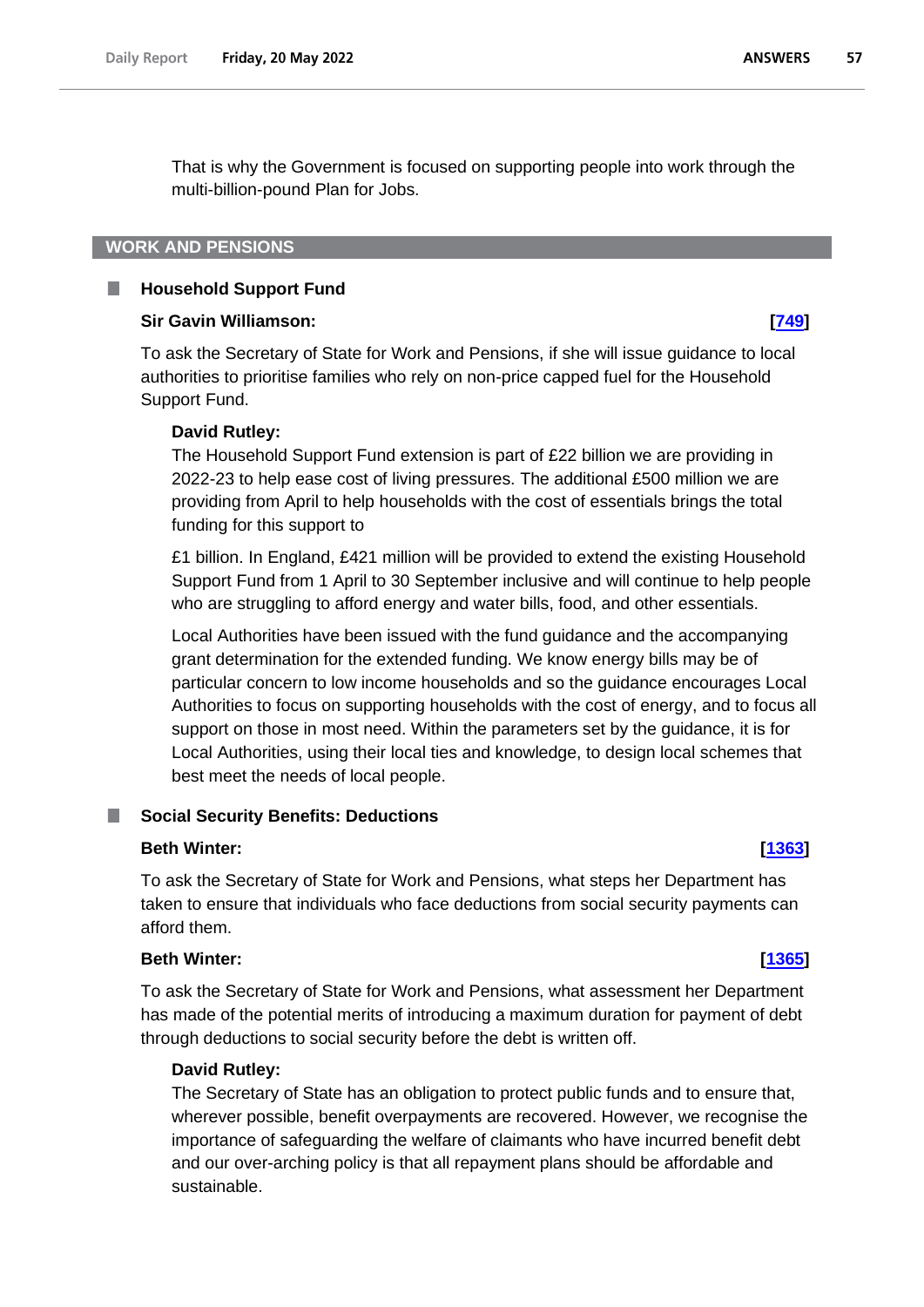That is why the Government is focused on supporting people into work through the multi-billion-pound Plan for Jobs.

## WORK AND PENSIONS

### Household Support Fund

**Sir Gavin Williamson:** **[749]**

To ask the Secretary of State for Work and Pensions, if she will issue guidance to local authorities to prioritise families who rely on non-price capped fuel for the Household Support Fund.

**David Rutley:**

The Household Support Fund extension is part of £22 billion we are providing in 2022-23 to help ease cost of living pressures. The additional £500 million we are providing from April to help households with the cost of essentials brings the total funding for this support to

£1 billion. In England, £421 million will be provided to extend the existing Household Support Fund from 1 April to 30 September inclusive and will continue to help people who are struggling to afford energy and water bills, food, and other essentials.

Local Authorities have been issued with the fund guidance and the accompanying grant determination for the extended funding. We know energy bills may be of particular concern to low income households and so the guidance encourages Local Authorities to focus on supporting households with the cost of energy, and to focus all support on those in most need. Within the parameters set by the guidance, it is for Local Authorities, using their local ties and knowledge, to design local schemes that best meet the needs of local people.

### Social Security Benefits: Deductions

**Beth Winter:** **[1363]**

To ask the Secretary of State for Work and Pensions, what steps her Department has taken to ensure that individuals who face deductions from social security payments can afford them.

**Beth Winter:** **[1365]**

To ask the Secretary of State for Work and Pensions, what assessment her Department has made of the potential merits of introducing a maximum duration for payment of debt through deductions to social security before the debt is written off.

**David Rutley:**

The Secretary of State has an obligation to protect public funds and to ensure that, wherever possible, benefit overpayments are recovered. However, we recognise the importance of safeguarding the welfare of claimants who have incurred benefit debt and our over-arching policy is that all repayment plans should be affordable and sustainable.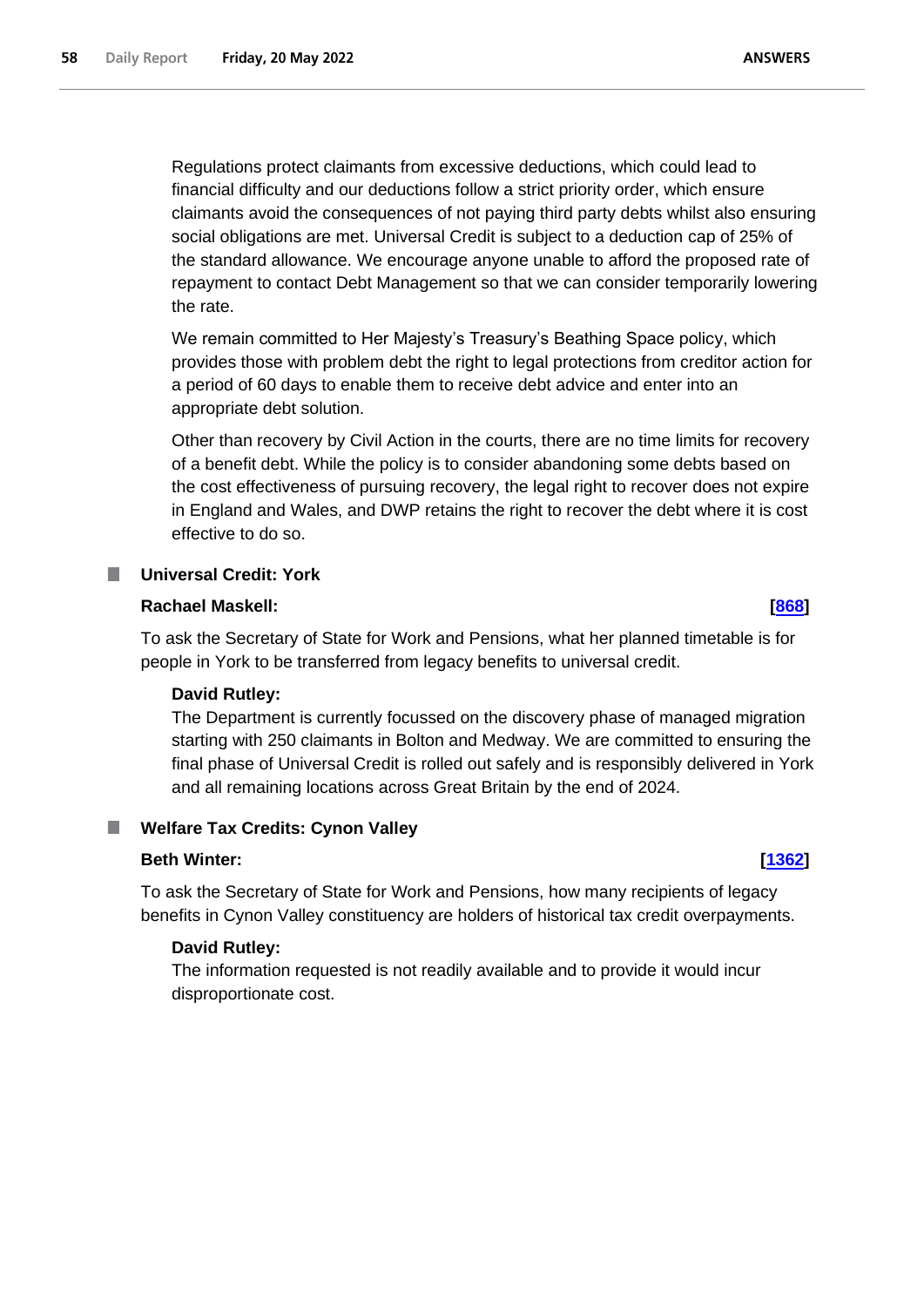Regulations protect claimants from excessive deductions, which could lead to financial difficulty and our deductions follow a strict priority order, which ensure claimants avoid the consequences of not paying third party debts whilst also ensuring social obligations are met. Universal Credit is subject to a deduction cap of 25% of the standard allowance. We encourage anyone unable to afford the proposed rate of repayment to contact Debt Management so that we can consider temporarily lowering the rate.

We remain committed to Her Majesty's Treasury's Beathing Space policy, which provides those with problem debt the right to legal protections from creditor action for a period of 60 days to enable them to receive debt advice and enter into an appropriate debt solution.

Other than recovery by Civil Action in the courts, there are no time limits for recovery of a benefit debt. While the policy is to consider abandoning some debts based on the cost effectiveness of pursuing recovery, the legal right to recover does not expire in England and Wales, and DWP retains the right to recover the debt where it is cost effective to do so.

## Universal Credit: York

**Rachael Maskell:** **[868]**

To ask the Secretary of State for Work and Pensions, what her planned timetable is for people in York to be transferred from legacy benefits to universal credit.

**David Rutley:**

The Department is currently focussed on the discovery phase of managed migration starting with 250 claimants in Bolton and Medway. We are committed to ensuring the final phase of Universal Credit is rolled out safely and is responsibly delivered in York and all remaining locations across Great Britain by the end of 2024.

## Welfare Tax Credits: Cynon Valley

**Beth Winter:** **[1362]**

To ask the Secretary of State for Work and Pensions, how many recipients of legacy benefits in Cynon Valley constituency are holders of historical tax credit overpayments.

**David Rutley:**

The information requested is not readily available and to provide it would incur disproportionate cost.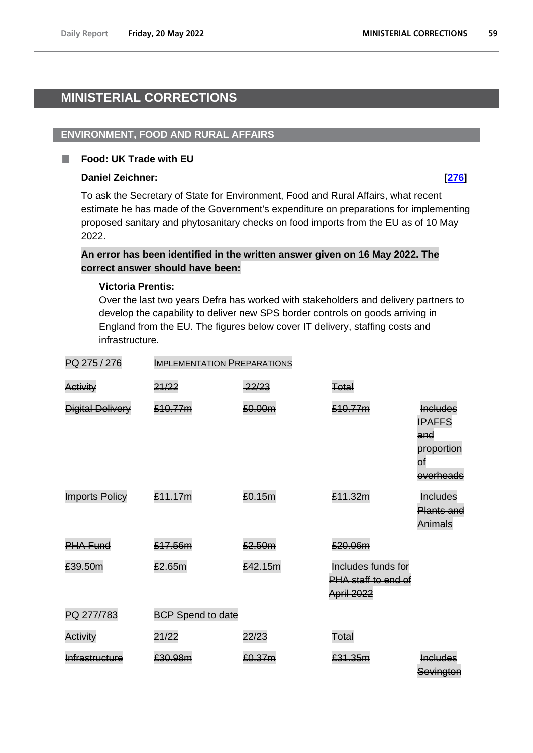# MINISTERIAL CORRECTIONS

## ENVIRONMENT, FOOD AND RURAL AFFAIRS

### Food: UK Trade with EU

**Daniel Zeichner:** **[276]**

To ask the Secretary of State for Environment, Food and Rural Affairs, what recent estimate he has made of the Government's expenditure on preparations for implementing proposed sanitary and phytosanitary checks on food imports from the EU as of 10 May 2022.

**An error has been identified in the written answer given on 16 May 2022. The correct answer should have been:**

**Victoria Prentis:**

Over the last two years Defra has worked with stakeholders and delivery partners to develop the capability to deliver new SPS border controls on goods arriving in England from the EU. The figures below cover IT delivery, staffing costs and infrastructure.

| ~~PQ 275 / 276~~ | ~~Implementation Preparations~~ | | | |
|---|---|---|---|---|
| ~~Activity~~ | ~~21/22~~ | ~~22/23~~ | ~~Total~~ | |
| ~~Digital Delivery~~ | ~~£10.77m~~ | ~~£0.00m~~ | ~~£10.77m~~ | ~~Includes IPAFFS and proportion of overheads~~ |
| ~~Imports Policy~~ | ~~£11.17m~~ | ~~£0.15m~~ | ~~£11.32m~~ | ~~Includes Plants and Animals~~ |
| ~~PHA Fund~~ | ~~£17.56m~~ | ~~£2.50m~~ | ~~£20.06m~~ | |
| ~~£39.50m~~ | ~~£2.65m~~ | ~~£42.15m~~ | ~~Includes funds for PHA staff to end of April 2022~~ | |
| ~~PQ 277/783~~ | ~~BCP Spend to date~~ | | | |
| ~~Activity~~ | ~~21/22~~ | ~~22/23~~ | ~~Total~~ | |
| ~~Infrastructure~~ | ~~£30.98m~~ | ~~£0.37m~~ | ~~£31.35m~~ | ~~Includes Sevington~~ |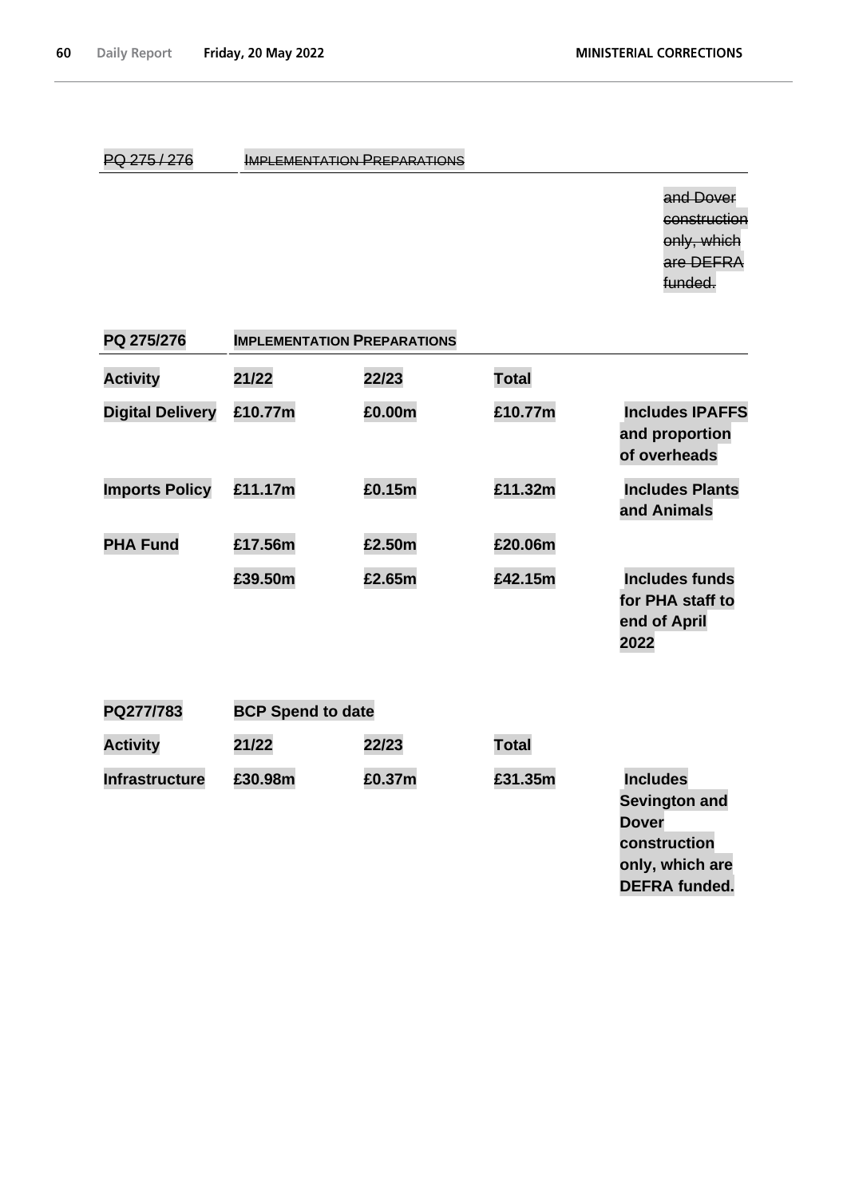~~PQ 275 / 276~~ ~~IMPLEMENTATION PREPARATIONS~~

~~and Dover construction only, which are DEFRA funded.~~

**PQ 275/276** **IMPLEMENTATION PREPARATIONS**

| **Activity** | **21/22** | **22/23** | **Total** | |
|---|---|---|---|---|
| **Digital Delivery** | **£10.77m** | **£0.00m** | **£10.77m** | **Includes IPAFFS and proportion of overheads** |
| **Imports Policy** | **£11.17m** | **£0.15m** | **£11.32m** | **Includes Plants and Animals** |
| **PHA Fund** | **£17.56m** | **£2.50m** | **£20.06m** | |
| | **£39.50m** | **£2.65m** | **£42.15m** | **Includes funds for PHA staff to end of April 2022** |

**PQ277/783** **BCP Spend to date**

| **Activity** | **21/22** | **22/23** | **Total** | |
|---|---|---|---|---|
| **Infrastructure** | **£30.98m** | **£0.37m** | **£31.35m** | **Includes Sevington and Dover construction only, which are DEFRA funded.** |